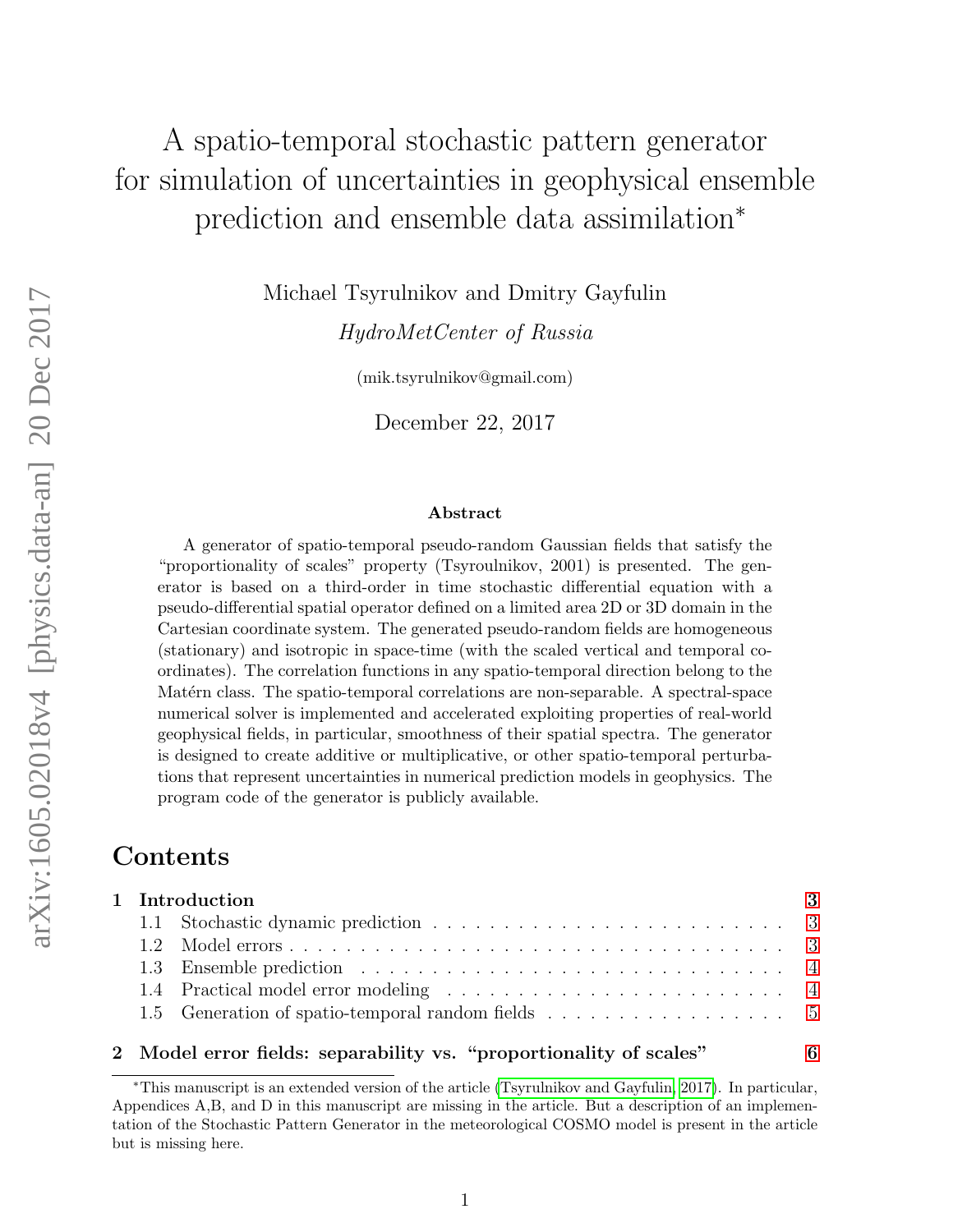// A spatio-temporal stochastic pattern generator for simulation of uncertainties in geophysical ensemble prediction and ensemble data assimilation[*]

Michael Tsyrulnikov and Dmitry Gayfulin

*HydroMetCenter of Russia*

(mik.tsyrulnikov@gmail.com)

December 22, 2017

## Abstract

A generator of spatio-temporal pseudo-random Gaussian fields that satisfy the "proportionality of scales" property (Tsyroulnikov, 2001) is presented. The generator is based on a third-order in time stochastic differential equation with a pseudo-differential spatial operator defined on a limited area 2D or 3D domain in the Cartesian coordinate system. The generated pseudo-random fields are homogeneous (stationary) and isotropic in space-time (with the scaled vertical and temporal coordinates). The correlation functions in any spatio-temporal direction belong to the Matérn class. The spatio-temporal correlations are non-separable. A spectral-space numerical solver is implemented and accelerated exploiting properties of real-world geophysical fields, in particular, smoothness of their spatial spectra. The generator is designed to create additive or multiplicative, or other spatio-temporal perturbations that represent uncertainties in numerical prediction models in geophysics. The program code of the generator is publicly available.

## Contents

**1 Introduction** — 3
- 1.1 Stochastic dynamic prediction — 3
- 1.2 Model errors — 3
- 1.3 Ensemble prediction — 4
- 1.4 Practical model error modeling — 4
- 1.5 Generation of spatio-temporal random fields — 5

**2 Model error fields: separability vs. "proportionality of scales"** — 6

[*]This manuscript is an extended version of the article (Tsyrulnikov and Gayfulin, 2017). In particular, Appendices A,B, and D in this manuscript are missing in the article. But a description of an implementation of the Stochastic Pattern Generator in the meteorological COSMO model is present in the article but is missing here.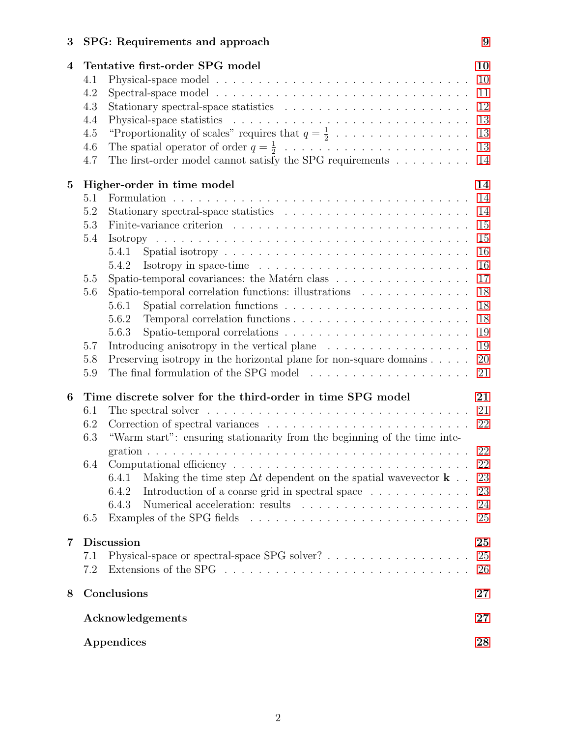3 **SPG: Requirements and approach** 9

4 **Tentative first-order SPG model** 10
- 4.1 Physical-space model . . . 10
- 4.2 Spectral-space model . . . 11
- 4.3 Stationary spectral-space statistics . . . 12
- 4.4 Physical-space statistics . . . 13
- 4.5 "Proportionality of scales" requires that $q = \frac{1}{2}$ . . . 13
- 4.6 The spatial operator of order $q = \frac{1}{2}$ . . . 13
- 4.7 The first-order model cannot satisfy the SPG requirements . . . 14

5 **Higher-order in time model** 14
- 5.1 Formulation . . . 14
- 5.2 Stationary spectral-space statistics . . . 14
- 5.3 Finite-variance criterion . . . 15
- 5.4 Isotropy . . . 15
  - 5.4.1 Spatial isotropy . . . 16
  - 5.4.2 Isotropy in space-time . . . 16
- 5.5 Spatio-temporal covariances: the Matérn class . . . 17
- 5.6 Spatio-temporal correlation functions: illustrations . . . 18
  - 5.6.1 Spatial correlation functions . . . 18
  - 5.6.2 Temporal correlation functions . . . 18
  - 5.6.3 Spatio-temporal correlations . . . 19
- 5.7 Introducing anisotropy in the vertical plane . . . 19
- 5.8 Preserving isotropy in the horizontal plane for non-square domains . . . 20
- 5.9 The final formulation of the SPG model . . . 21

6 **Time discrete solver for the third-order in time SPG model** 21
- 6.1 The spectral solver . . . 21
- 6.2 Correction of spectral variances . . . 22
- 6.3 "Warm start": ensuring stationarity from the beginning of the time integration . . . 22
- 6.4 Computational efficiency . . . 22
  - 6.4.1 Making the time step $\Delta t$ dependent on the spatial wavevector $\mathbf{k}$ . . . 23
  - 6.4.2 Introduction of a coarse grid in spectral space . . . 23
  - 6.4.3 Numerical acceleration: results . . . 24
- 6.5 Examples of the SPG fields . . . 25

7 **Discussion** 25
- 7.1 Physical-space or spectral-space SPG solver? . . . 25
- 7.2 Extensions of the SPG . . . 26

8 **Conclusions** 27

**Acknowledgements** 27

**Appendices** 28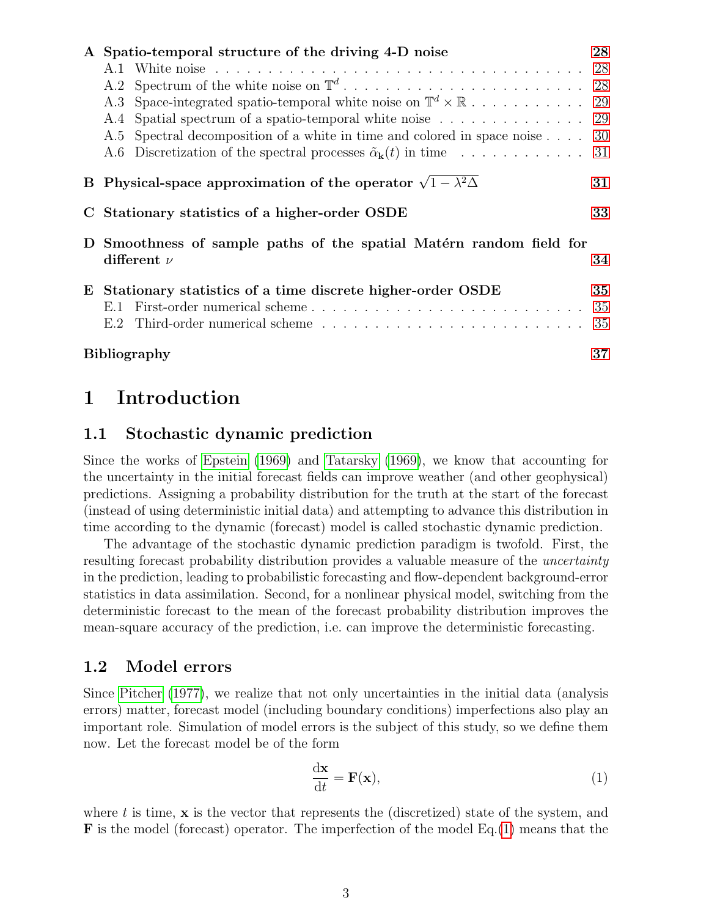**A Spatio-temporal structure of the driving 4-D noise** 28

- A.1 White noise 28
- A.2 Spectrum of the white noise on $\mathbb{T}^d$ 28
- A.3 Space-integrated spatio-temporal white noise on $\mathbb{T}^d \times \mathbb{R}$ 29
- A.4 Spatial spectrum of a spatio-temporal white noise 29
- A.5 Spectral decomposition of a white in time and colored in space noise 30
- A.6 Discretization of the spectral processes $\tilde{\alpha}_{\mathbf{k}}(t)$ in time 31

**B Physical-space approximation of the operator $\sqrt{1 - \lambda^2 \Delta}$** 31

**C Stationary statistics of a higher-order OSDE** 33

**D Smoothness of sample paths of the spatial Matérn random field for different $\nu$** 34

**E Stationary statistics of a time discrete higher-order OSDE** 35

- E.1 First-order numerical scheme 35
- E.2 Third-order numerical scheme 35

**Bibliography** 37

# 1 Introduction

## 1.1 Stochastic dynamic prediction

Since the works of Epstein (1969) and Tatarsky (1969), we know that accounting for the uncertainty in the initial forecast fields can improve weather (and other geophysical) predictions. Assigning a probability distribution for the truth at the start of the forecast (instead of using deterministic initial data) and attempting to advance this distribution in time according to the dynamic (forecast) model is called stochastic dynamic prediction.

The advantage of the stochastic dynamic prediction paradigm is twofold. First, the resulting forecast probability distribution provides a valuable measure of the *uncertainty* in the prediction, leading to probabilistic forecasting and flow-dependent background-error statistics in data assimilation. Second, for a nonlinear physical model, switching from the deterministic forecast to the mean of the forecast probability distribution improves the mean-square accuracy of the prediction, i.e. can improve the deterministic forecasting.

## 1.2 Model errors

Since Pitcher (1977), we realize that not only uncertainties in the initial data (analysis errors) matter, forecast model (including boundary conditions) imperfections also play an important role. Simulation of model errors is the subject of this study, so we define them now. Let the forecast model be of the form

$$\frac{\mathrm{d}\mathbf{x}}{\mathrm{d}t} = \mathbf{F}(\mathbf{x}), \tag{1}$$

where $t$ is time, $\mathbf{x}$ is the vector that represents the (discretized) state of the system, and $\mathbf{F}$ is the model (forecast) operator. The imperfection of the model Eq.(1) means that the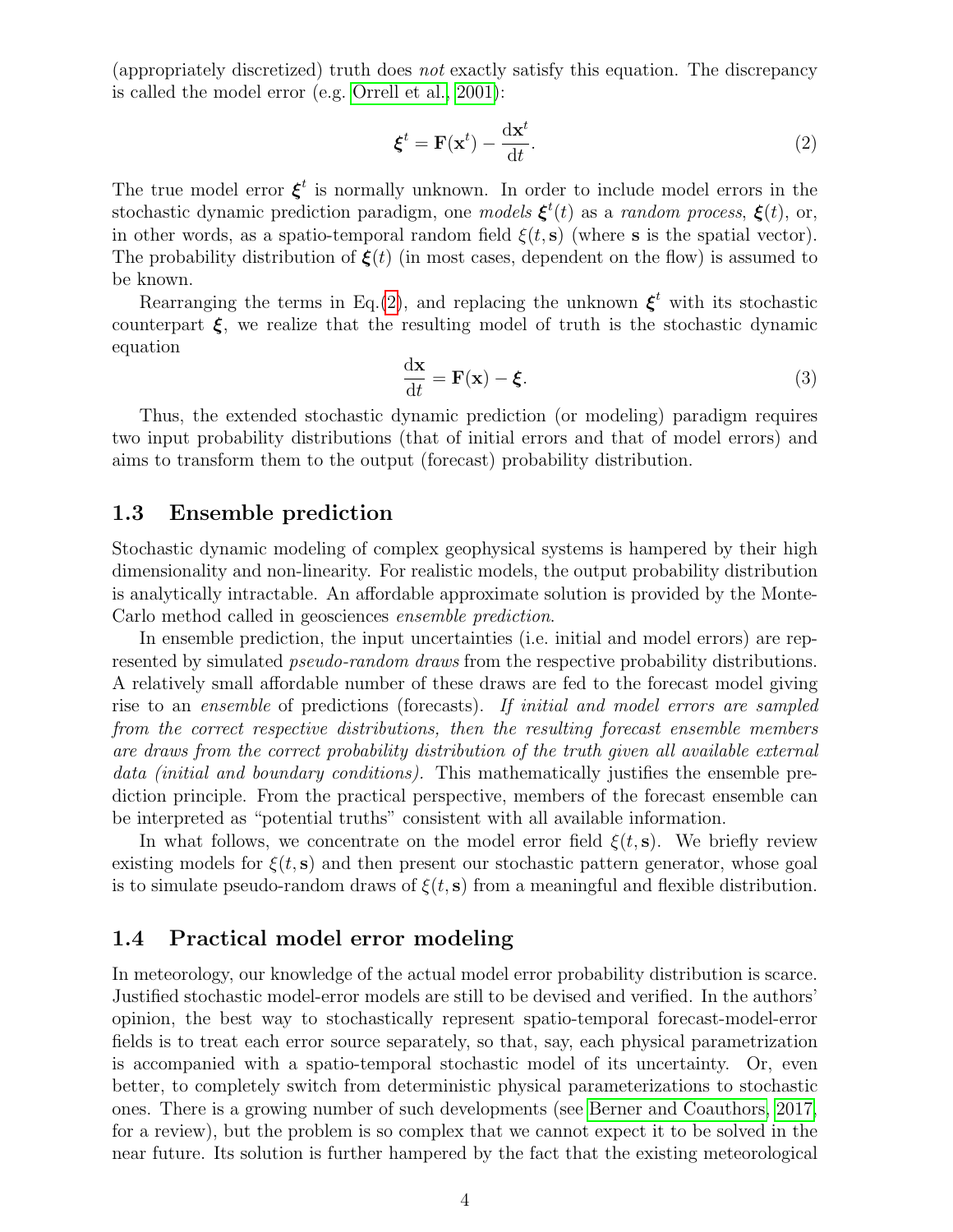(appropriately discretized) truth does *not* exactly satisfy this equation. The discrepancy is called the model error (e.g. Orrell et al., 2001):

$$\boldsymbol{\xi}^t = \mathbf{F}(\mathbf{x}^t) - \frac{\mathrm{d}\mathbf{x}^t}{\mathrm{d}t}. \tag{2}$$

The true model error $\boldsymbol{\xi}^t$ is normally unknown. In order to include model errors in the stochastic dynamic prediction paradigm, one *models* $\boldsymbol{\xi}^t(t)$ as a *random process*, $\boldsymbol{\xi}(t)$, or, in other words, as a spatio-temporal random field $\xi(t, \mathbf{s})$ (where $\mathbf{s}$ is the spatial vector). The probability distribution of $\boldsymbol{\xi}(t)$ (in most cases, dependent on the flow) is assumed to be known.

Rearranging the terms in Eq.(2), and replacing the unknown $\boldsymbol{\xi}^t$ with its stochastic counterpart $\boldsymbol{\xi}$, we realize that the resulting model of truth is the stochastic dynamic equation

$$\frac{\mathrm{d}\mathbf{x}}{\mathrm{d}t} = \mathbf{F}(\mathbf{x}) - \boldsymbol{\xi}. \tag{3}$$

Thus, the extended stochastic dynamic prediction (or modeling) paradigm requires two input probability distributions (that of initial errors and that of model errors) and aims to transform them to the output (forecast) probability distribution.

### 1.3 Ensemble prediction

Stochastic dynamic modeling of complex geophysical systems is hampered by their high dimensionality and non-linearity. For realistic models, the output probability distribution is analytically intractable. An affordable approximate solution is provided by the Monte-Carlo method called in geosciences *ensemble prediction*.

In ensemble prediction, the input uncertainties (i.e. initial and model errors) are represented by simulated *pseudo-random draws* from the respective probability distributions. A relatively small affordable number of these draws are fed to the forecast model giving rise to an *ensemble* of predictions (forecasts). *If initial and model errors are sampled from the correct respective distributions, then the resulting forecast ensemble members are draws from the correct probability distribution of the truth given all available external data (initial and boundary conditions).* This mathematically justifies the ensemble prediction principle. From the practical perspective, members of the forecast ensemble can be interpreted as "potential truths" consistent with all available information.

In what follows, we concentrate on the model error field $\xi(t, \mathbf{s})$. We briefly review existing models for $\xi(t, \mathbf{s})$ and then present our stochastic pattern generator, whose goal is to simulate pseudo-random draws of $\xi(t, \mathbf{s})$ from a meaningful and flexible distribution.

### 1.4 Practical model error modeling

In meteorology, our knowledge of the actual model error probability distribution is scarce. Justified stochastic model-error models are still to be devised and verified. In the authors' opinion, the best way to stochastically represent spatio-temporal forecast-model-error fields is to treat each error source separately, so that, say, each physical parametrization is accompanied with a spatio-temporal stochastic model of its uncertainty. Or, even better, to completely switch from deterministic physical parameterizations to stochastic ones. There is a growing number of such developments (see Berner and Coauthors, 2017, for a review), but the problem is so complex that we cannot expect it to be solved in the near future. Its solution is further hampered by the fact that the existing meteorological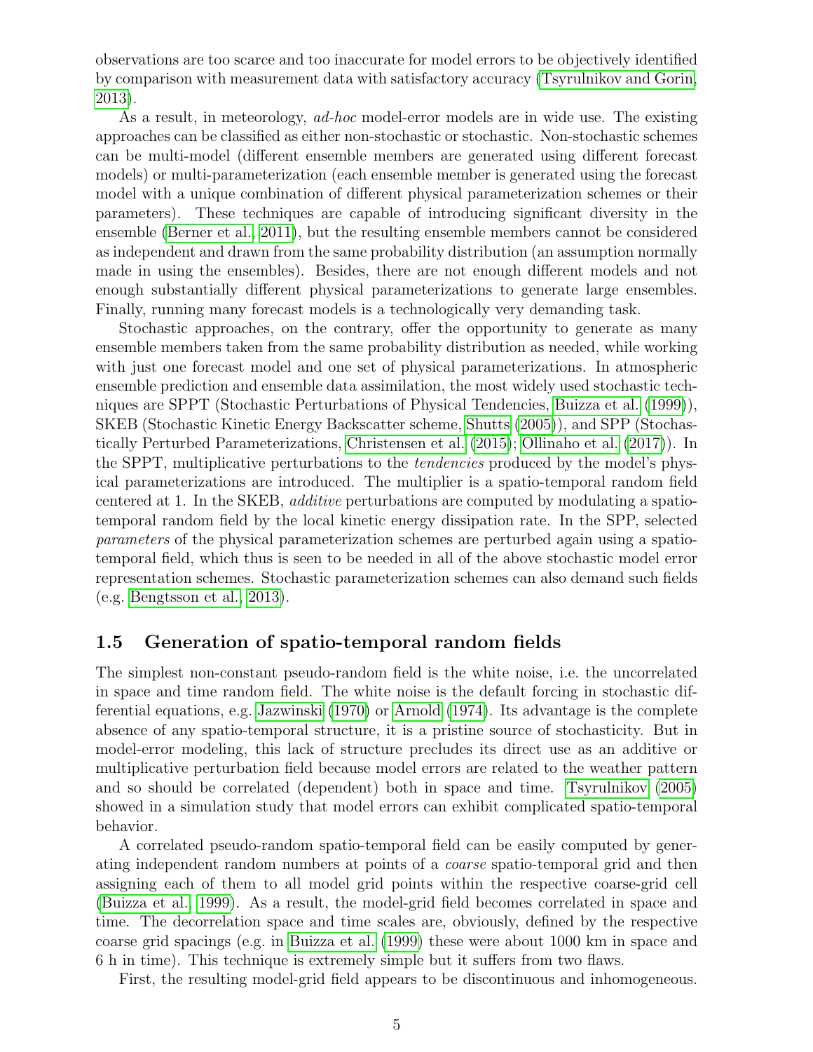observations are too scarce and too inaccurate for model errors to be objectively identified by comparison with measurement data with satisfactory accuracy (Tsyrulnikov and Gorin, 2013).

As a result, in meteorology, *ad-hoc* model-error models are in wide use. The existing approaches can be classified as either non-stochastic or stochastic. Non-stochastic schemes can be multi-model (different ensemble members are generated using different forecast models) or multi-parameterization (each ensemble member is generated using the forecast model with a unique combination of different physical parameterization schemes or their parameters). These techniques are capable of introducing significant diversity in the ensemble (Berner et al., 2011), but the resulting ensemble members cannot be considered as independent and drawn from the same probability distribution (an assumption normally made in using the ensembles). Besides, there are not enough different models and not enough substantially different physical parameterizations to generate large ensembles. Finally, running many forecast models is a technologically very demanding task.

Stochastic approaches, on the contrary, offer the opportunity to generate as many ensemble members taken from the same probability distribution as needed, while working with just one forecast model and one set of physical parameterizations. In atmospheric ensemble prediction and ensemble data assimilation, the most widely used stochastic techniques are SPPT (Stochastic Perturbations of Physical Tendencies, Buizza et al. (1999)), SKEB (Stochastic Kinetic Energy Backscatter scheme, Shutts (2005)), and SPP (Stochastically Perturbed Parameterizations, Christensen et al. (2015); Ollinaho et al. (2017)). In the SPPT, multiplicative perturbations to the *tendencies* produced by the model's physical parameterizations are introduced. The multiplier is a spatio-temporal random field centered at 1. In the SKEB, *additive* perturbations are computed by modulating a spatio-temporal random field by the local kinetic energy dissipation rate. In the SPP, selected *parameters* of the physical parameterization schemes are perturbed again using a spatio-temporal field, which thus is seen to be needed in all of the above stochastic model error representation schemes. Stochastic parameterization schemes can also demand such fields (e.g. Bengtsson et al., 2013).

### 1.5 Generation of spatio-temporal random fields

The simplest non-constant pseudo-random field is the white noise, i.e. the uncorrelated in space and time random field. The white noise is the default forcing in stochastic differential equations, e.g. Jazwinski (1970) or Arnold (1974). Its advantage is the complete absence of any spatio-temporal structure, it is a pristine source of stochasticity. But in model-error modeling, this lack of structure precludes its direct use as an additive or multiplicative perturbation field because model errors are related to the weather pattern and so should be correlated (dependent) both in space and time. Tsyrulnikov (2005) showed in a simulation study that model errors can exhibit complicated spatio-temporal behavior.

A correlated pseudo-random spatio-temporal field can be easily computed by generating independent random numbers at points of a *coarse* spatio-temporal grid and then assigning each of them to all model grid points within the respective coarse-grid cell (Buizza et al., 1999). As a result, the model-grid field becomes correlated in space and time. The decorrelation space and time scales are, obviously, defined by the respective coarse grid spacings (e.g. in Buizza et al. (1999) these were about 1000 km in space and 6 h in time). This technique is extremely simple but it suffers from two flaws.

First, the resulting model-grid field appears to be discontinuous and inhomogeneous.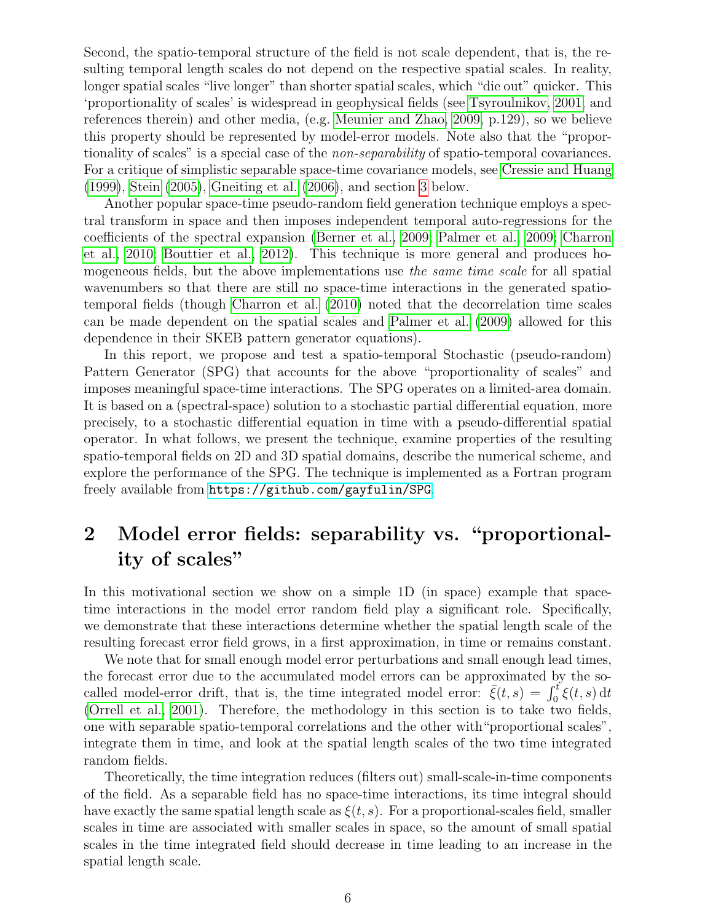Second, the spatio-temporal structure of the field is not scale dependent, that is, the resulting temporal length scales do not depend on the respective spatial scales. In reality, longer spatial scales "live longer" than shorter spatial scales, which "die out" quicker. This 'proportionality of scales' is widespread in geophysical fields (see Tsyroulnikov, 2001, and references therein) and other media, (e.g. Meunier and Zhao, 2009, p.129), so we believe this property should be represented by model-error models. Note also that the "proportionality of scales" is a special case of the *non-separability* of spatio-temporal covariances. For a critique of simplistic separable space-time covariance models, see Cressie and Huang (1999), Stein (2005), Gneiting et al. (2006), and section 3 below.

Another popular space-time pseudo-random field generation technique employs a spectral transform in space and then imposes independent temporal auto-regressions for the coefficients of the spectral expansion (Berner et al., 2009; Palmer et al., 2009; Charron et al., 2010; Bouttier et al., 2012). This technique is more general and produces homogeneous fields, but the above implementations use *the same time scale* for all spatial wavenumbers so that there are still no space-time interactions in the generated spatio-temporal fields (though Charron et al. (2010) noted that the decorrelation time scales can be made dependent on the spatial scales and Palmer et al. (2009) allowed for this dependence in their SKEB pattern generator equations).

In this report, we propose and test a spatio-temporal Stochastic (pseudo-random) Pattern Generator (SPG) that accounts for the above "proportionality of scales" and imposes meaningful space-time interactions. The SPG operates on a limited-area domain. It is based on a (spectral-space) solution to a stochastic partial differential equation, more precisely, to a stochastic differential equation in time with a pseudo-differential spatial operator. In what follows, we present the technique, examine properties of the resulting spatio-temporal fields on 2D and 3D spatial domains, describe the numerical scheme, and explore the performance of the SPG. The technique is implemented as a Fortran program freely available from https://github.com/gayfulin/SPG.

## 2 Model error fields: separability vs. "proportionality of scales"

In this motivational section we show on a simple 1D (in space) example that space-time interactions in the model error random field play a significant role. Specifically, we demonstrate that these interactions determine whether the spatial length scale of the resulting forecast error field grows, in a first approximation, in time or remains constant.

We note that for small enough model error perturbations and small enough lead times, the forecast error due to the accumulated model errors can be approximated by the so-called model-error drift, that is, the time integrated model error: $\bar{\xi}(t,s) = \int_0^t \xi(t,s)\,\mathrm{d}t$ (Orrell et al., 2001). Therefore, the methodology in this section is to take two fields, one with separable spatio-temporal correlations and the other with "proportional scales", integrate them in time, and look at the spatial length scales of the two time integrated random fields.

Theoretically, the time integration reduces (filters out) small-scale-in-time components of the field. As a separable field has no space-time interactions, its time integral should have exactly the same spatial length scale as $\xi(t,s)$. For a proportional-scales field, smaller scales in time are associated with smaller scales in space, so the amount of small spatial scales in the time integrated field should decrease in time leading to an increase in the spatial length scale.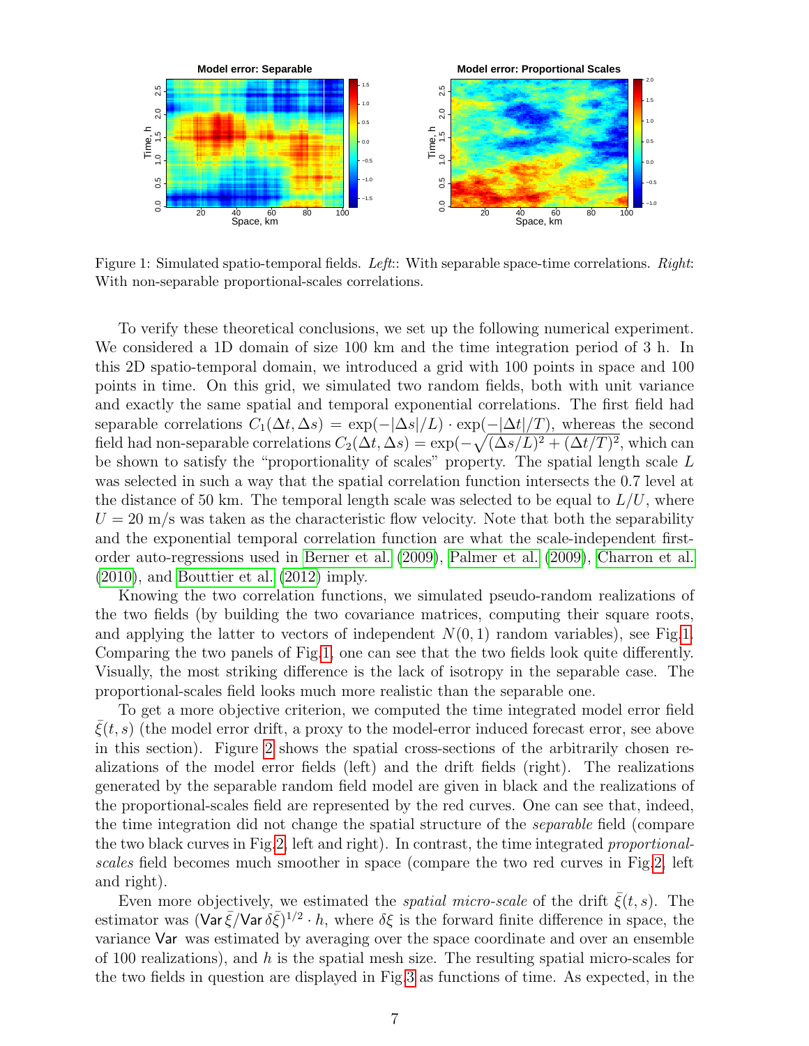Figure 1: Simulated spatio-temporal fields. *Left*:: With separable space-time correlations. *Right*: With non-separable proportional-scales correlations.

To verify these theoretical conclusions, we set up the following numerical experiment. We considered a 1D domain of size 100 km and the time integration period of 3 h. In this 2D spatio-temporal domain, we introduced a grid with 100 points in space and 100 points in time. On this grid, we simulated two random fields, both with unit variance and exactly the same spatial and temporal exponential correlations. The first field had separable correlations $C_1(\Delta t, \Delta s) = \exp(-|\Delta s|/L) \cdot \exp(-|\Delta t|/T)$, whereas the second field had non-separable correlations $C_2(\Delta t, \Delta s) = \exp(-\sqrt{(\Delta s/L)^2 + (\Delta t/T)^2}$, which can be shown to satisfy the "proportionality of scales" property. The spatial length scale $L$ was selected in such a way that the spatial correlation function intersects the 0.7 level at the distance of 50 km. The temporal length scale was selected to be equal to $L/U$, where $U = 20$ m/s was taken as the characteristic flow velocity. Note that both the separability and the exponential temporal correlation function are what the scale-independent first-order auto-regressions used in Berner et al. (2009), Palmer et al. (2009), Charron et al. (2010), and Bouttier et al. (2012) imply.

Knowing the two correlation functions, we simulated pseudo-random realizations of the two fields (by building the two covariance matrices, computing their square roots, and applying the latter to vectors of independent $N(0, 1)$ random variables), see Fig.1. Comparing the two panels of Fig.1, one can see that the two fields look quite differently. Visually, the most striking difference is the lack of isotropy in the separable case. The proportional-scales field looks much more realistic than the separable one.

To get a more objective criterion, we computed the time integrated model error field $\bar{\xi}(t, s)$ (the model error drift, a proxy to the model-error induced forecast error, see above in this section). Figure 2 shows the spatial cross-sections of the arbitrarily chosen realizations of the model error fields (left) and the drift fields (right). The realizations generated by the separable random field model are given in black and the realizations of the proportional-scales field are represented by the red curves. One can see that, indeed, the time integration did not change the spatial structure of the *separable* field (compare the two black curves in Fig.2, left and right). In contrast, the time integrated *proportional-scales* field becomes much smoother in space (compare the two red curves in Fig.2, left and right).

Even more objectively, we estimated the *spatial micro-scale* of the drift $\bar{\xi}(t, s)$. The estimator was $(\mathsf{Var}\,\bar{\xi}/\mathsf{Var}\,\delta\bar{\xi})^{1/2} \cdot h$, where $\delta\xi$ is the forward finite difference in space, the variance $\mathsf{Var}$ was estimated by averaging over the space coordinate and over an ensemble of 100 realizations), and $h$ is the spatial mesh size. The resulting spatial micro-scales for the two fields in question are displayed in Fig.3 as functions of time. As expected, in the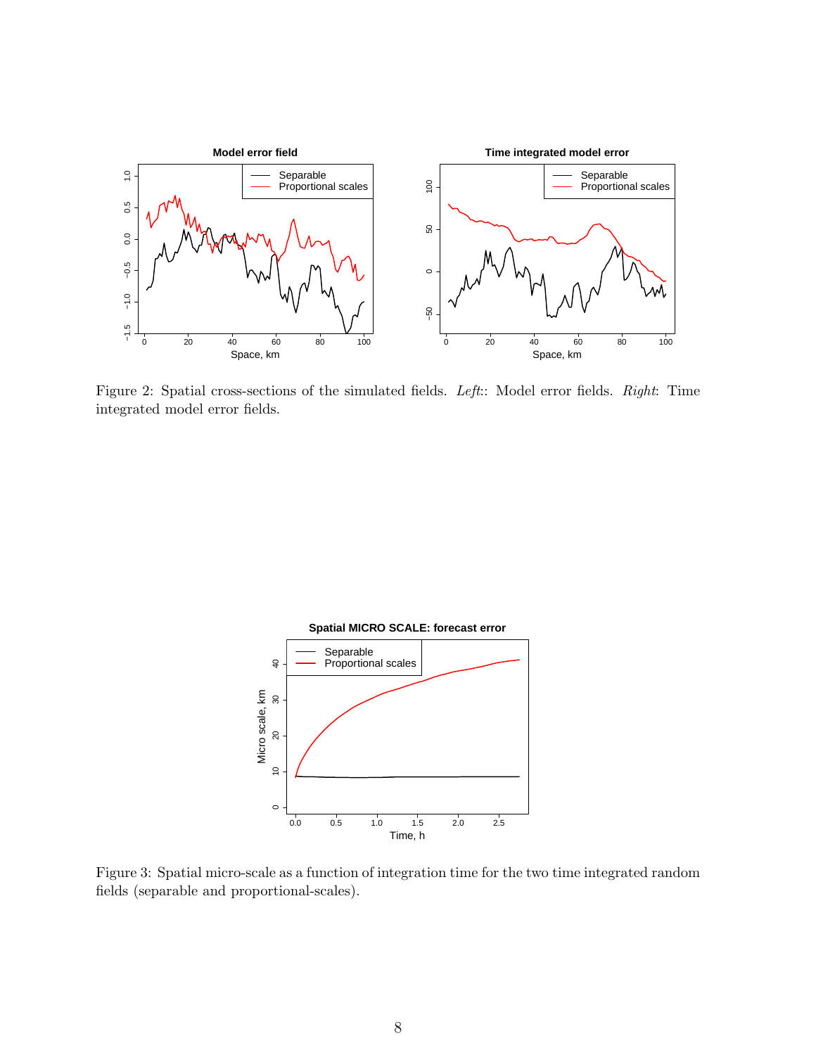Figure 2: Spatial cross-sections of the simulated fields. *Left*:: Model error fields. *Right*: Time integrated model error fields.

Figure 3: Spatial micro-scale as a function of integration time for the two time integrated random fields (separable and proportional-scales).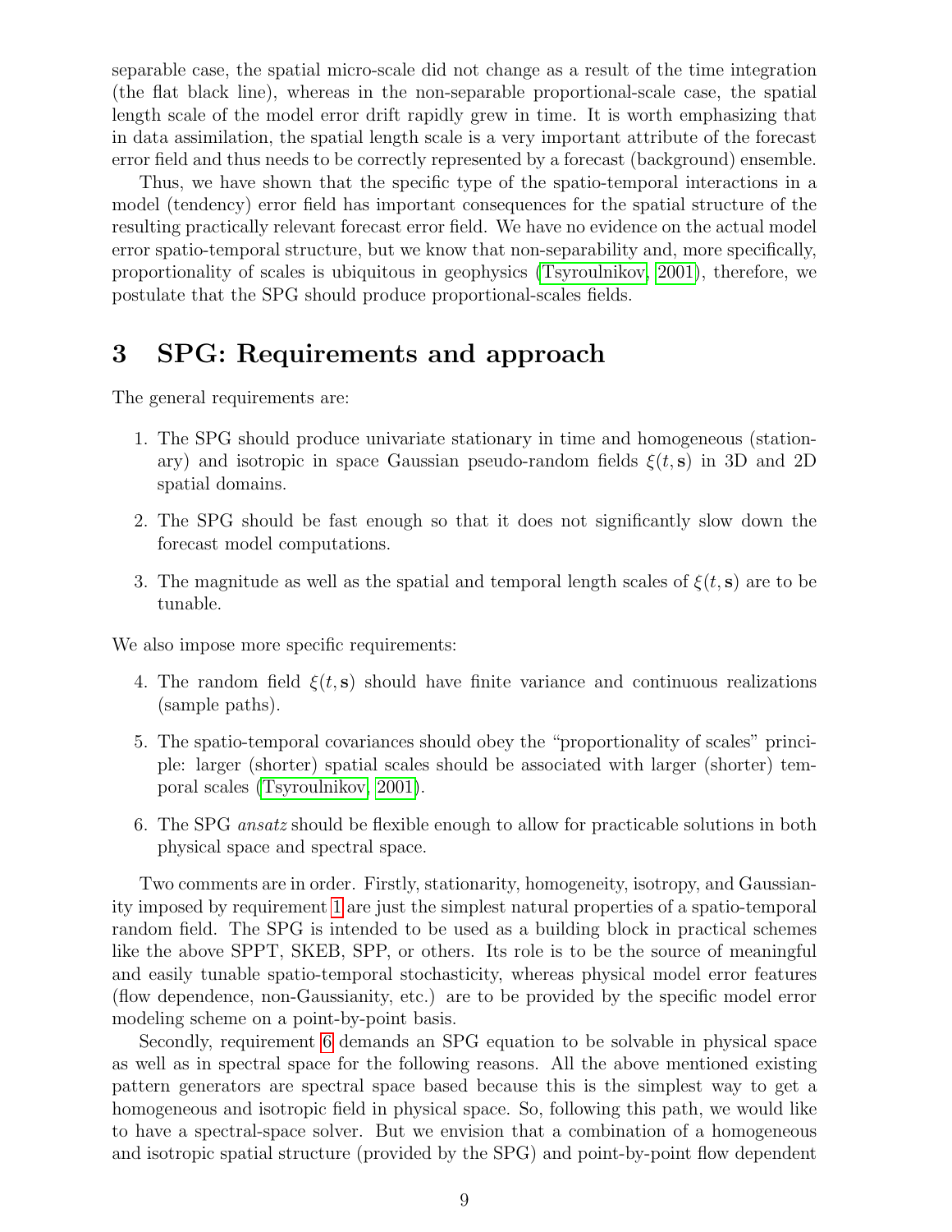separable case, the spatial micro-scale did not change as a result of the time integration (the flat black line), whereas in the non-separable proportional-scale case, the spatial length scale of the model error drift rapidly grew in time. It is worth emphasizing that in data assimilation, the spatial length scale is a very important attribute of the forecast error field and thus needs to be correctly represented by a forecast (background) ensemble.

Thus, we have shown that the specific type of the spatio-temporal interactions in a model (tendency) error field has important consequences for the spatial structure of the resulting practically relevant forecast error field. We have no evidence on the actual model error spatio-temporal structure, but we know that non-separability and, more specifically, proportionality of scales is ubiquitous in geophysics (Tsyroulnikov, 2001), therefore, we postulate that the SPG should produce proportional-scales fields.

# 3 SPG: Requirements and approach

The general requirements are:

1. The SPG should produce univariate stationary in time and homogeneous (stationary) and isotropic in space Gaussian pseudo-random fields $\xi(t, \mathbf{s})$ in 3D and 2D spatial domains.
2. The SPG should be fast enough so that it does not significantly slow down the forecast model computations.
3. The magnitude as well as the spatial and temporal length scales of $\xi(t, \mathbf{s})$ are to be tunable.

We also impose more specific requirements:

4. The random field $\xi(t, \mathbf{s})$ should have finite variance and continuous realizations (sample paths).
5. The spatio-temporal covariances should obey the "proportionality of scales" principle: larger (shorter) spatial scales should be associated with larger (shorter) temporal scales (Tsyroulnikov, 2001).
6. The SPG *ansatz* should be flexible enough to allow for practicable solutions in both physical space and spectral space.

Two comments are in order. Firstly, stationarity, homogeneity, isotropy, and Gaussianity imposed by requirement 1 are just the simplest natural properties of a spatio-temporal random field. The SPG is intended to be used as a building block in practical schemes like the above SPPT, SKEB, SPP, or others. Its role is to be the source of meaningful and easily tunable spatio-temporal stochasticity, whereas physical model error features (flow dependence, non-Gaussianity, etc.) are to be provided by the specific model error modeling scheme on a point-by-point basis.

Secondly, requirement 6 demands an SPG equation to be solvable in physical space as well as in spectral space for the following reasons. All the above mentioned existing pattern generators are spectral space based because this is the simplest way to get a homogeneous and isotropic field in physical space. So, following this path, we would like to have a spectral-space solver. But we envision that a combination of a homogeneous and isotropic spatial structure (provided by the SPG) and point-by-point flow dependent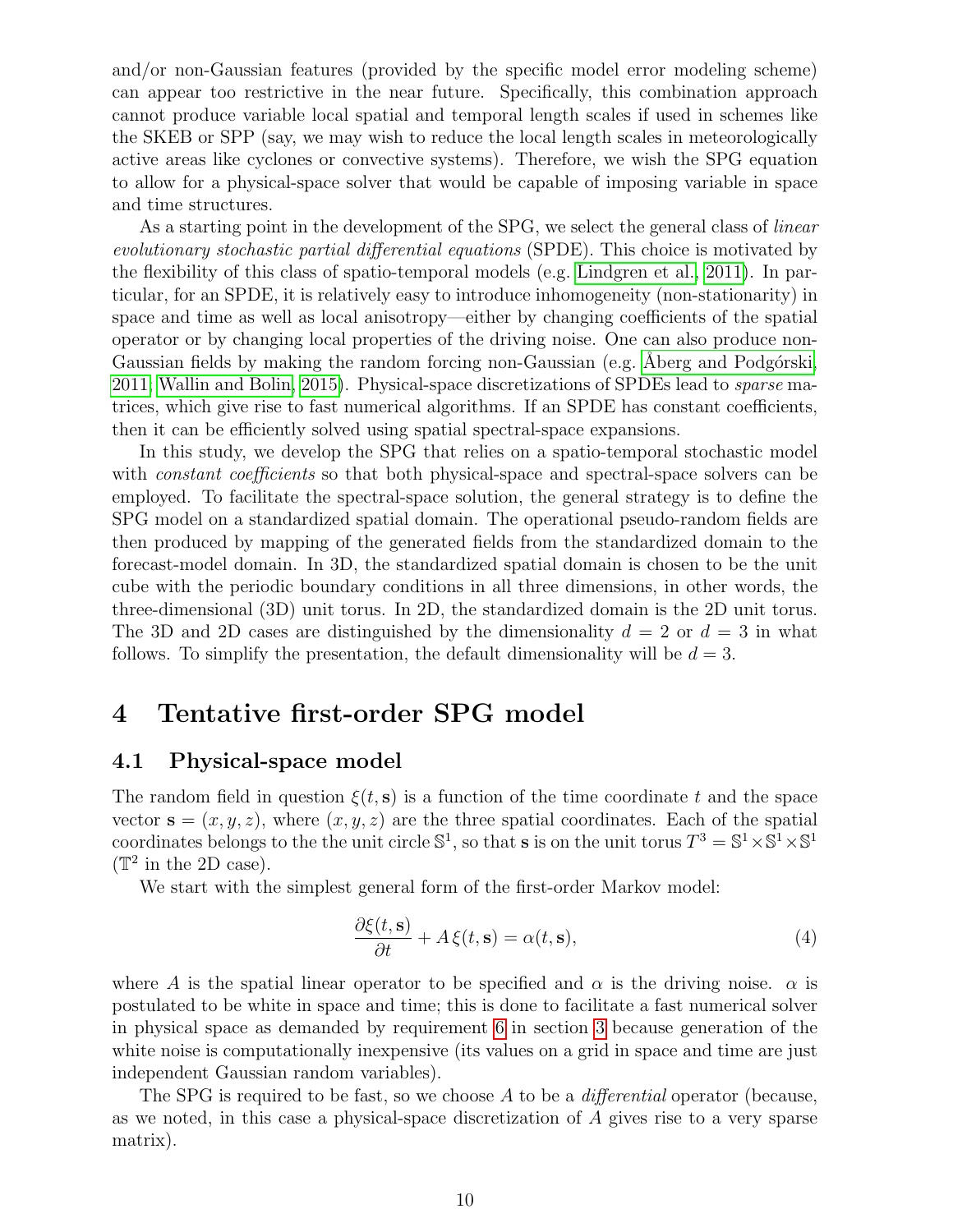and/or non-Gaussian features (provided by the specific model error modeling scheme) can appear too restrictive in the near future. Specifically, this combination approach cannot produce variable local spatial and temporal length scales if used in schemes like the SKEB or SPP (say, we may wish to reduce the local length scales in meteorologically active areas like cyclones or convective systems). Therefore, we wish the SPG equation to allow for a physical-space solver that would be capable of imposing variable in space and time structures.

As a starting point in the development of the SPG, we select the general class of *linear evolutionary stochastic partial differential equations* (SPDE). This choice is motivated by the flexibility of this class of spatio-temporal models (e.g. Lindgren et al., 2011). In particular, for an SPDE, it is relatively easy to introduce inhomogeneity (non-stationarity) in space and time as well as local anisotropy—either by changing coefficients of the spatial operator or by changing local properties of the driving noise. One can also produce non-Gaussian fields by making the random forcing non-Gaussian (e.g. Åberg and Podgórski, 2011; Wallin and Bolin, 2015). Physical-space discretizations of SPDEs lead to *sparse* matrices, which give rise to fast numerical algorithms. If an SPDE has constant coefficients, then it can be efficiently solved using spatial spectral-space expansions.

In this study, we develop the SPG that relies on a spatio-temporal stochastic model with *constant coefficients* so that both physical-space and spectral-space solvers can be employed. To facilitate the spectral-space solution, the general strategy is to define the SPG model on a standardized spatial domain. The operational pseudo-random fields are then produced by mapping of the generated fields from the standardized domain to the forecast-model domain. In 3D, the standardized spatial domain is chosen to be the unit cube with the periodic boundary conditions in all three dimensions, in other words, the three-dimensional (3D) unit torus. In 2D, the standardized domain is the 2D unit torus. The 3D and 2D cases are distinguished by the dimensionality $d = 2$ or $d = 3$ in what follows. To simplify the presentation, the default dimensionality will be $d = 3$.

# 4 Tentative first-order SPG model

## 4.1 Physical-space model

The random field in question $\xi(t, \mathbf{s})$ is a function of the time coordinate $t$ and the space vector $\mathbf{s} = (x, y, z)$, where $(x, y, z)$ are the three spatial coordinates. Each of the spatial coordinates belongs to the the unit circle $\mathbb{S}^1$, so that $\mathbf{s}$ is on the unit torus $T^3 = \mathbb{S}^1 \times \mathbb{S}^1 \times \mathbb{S}^1$ ($\mathbb{T}^2$ in the 2D case).

We start with the simplest general form of the first-order Markov model:

$$\frac{\partial \xi(t, \mathbf{s})}{\partial t} + A\, \xi(t, \mathbf{s}) = \alpha(t, \mathbf{s}), \tag{4}$$

where $A$ is the spatial linear operator to be specified and $\alpha$ is the driving noise. $\alpha$ is postulated to be white in space and time; this is done to facilitate a fast numerical solver in physical space as demanded by requirement 6 in section 3 because generation of the white noise is computationally inexpensive (its values on a grid in space and time are just independent Gaussian random variables).

The SPG is required to be fast, so we choose $A$ to be a *differential* operator (because, as we noted, in this case a physical-space discretization of $A$ gives rise to a very sparse matrix).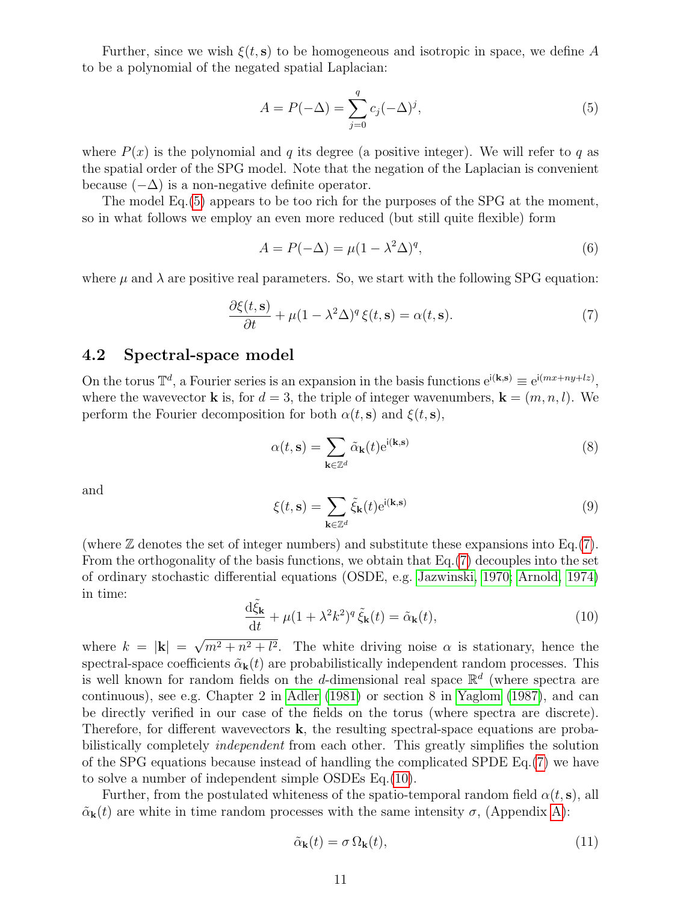Further, since we wish $\xi(t, \mathbf{s})$ to be homogeneous and isotropic in space, we define $A$ to be a polynomial of the negated spatial Laplacian:

$$A = P(-\Delta) = \sum_{j=0}^{q} c_j (-\Delta)^j, \tag{5}$$

where $P(x)$ is the polynomial and $q$ its degree (a positive integer). We will refer to $q$ as the spatial order of the SPG model. Note that the negation of the Laplacian is convenient because $(-\Delta)$ is a non-negative definite operator.

The model Eq.(5) appears to be too rich for the purposes of the SPG at the moment, so in what follows we employ an even more reduced (but still quite flexible) form

$$A = P(-\Delta) = \mu(1 - \lambda^2 \Delta)^q, \tag{6}$$

where $\mu$ and $\lambda$ are positive real parameters. So, we start with the following SPG equation:

$$\frac{\partial \xi(t, \mathbf{s})}{\partial t} + \mu(1 - \lambda^2 \Delta)^q \, \xi(t, \mathbf{s}) = \alpha(t, \mathbf{s}). \tag{7}$$

## 4.2 Spectral-space model

On the torus $\mathbb{T}^d$, a Fourier series is an expansion in the basis functions $\mathrm{e}^{\mathrm{i}(\mathbf{k}, \mathbf{s})} \equiv \mathrm{e}^{\mathrm{i}(mx+ny+lz)}$, where the wavevector $\mathbf{k}$ is, for $d = 3$, the triple of integer wavenumbers, $\mathbf{k} = (m, n, l)$. We perform the Fourier decomposition for both $\alpha(t, \mathbf{s})$ and $\xi(t, \mathbf{s})$,

$$\alpha(t, \mathbf{s}) = \sum_{\mathbf{k} \in \mathbb{Z}^d} \tilde{\alpha}_{\mathbf{k}}(t) \mathrm{e}^{\mathrm{i}(\mathbf{k}, \mathbf{s})} \tag{8}$$

and

$$\xi(t, \mathbf{s}) = \sum_{\mathbf{k} \in \mathbb{Z}^d} \tilde{\xi}_{\mathbf{k}}(t) \mathrm{e}^{\mathrm{i}(\mathbf{k}, \mathbf{s})} \tag{9}$$

(where $\mathbb{Z}$ denotes the set of integer numbers) and substitute these expansions into Eq.(7). From the orthogonality of the basis functions, we obtain that Eq.(7) decouples into the set of ordinary stochastic differential equations (OSDE, e.g. Jazwinski, 1970; Arnold, 1974) in time:

$$\frac{\mathrm{d}\tilde{\xi}_{\mathbf{k}}}{\mathrm{d}t} + \mu(1 + \lambda^2 k^2)^q \, \tilde{\xi}_{\mathbf{k}}(t) = \tilde{\alpha}_{\mathbf{k}}(t), \tag{10}$$

where $k = |\mathbf{k}| = \sqrt{m^2 + n^2 + l^2}$. The white driving noise $\alpha$ is stationary, hence the spectral-space coefficients $\tilde{\alpha}_{\mathbf{k}}(t)$ are probabilistically independent random processes. This is well known for random fields on the $d$-dimensional real space $\mathbb{R}^d$ (where spectra are continuous), see e.g. Chapter 2 in Adler (1981) or section 8 in Yaglom (1987), and can be directly verified in our case of the fields on the torus (where spectra are discrete). Therefore, for different wavevectors $\mathbf{k}$, the resulting spectral-space equations are probabilistically completely *independent* from each other. This greatly simplifies the solution of the SPG equations because instead of handling the complicated SPDE Eq.(7) we have to solve a number of independent simple OSDEs Eq.(10).

Further, from the postulated whiteness of the spatio-temporal random field $\alpha(t, \mathbf{s})$, all $\tilde{\alpha}_{\mathbf{k}}(t)$ are white in time random processes with the same intensity $\sigma$, (Appendix A):

$$\tilde{\alpha}_{\mathbf{k}}(t) = \sigma \, \Omega_{\mathbf{k}}(t), \tag{11}$$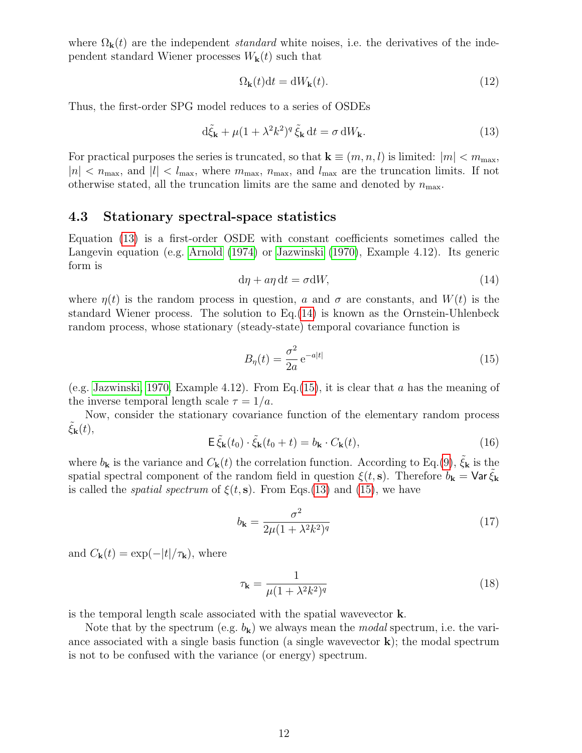where $\Omega_{\mathbf{k}}(t)$ are the independent *standard* white noises, i.e. the derivatives of the independent standard Wiener processes $W_{\mathbf{k}}(t)$ such that

$$\Omega_{\mathbf{k}}(t)\mathrm{d}t = \mathrm{d}W_{\mathbf{k}}(t). \tag{12}$$

Thus, the first-order SPG model reduces to a series of OSDEs

$$\mathrm{d}\tilde{\xi}_{\mathbf{k}} + \mu(1+\lambda^2 k^2)^q \, \tilde{\xi}_{\mathbf{k}} \, \mathrm{d}t = \sigma \, \mathrm{d}W_{\mathbf{k}}. \tag{13}$$

For practical purposes the series is truncated, so that $\mathbf{k} \equiv (m, n, l)$ is limited: $|m| < m_{\max}$, $|n| < n_{\max}$, and $|l| < l_{\max}$, where $m_{\max}$, $n_{\max}$, and $l_{\max}$ are the truncation limits. If not otherwise stated, all the truncation limits are the same and denoted by $n_{\max}$.

### 4.3 Stationary spectral-space statistics

Equation (13) is a first-order OSDE with constant coefficients sometimes called the Langevin equation (e.g. Arnold (1974) or Jazwinski (1970), Example 4.12). Its generic form is

$$\mathrm{d}\eta + a\eta \, \mathrm{d}t = \sigma \mathrm{d}W, \tag{14}$$

where $\eta(t)$ is the random process in question, $a$ and $\sigma$ are constants, and $W(t)$ is the standard Wiener process. The solution to Eq.(14) is known as the Ornstein-Uhlenbeck random process, whose stationary (steady-state) temporal covariance function is

$$B_\eta(t) = \frac{\sigma^2}{2a} \, \mathrm{e}^{-a|t|} \tag{15}$$

(e.g. Jazwinski, 1970, Example 4.12). From Eq.(15), it is clear that $a$ has the meaning of the inverse temporal length scale $\tau = 1/a$.

Now, consider the stationary covariance function of the elementary random process $\tilde{\xi}_{\mathbf{k}}(t)$,

$$\mathsf{E} \, \tilde{\xi}_{\mathbf{k}}(t_0) \cdot \tilde{\xi}_{\mathbf{k}}(t_0 + t) = b_{\mathbf{k}} \cdot C_{\mathbf{k}}(t), \tag{16}$$

where $b_{\mathbf{k}}$ is the variance and $C_{\mathbf{k}}(t)$ the correlation function. According to Eq.(9), $\tilde{\xi}_{\mathbf{k}}$ is the spatial spectral component of the random field in question $\xi(t, \mathbf{s})$. Therefore $b_{\mathbf{k}} = \mathsf{Var} \, \tilde{\xi}_{\mathbf{k}}$ is called the *spatial spectrum* of $\xi(t, \mathbf{s})$. From Eqs.(13) and (15), we have

$$b_{\mathbf{k}} = \frac{\sigma^2}{2\mu(1+\lambda^2 k^2)^q} \tag{17}$$

and $C_{\mathbf{k}}(t) = \exp(-|t|/\tau_{\mathbf{k}})$, where

$$\tau_{\mathbf{k}} = \frac{1}{\mu(1+\lambda^2 k^2)^q} \tag{18}$$

is the temporal length scale associated with the spatial wavevector $\mathbf{k}$.

Note that by the spectrum (e.g. $b_{\mathbf{k}}$) we always mean the *modal* spectrum, i.e. the variance associated with a single basis function (a single wavevector $\mathbf{k}$); the modal spectrum is not to be confused with the variance (or energy) spectrum.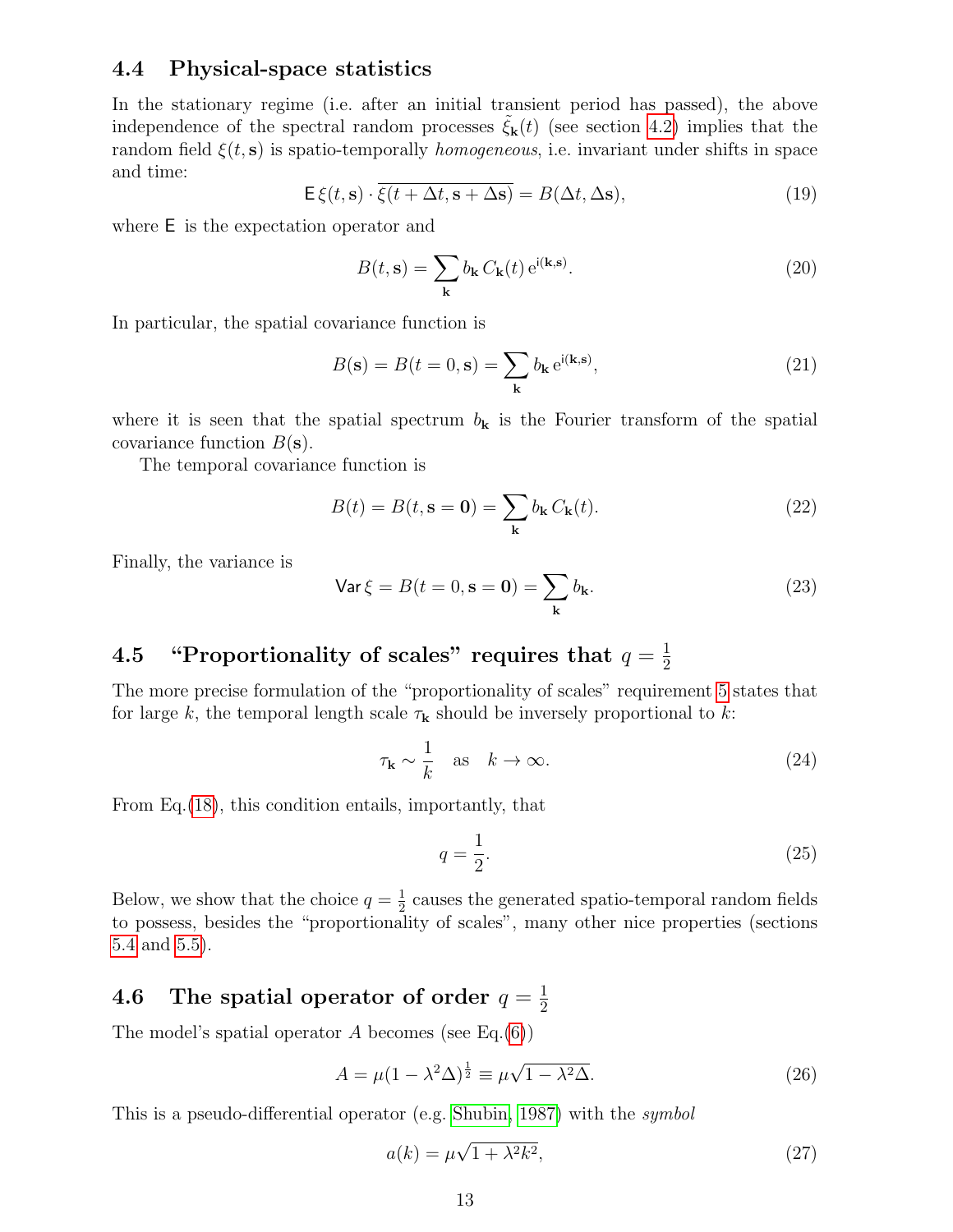### 4.4 Physical-space statistics

In the stationary regime (i.e. after an initial transient period has passed), the above independence of the spectral random processes $\tilde{\xi}_{\mathbf{k}}(t)$ (see section 4.2) implies that the random field $\xi(t,\mathbf{s})$ is spatio-temporally *homogeneous*, i.e. invariant under shifts in space and time:

$$\mathsf{E}\,\xi(t,\mathbf{s}) \cdot \overline{\xi(t+\Delta t, \mathbf{s}+\Delta\mathbf{s})} = B(\Delta t, \Delta\mathbf{s}), \tag{19}$$

where $\mathsf{E}$ is the expectation operator and

$$B(t,\mathbf{s}) = \sum_{\mathbf{k}} b_{\mathbf{k}}\, C_{\mathbf{k}}(t)\, \mathrm{e}^{\mathrm{i}(\mathbf{k},\mathbf{s})}. \tag{20}$$

In particular, the spatial covariance function is

$$B(\mathbf{s}) = B(t=0,\mathbf{s}) = \sum_{\mathbf{k}} b_{\mathbf{k}}\, \mathrm{e}^{\mathrm{i}(\mathbf{k},\mathbf{s})}, \tag{21}$$

where it is seen that the spatial spectrum $b_{\mathbf{k}}$ is the Fourier transform of the spatial covariance function $B(\mathbf{s})$.

The temporal covariance function is

$$B(t) = B(t, \mathbf{s}=\mathbf{0}) = \sum_{\mathbf{k}} b_{\mathbf{k}}\, C_{\mathbf{k}}(t). \tag{22}$$

Finally, the variance is

$$\mathsf{Var}\,\xi = B(t=0, \mathbf{s}=\mathbf{0}) = \sum_{\mathbf{k}} b_{\mathbf{k}}. \tag{23}$$

### 4.5 "Proportionality of scales" requires that $q = \frac{1}{2}$

The more precise formulation of the "proportionality of scales" requirement 5 states that for large $k$, the temporal length scale $\tau_{\mathbf{k}}$ should be inversely proportional to $k$:

$$\tau_{\mathbf{k}} \sim \frac{1}{k} \quad \text{as} \quad k \to \infty. \tag{24}$$

From Eq.(18), this condition entails, importantly, that

$$q = \frac{1}{2}. \tag{25}$$

Below, we show that the choice $q = \frac{1}{2}$ causes the generated spatio-temporal random fields to possess, besides the "proportionality of scales", many other nice properties (sections 5.4 and 5.5).

### 4.6 The spatial operator of order $q = \frac{1}{2}$

The model's spatial operator $A$ becomes (see Eq.(6))

$$A = \mu(1-\lambda^2\Delta)^{\frac{1}{2}} \equiv \mu\sqrt{1-\lambda^2\Delta}. \tag{26}$$

This is a pseudo-differential operator (e.g. Shubin, 1987) with the *symbol*

$$a(k) = \mu\sqrt{1+\lambda^2 k^2}, \tag{27}$$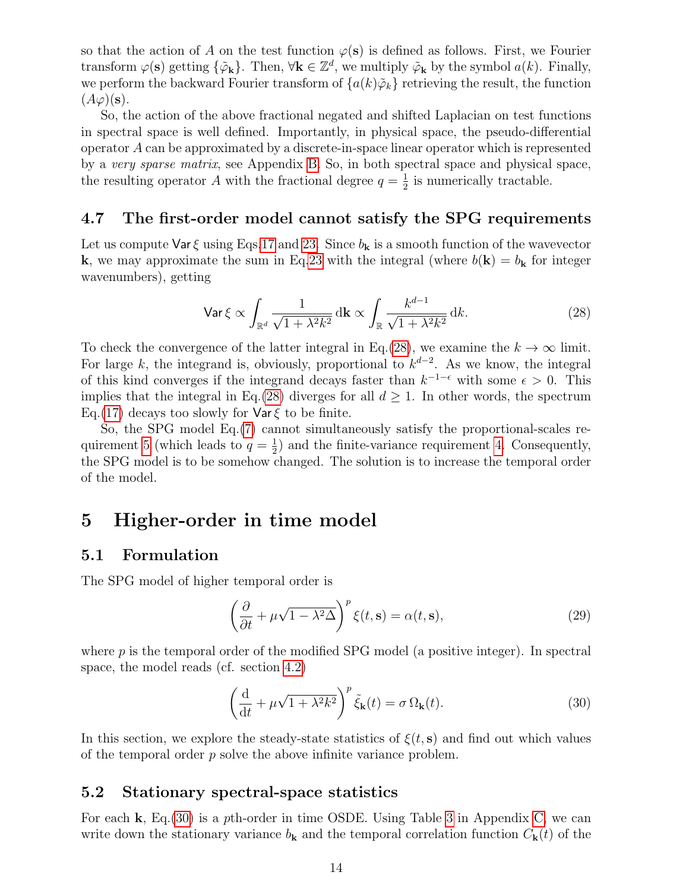so that the action of $A$ on the test function $\varphi(\mathbf{s})$ is defined as follows. First, we Fourier transform $\varphi(\mathbf{s})$ getting $\{\tilde{\varphi}_{\mathbf{k}}\}$. Then, $\forall \mathbf{k} \in \mathbb{Z}^d$, we multiply $\tilde{\varphi}_{\mathbf{k}}$ by the symbol $a(k)$. Finally, we perform the backward Fourier transform of $\{a(k)\tilde{\varphi}_k\}$ retrieving the result, the function $(A\varphi)(\mathbf{s})$.

So, the action of the above fractional negated and shifted Laplacian on test functions in spectral space is well defined. Importantly, in physical space, the pseudo-differential operator $A$ can be approximated by a discrete-in-space linear operator which is represented by a *very sparse matrix*, see Appendix B. So, in both spectral space and physical space, the resulting operator $A$ with the fractional degree $q = \frac{1}{2}$ is numerically tractable.

### 4.7 The first-order model cannot satisfy the SPG requirements

Let us compute $\mathsf{Var}\,\xi$ using Eqs.17 and 23. Since $b_{\mathbf{k}}$ is a smooth function of the wavevector $\mathbf{k}$, we may approximate the sum in Eq.23 with the integral (where $b(\mathbf{k}) = b_{\mathbf{k}}$ for integer wavenumbers), getting

$$\mathsf{Var}\,\xi \propto \int_{\mathbb{R}^d} \frac{1}{\sqrt{1+\lambda^2 k^2}}\,\mathrm{d}\mathbf{k} \propto \int_{\mathbb{R}} \frac{k^{d-1}}{\sqrt{1+\lambda^2 k^2}}\,\mathrm{d}k. \tag{28}$$

To check the convergence of the latter integral in Eq.(28), we examine the $k \to \infty$ limit. For large $k$, the integrand is, obviously, proportional to $k^{d-2}$. As we know, the integral of this kind converges if the integrand decays faster than $k^{-1-\epsilon}$ with some $\epsilon > 0$. This implies that the integral in Eq.(28) diverges for all $d \geq 1$. In other words, the spectrum Eq.(17) decays too slowly for $\mathsf{Var}\,\xi$ to be finite.

So, the SPG model Eq.(7) cannot simultaneously satisfy the proportional-scales requirement 5 (which leads to $q = \frac{1}{2}$) and the finite-variance requirement 4. Consequently, the SPG model is to be somehow changed. The solution is to increase the temporal order of the model.

## 5 Higher-order in time model

### 5.1 Formulation

The SPG model of higher temporal order is

$$\left(\frac{\partial}{\partial t} + \mu\sqrt{1-\lambda^2\Delta}\right)^p \xi(t,\mathbf{s}) = \alpha(t,\mathbf{s}), \tag{29}$$

where $p$ is the temporal order of the modified SPG model (a positive integer). In spectral space, the model reads (cf. section 4.2)

$$\left(\frac{\mathrm{d}}{\mathrm{d}t} + \mu\sqrt{1+\lambda^2 k^2}\right)^p \tilde{\xi}_{\mathbf{k}}(t) = \sigma\,\Omega_{\mathbf{k}}(t). \tag{30}$$

In this section, we explore the steady-state statistics of $\xi(t,\mathbf{s})$ and find out which values of the temporal order $p$ solve the above infinite variance problem.

### 5.2 Stationary spectral-space statistics

For each $\mathbf{k}$, Eq.(30) is a $p$th-order in time OSDE. Using Table 3 in Appendix C, we can write down the stationary variance $b_{\mathbf{k}}$ and the temporal correlation function $C_{\mathbf{k}}(t)$ of the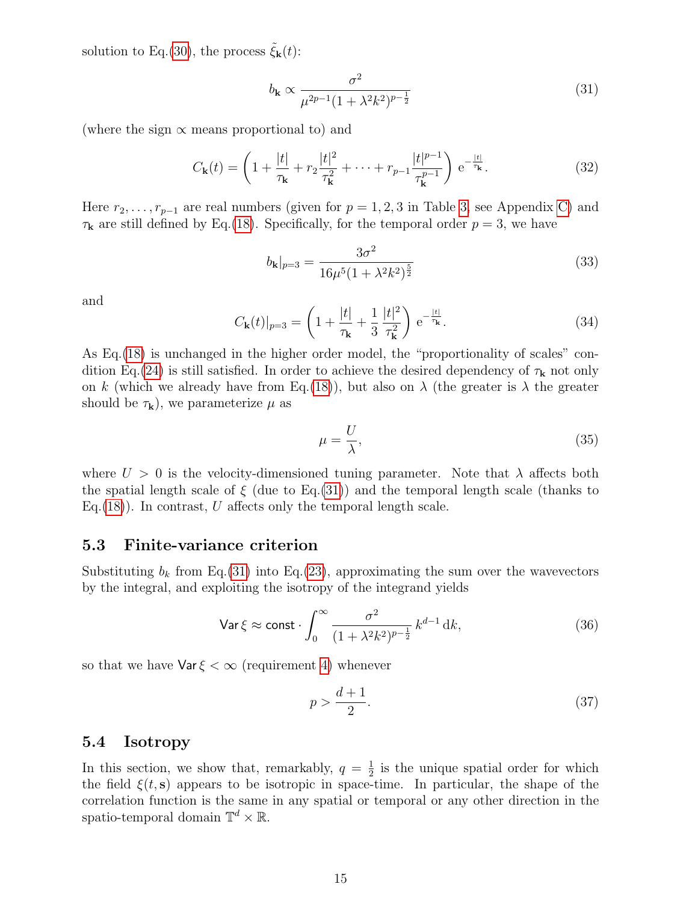solution to Eq.(30), the process $\tilde{\xi}_{\mathbf{k}}(t)$:

$$b_{\mathbf{k}} \propto \frac{\sigma^2}{\mu^{2p-1}(1+\lambda^2 k^2)^{p-\frac{1}{2}}} \tag{31}$$

(where the sign $\propto$ means proportional to) and

$$C_{\mathbf{k}}(t) = \left(1 + \frac{|t|}{\tau_{\mathbf{k}}} + r_2 \frac{|t|^2}{\tau_{\mathbf{k}}^2} + \cdots + r_{p-1} \frac{|t|^{p-1}}{\tau_{\mathbf{k}}^{p-1}}\right) \mathrm{e}^{-\frac{|t|}{\tau_{\mathbf{k}}}}. \tag{32}$$

Here $r_2, \ldots, r_{p-1}$ are real numbers (given for $p = 1, 2, 3$ in Table 3, see Appendix C) and $\tau_{\mathbf{k}}$ are still defined by Eq.(18). Specifically, for the temporal order $p = 3$, we have

$$b_{\mathbf{k}}|_{p=3} = \frac{3\sigma^2}{16\mu^5(1+\lambda^2 k^2)^{\frac{5}{2}}} \tag{33}$$

and

$$C_{\mathbf{k}}(t)|_{p=3} = \left(1 + \frac{|t|}{\tau_{\mathbf{k}}} + \frac{1}{3}\frac{|t|^2}{\tau_{\mathbf{k}}^2}\right) \mathrm{e}^{-\frac{|t|}{\tau_{\mathbf{k}}}}. \tag{34}$$

As Eq.(18) is unchanged in the higher order model, the "proportionality of scales" condition Eq.(24) is still satisfied. In order to achieve the desired dependency of $\tau_{\mathbf{k}}$ not only on $k$ (which we already have from Eq.(18)), but also on $\lambda$ (the greater is $\lambda$ the greater should be $\tau_{\mathbf{k}}$), we parameterize $\mu$ as

$$\mu = \frac{U}{\lambda}, \tag{35}$$

where $U > 0$ is the velocity-dimensioned tuning parameter. Note that $\lambda$ affects both the spatial length scale of $\xi$ (due to Eq.(31)) and the temporal length scale (thanks to Eq.(18)). In contrast, $U$ affects only the temporal length scale.

### 5.3 Finite-variance criterion

Substituting $b_k$ from Eq.(31) into Eq.(23), approximating the sum over the wavevectors by the integral, and exploiting the isotropy of the integrand yields

$$\mathsf{Var}\,\xi \approx \mathsf{const} \cdot \int_0^\infty \frac{\sigma^2}{(1+\lambda^2 k^2)^{p-\frac{1}{2}}}\, k^{d-1}\,\mathrm{d}k, \tag{36}$$

so that we have $\mathsf{Var}\,\xi < \infty$ (requirement 4) whenever

$$p > \frac{d+1}{2}. \tag{37}$$

### 5.4 Isotropy

In this section, we show that, remarkably, $q = \frac{1}{2}$ is the unique spatial order for which the field $\xi(t, \mathbf{s})$ appears to be isotropic in space-time. In particular, the shape of the correlation function is the same in any spatial or temporal or any other direction in the spatio-temporal domain $\mathbb{T}^d \times \mathbb{R}$.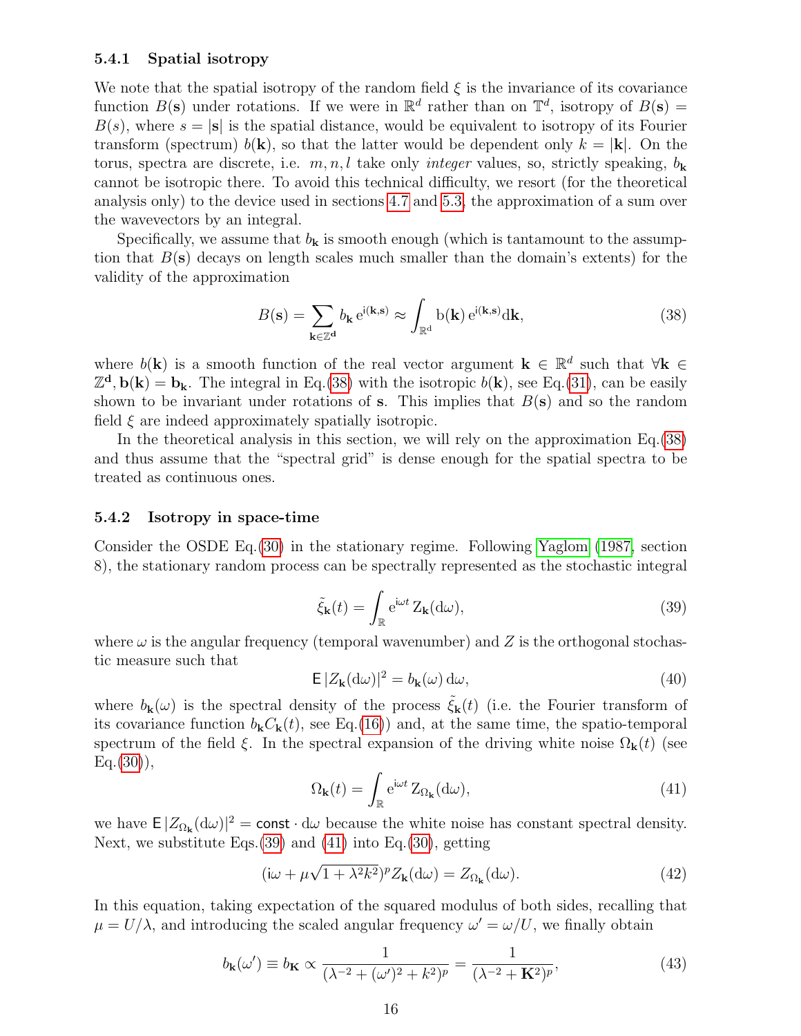### 5.4.1 Spatial isotropy

We note that the spatial isotropy of the random field $\xi$ is the invariance of its covariance function $B(\mathbf{s})$ under rotations. If we were in $\mathbb{R}^d$ rather than on $\mathbb{T}^d$, isotropy of $B(\mathbf{s}) = B(s)$, where $s = |\mathbf{s}|$ is the spatial distance, would be equivalent to isotropy of its Fourier transform (spectrum) $b(\mathbf{k})$, so that the latter would be dependent only $k = |\mathbf{k}|$. On the torus, spectra are discrete, i.e. $m, n, l$ take only *integer* values, so, strictly speaking, $b_\mathbf{k}$ cannot be isotropic there. To avoid this technical difficulty, we resort (for the theoretical analysis only) to the device used in sections 4.7 and 5.3, the approximation of a sum over the wavevectors by an integral.

Specifically, we assume that $b_\mathbf{k}$ is smooth enough (which is tantamount to the assumption that $B(\mathbf{s})$ decays on length scales much smaller than the domain's extents) for the validity of the approximation

$$B(\mathbf{s}) = \sum_{\mathbf{k} \in \mathbb{Z}^\mathbf{d}} b_\mathbf{k} \, \mathrm{e}^{\mathrm{i}(\mathbf{k},\mathbf{s})} \approx \int_{\mathbb{R}^\mathrm{d}} \mathrm{b}(\mathbf{k}) \, \mathrm{e}^{\mathrm{i}(\mathbf{k},\mathbf{s})} \mathrm{d}\mathbf{k}, \tag{38}$$

where $b(\mathbf{k})$ is a smooth function of the real vector argument $\mathbf{k} \in \mathbb{R}^d$ such that $\forall \mathbf{k} \in \mathbb{Z}^\mathbf{d}, \mathbf{b}(\mathbf{k}) = \mathbf{b}_\mathbf{k}$. The integral in Eq.(38) with the isotropic $b(\mathbf{k})$, see Eq.(31), can be easily shown to be invariant under rotations of $\mathbf{s}$. This implies that $B(\mathbf{s})$ and so the random field $\xi$ are indeed approximately spatially isotropic.

In the theoretical analysis in this section, we will rely on the approximation Eq.(38) and thus assume that the "spectral grid" is dense enough for the spatial spectra to be treated as continuous ones.

### 5.4.2 Isotropy in space-time

Consider the OSDE Eq.(30) in the stationary regime. Following Yaglom (1987, section 8), the stationary random process can be spectrally represented as the stochastic integral

$$\tilde{\xi}_\mathbf{k}(t) = \int_\mathbb{R} \mathrm{e}^{\mathrm{i}\omega t} \, \mathrm{Z}_\mathbf{k}(\mathrm{d}\omega), \tag{39}$$

where $\omega$ is the angular frequency (temporal wavenumber) and $Z$ is the orthogonal stochastic measure such that

$$\mathsf{E}\, |Z_\mathbf{k}(\mathrm{d}\omega)|^2 = b_\mathbf{k}(\omega) \, \mathrm{d}\omega, \tag{40}$$

where $b_\mathbf{k}(\omega)$ is the spectral density of the process $\tilde{\xi}_\mathbf{k}(t)$ (i.e. the Fourier transform of its covariance function $b_\mathbf{k} C_\mathbf{k}(t)$, see Eq.(16)) and, at the same time, the spatio-temporal spectrum of the field $\xi$. In the spectral expansion of the driving white noise $\Omega_\mathbf{k}(t)$ (see Eq.(30)),

$$\Omega_\mathbf{k}(t) = \int_\mathbb{R} \mathrm{e}^{\mathrm{i}\omega t} \, \mathrm{Z}_{\Omega_\mathbf{k}}(\mathrm{d}\omega), \tag{41}$$

we have $\mathsf{E}\, |Z_{\Omega_\mathbf{k}}(\mathrm{d}\omega)|^2 = \mathsf{const} \cdot \mathrm{d}\omega$ because the white noise has constant spectral density. Next, we substitute Eqs.(39) and (41) into Eq.(30), getting

$$(\mathrm{i}\omega + \mu\sqrt{1 + \lambda^2 k^2})^p Z_\mathbf{k}(\mathrm{d}\omega) = Z_{\Omega_\mathbf{k}}(\mathrm{d}\omega). \tag{42}$$

In this equation, taking expectation of the squared modulus of both sides, recalling that $\mu = U/\lambda$, and introducing the scaled angular frequency $\omega' = \omega/U$, we finally obtain

$$b_\mathbf{k}(\omega') \equiv b_\mathbf{K} \propto \frac{1}{(\lambda^{-2} + (\omega')^2 + k^2)^p} = \frac{1}{(\lambda^{-2} + \mathbf{K}^2)^p}, \tag{43}$$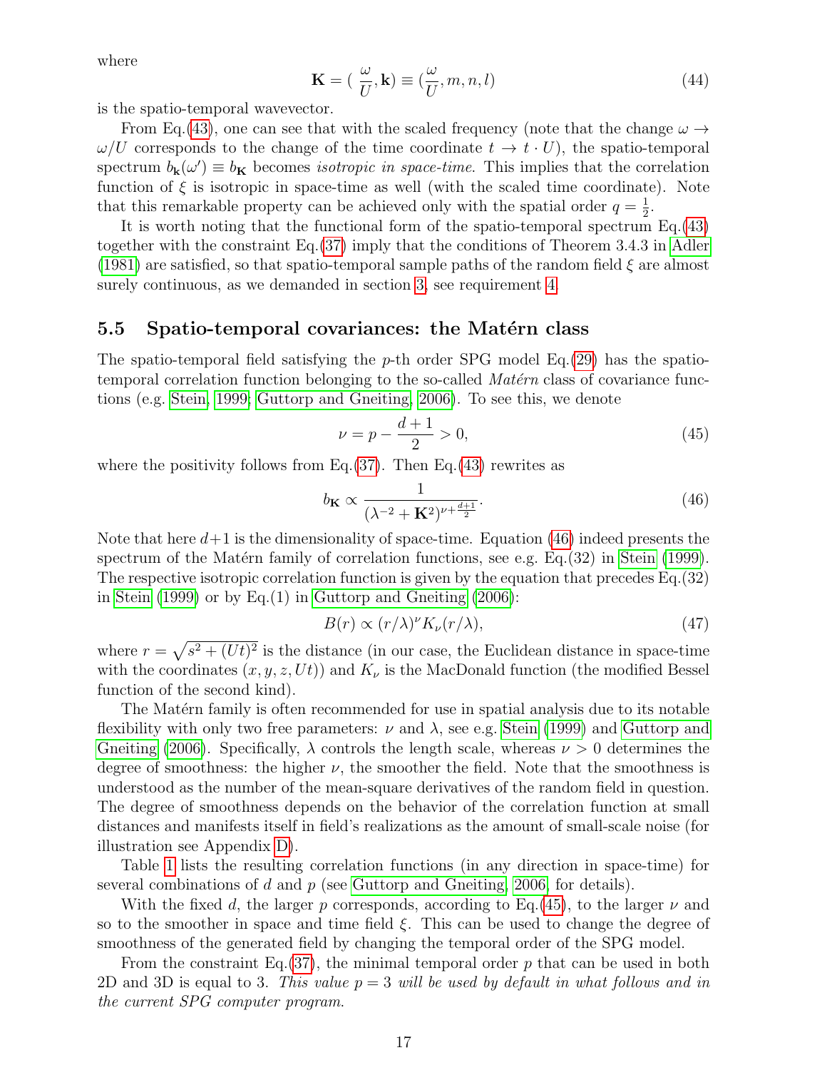where

$$\mathbf{K} = (\ \frac{\omega}{U}, \mathbf{k}) \equiv (\frac{\omega}{U}, m, n, l) \tag{44}$$

is the spatio-temporal wavevector.

From Eq.(43), one can see that with the scaled frequency (note that the change $\omega \to \omega/U$ corresponds to the change of the time coordinate $t \to t \cdot U$), the spatio-temporal spectrum $b_{\mathbf{k}}(\omega') \equiv b_{\mathbf{K}}$ becomes *isotropic in space-time*. This implies that the correlation function of $\xi$ is isotropic in space-time as well (with the scaled time coordinate). Note that this remarkable property can be achieved only with the spatial order $q = \frac{1}{2}$.

It is worth noting that the functional form of the spatio-temporal spectrum Eq.(43) together with the constraint Eq.(37) imply that the conditions of Theorem 3.4.3 in Adler (1981) are satisfied, so that spatio-temporal sample paths of the random field $\xi$ are almost surely continuous, as we demanded in section 3, see requirement 4.

## 5.5 Spatio-temporal covariances: the Matérn class

The spatio-temporal field satisfying the $p$-th order SPG model Eq.(29) has the spatio-temporal correlation function belonging to the so-called *Matérn* class of covariance functions (e.g. Stein, 1999; Guttorp and Gneiting, 2006). To see this, we denote

$$\nu = p - \frac{d+1}{2} > 0, \tag{45}$$

where the positivity follows from Eq.(37). Then Eq.(43) rewrites as

$$b_{\mathbf{K}} \propto \frac{1}{(\lambda^{-2} + \mathbf{K}^2)^{\nu + \frac{d+1}{2}}}. \tag{46}$$

Note that here $d+1$ is the dimensionality of space-time. Equation (46) indeed presents the spectrum of the Matérn family of correlation functions, see e.g. Eq.(32) in Stein (1999). The respective isotropic correlation function is given by the equation that precedes Eq.(32) in Stein (1999) or by Eq.(1) in Guttorp and Gneiting (2006):

$$B(r) \propto (r/\lambda)^{\nu} K_{\nu}(r/\lambda), \tag{47}$$

where $r = \sqrt{s^2 + (Ut)^2}$ is the distance (in our case, the Euclidean distance in space-time with the coordinates $(x, y, z, Ut)$) and $K_\nu$ is the MacDonald function (the modified Bessel function of the second kind).

The Matérn family is often recommended for use in spatial analysis due to its notable flexibility with only two free parameters: $\nu$ and $\lambda$, see e.g. Stein (1999) and Guttorp and Gneiting (2006). Specifically, $\lambda$ controls the length scale, whereas $\nu > 0$ determines the degree of smoothness: the higher $\nu$, the smoother the field. Note that the smoothness is understood as the number of the mean-square derivatives of the random field in question. The degree of smoothness depends on the behavior of the correlation function at small distances and manifests itself in field's realizations as the amount of small-scale noise (for illustration see Appendix D).

Table 1 lists the resulting correlation functions (in any direction in space-time) for several combinations of $d$ and $p$ (see Guttorp and Gneiting, 2006, for details).

With the fixed $d$, the larger $p$ corresponds, according to Eq.(45), to the larger $\nu$ and so to the smoother in space and time field $\xi$. This can be used to change the degree of smoothness of the generated field by changing the temporal order of the SPG model.

From the constraint Eq.(37), the minimal temporal order $p$ that can be used in both 2D and 3D is equal to 3. *This value $p = 3$ will be used by default in what follows and in the current SPG computer program.*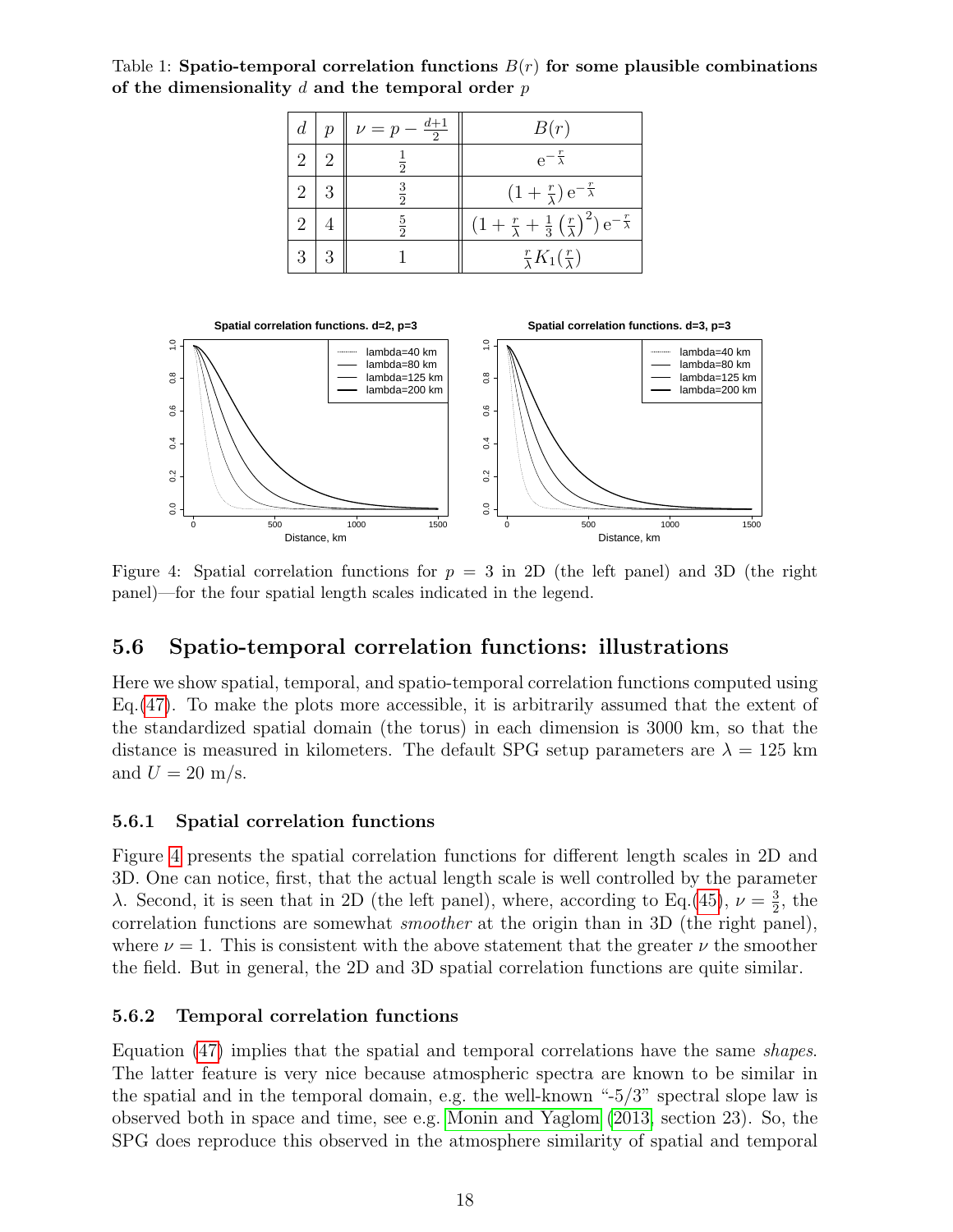Table 1: **Spatio-temporal correlation functions $B(r)$ for some plausible combinations of the dimensionality $d$ and the temporal order $p$**

| $d$ | $p$ | $\nu = p - \frac{d+1}{2}$ | $B(r)$ |
|---|---|---|---|
| 2 | 2 | $\frac{1}{2}$ | $\mathrm{e}^{-\frac{r}{\lambda}}$ |
| 2 | 3 | $\frac{3}{2}$ | $(1 + \frac{r}{\lambda})\,\mathrm{e}^{-\frac{r}{\lambda}}$ |
| 2 | 4 | $\frac{5}{2}$ | $(1 + \frac{r}{\lambda} + \frac{1}{3}\left(\frac{r}{\lambda}\right)^2)\,\mathrm{e}^{-\frac{r}{\lambda}}$ |
| 3 | 3 | 1 | $\frac{r}{\lambda}K_1(\frac{r}{\lambda})$ |

Figure 4: Spatial correlation functions for $p = 3$ in 2D (the left panel) and 3D (the right panel)—for the four spatial length scales indicated in the legend.

## 5.6 Spatio-temporal correlation functions: illustrations

Here we show spatial, temporal, and spatio-temporal correlation functions computed using Eq.(47). To make the plots more accessible, it is arbitrarily assumed that the extent of the standardized spatial domain (the torus) in each dimension is 3000 km, so that the distance is measured in kilometers. The default SPG setup parameters are $\lambda = 125$ km and $U = 20$ m/s.

### 5.6.1 Spatial correlation functions

Figure 4 presents the spatial correlation functions for different length scales in 2D and 3D. One can notice, first, that the actual length scale is well controlled by the parameter $\lambda$. Second, it is seen that in 2D (the left panel), where, according to Eq.(45), $\nu = \frac{3}{2}$, the correlation functions are somewhat *smoother* at the origin than in 3D (the right panel), where $\nu = 1$. This is consistent with the above statement that the greater $\nu$ the smoother the field. But in general, the 2D and 3D spatial correlation functions are quite similar.

### 5.6.2 Temporal correlation functions

Equation (47) implies that the spatial and temporal correlations have the same *shapes*. The latter feature is very nice because atmospheric spectra are known to be similar in the spatial and in the temporal domain, e.g. the well-known "-5/3" spectral slope law is observed both in space and time, see e.g. Monin and Yaglom (2013, section 23). So, the SPG does reproduce this observed in the atmosphere similarity of spatial and temporal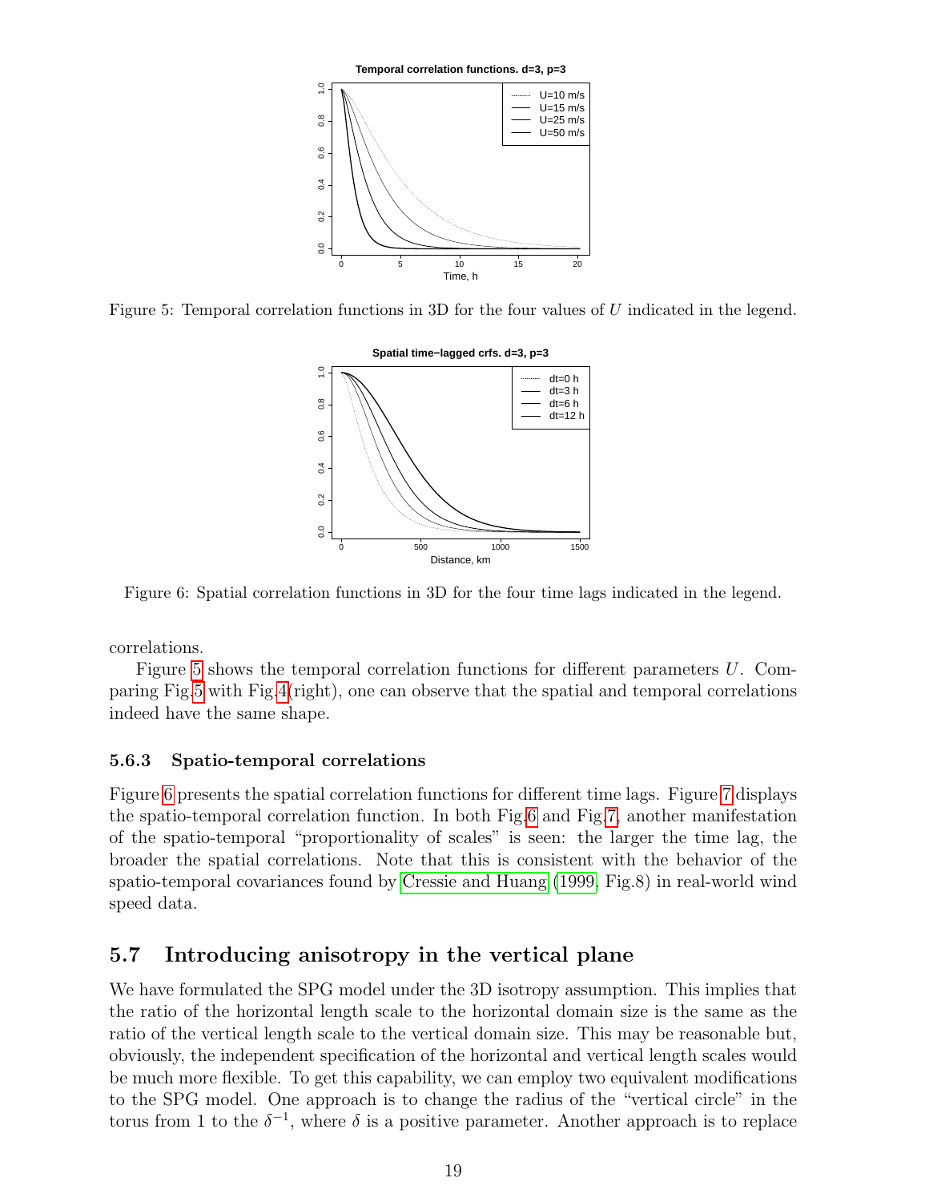Figure 5: Temporal correlation functions in 3D for the four values of $U$ indicated in the legend.

Figure 6: Spatial correlation functions in 3D for the four time lags indicated in the legend.

correlations.

Figure 5 shows the temporal correlation functions for different parameters $U$. Comparing Fig.5 with Fig.4(right), one can observe that the spatial and temporal correlations indeed have the same shape.

#### 5.6.3 Spatio-temporal correlations

Figure 6 presents the spatial correlation functions for different time lags. Figure 7 displays the spatio-temporal correlation function. In both Fig.6 and Fig.7, another manifestation of the spatio-temporal "proportionality of scales" is seen: the larger the time lag, the broader the spatial correlations. Note that this is consistent with the behavior of the spatio-temporal covariances found by Cressie and Huang (1999, Fig.8) in real-world wind speed data.

## 5.7 Introducing anisotropy in the vertical plane

We have formulated the SPG model under the 3D isotropy assumption. This implies that the ratio of the horizontal length scale to the horizontal domain size is the same as the ratio of the vertical length scale to the vertical domain size. This may be reasonable but, obviously, the independent specification of the horizontal and vertical length scales would be much more flexible. To get this capability, we can employ two equivalent modifications to the SPG model. One approach is to change the radius of the "vertical circle" in the torus from 1 to the $\delta^{-1}$, where $\delta$ is a positive parameter. Another approach is to replace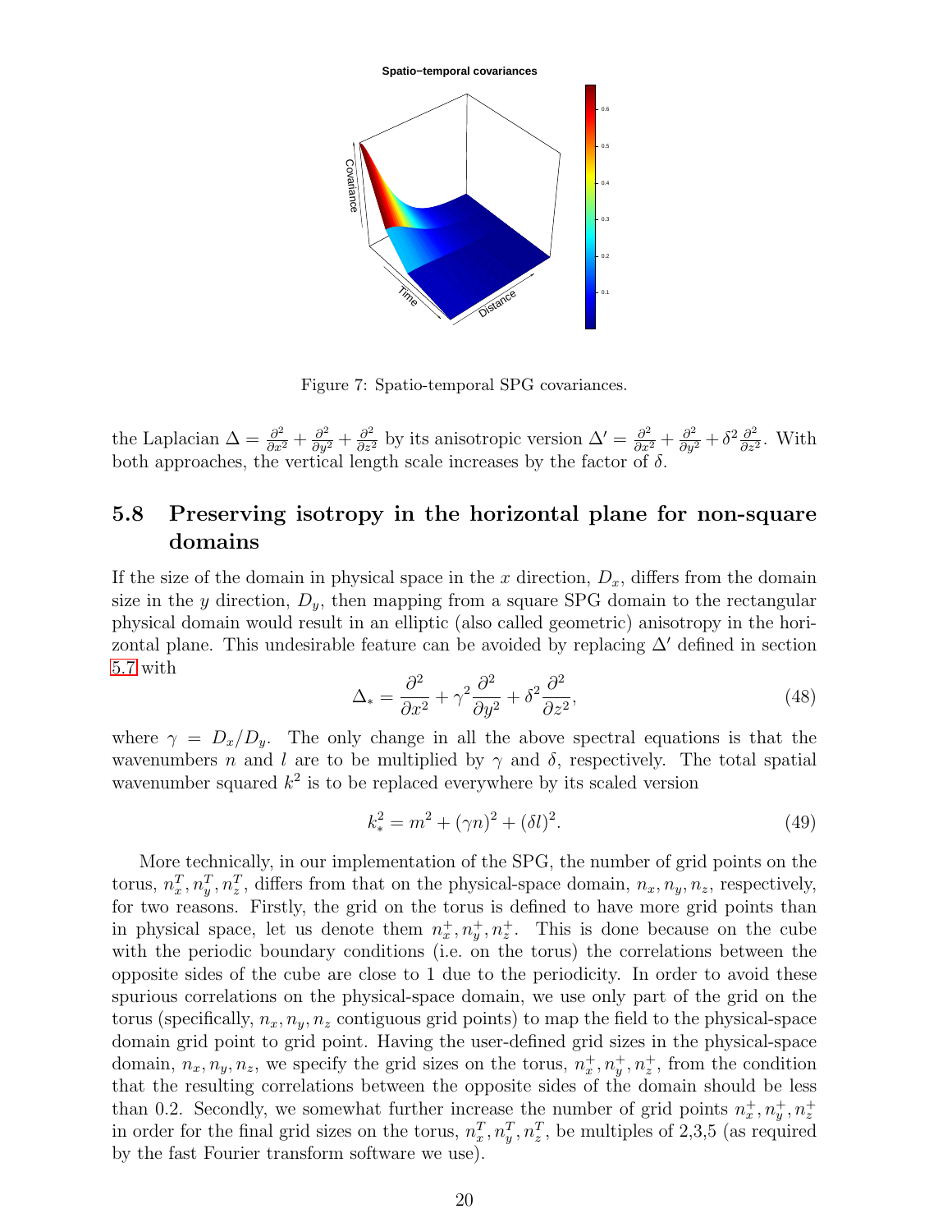Figure 7: Spatio-temporal SPG covariances.

the Laplacian $\Delta = \frac{\partial^2}{\partial x^2} + \frac{\partial^2}{\partial y^2} + \frac{\partial^2}{\partial z^2}$ by its anisotropic version $\Delta' = \frac{\partial^2}{\partial x^2} + \frac{\partial^2}{\partial y^2} + \delta^2 \frac{\partial^2}{\partial z^2}$. With both approaches, the vertical length scale increases by the factor of $\delta$.

## 5.8 Preserving isotropy in the horizontal plane for non-square domains

If the size of the domain in physical space in the $x$ direction, $D_x$, differs from the domain size in the $y$ direction, $D_y$, then mapping from a square SPG domain to the rectangular physical domain would result in an elliptic (also called geometric) anisotropy in the horizontal plane. This undesirable feature can be avoided by replacing $\Delta'$ defined in section 5.7 with

$$\Delta_* = \frac{\partial^2}{\partial x^2} + \gamma^2 \frac{\partial^2}{\partial y^2} + \delta^2 \frac{\partial^2}{\partial z^2}, \tag{48}$$

where $\gamma = D_x/D_y$. The only change in all the above spectral equations is that the wavenumbers $n$ and $l$ are to be multiplied by $\gamma$ and $\delta$, respectively. The total spatial wavenumber squared $k^2$ is to be replaced everywhere by its scaled version

$$k_*^2 = m^2 + (\gamma n)^2 + (\delta l)^2. \tag{49}$$

More technically, in our implementation of the SPG, the number of grid points on the torus, $n_x^T, n_y^T, n_z^T$, differs from that on the physical-space domain, $n_x, n_y, n_z$, respectively, for two reasons. Firstly, the grid on the torus is defined to have more grid points than in physical space, let us denote them $n_x^+, n_y^+, n_z^+$. This is done because on the cube with the periodic boundary conditions (i.e. on the torus) the correlations between the opposite sides of the cube are close to 1 due to the periodicity. In order to avoid these spurious correlations on the physical-space domain, we use only part of the grid on the torus (specifically, $n_x, n_y, n_z$ contiguous grid points) to map the field to the physical-space domain grid point to grid point. Having the user-defined grid sizes in the physical-space domain, $n_x, n_y, n_z$, we specify the grid sizes on the torus, $n_x^+, n_y^+, n_z^+$, from the condition that the resulting correlations between the opposite sides of the domain should be less than 0.2. Secondly, we somewhat further increase the number of grid points $n_x^+, n_y^+, n_z^+$ in order for the final grid sizes on the torus, $n_x^T, n_y^T, n_z^T$, be multiples of 2,3,5 (as required by the fast Fourier transform software we use).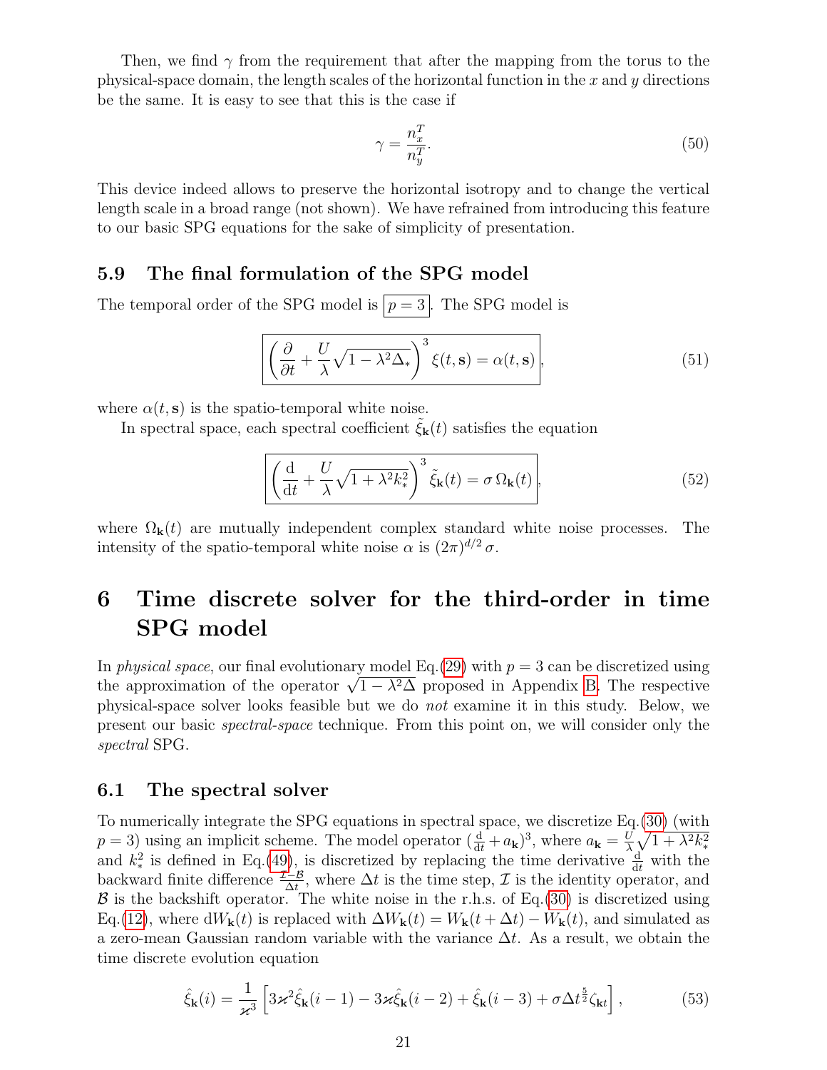Then, we find $\gamma$ from the requirement that after the mapping from the torus to the physical-space domain, the length scales of the horizontal function in the $x$ and $y$ directions be the same. It is easy to see that this is the case if

$$\gamma = \frac{n_x^T}{n_y^T}. \tag{50}$$

This device indeed allows to preserve the horizontal isotropy and to change the vertical length scale in a broad range (not shown). We have refrained from introducing this feature to our basic SPG equations for the sake of simplicity of presentation.

### 5.9 The final formulation of the SPG model

The temporal order of the SPG model is $\boxed{p = 3}$. The SPG model is

$$\boxed{\left(\frac{\partial}{\partial t} + \frac{U}{\lambda}\sqrt{1 - \lambda^2 \Delta_*}\right)^3 \xi(t, \mathbf{s}) = \alpha(t, \mathbf{s})}, \tag{51}$$

where $\alpha(t, \mathbf{s})$ is the spatio-temporal white noise.

In spectral space, each spectral coefficient $\tilde{\xi}_{\mathbf{k}}(t)$ satisfies the equation

$$\boxed{\left(\frac{\mathrm{d}}{\mathrm{d}t} + \frac{U}{\lambda}\sqrt{1 + \lambda^2 k_*^2}\right)^3 \tilde{\xi}_{\mathbf{k}}(t) = \sigma\, \Omega_{\mathbf{k}}(t)}, \tag{52}$$

where $\Omega_{\mathbf{k}}(t)$ are mutually independent complex standard white noise processes. The intensity of the spatio-temporal white noise $\alpha$ is $(2\pi)^{d/2}\, \sigma$.

# 6 Time discrete solver for the third-order in time SPG model

In *physical space*, our final evolutionary model Eq.(29) with $p = 3$ can be discretized using the approximation of the operator $\sqrt{1 - \lambda^2 \Delta}$ proposed in Appendix B. The respective physical-space solver looks feasible but we do *not* examine it in this study. Below, we present our basic *spectral-space* technique. From this point on, we will consider only the *spectral* SPG.

## 6.1 The spectral solver

To numerically integrate the SPG equations in spectral space, we discretize Eq.(30) (with $p = 3$) using an implicit scheme. The model operator $(\frac{\mathrm{d}}{\mathrm{d}t} + a_{\mathbf{k}})^3$, where $a_{\mathbf{k}} = \frac{U}{\lambda}\sqrt{1 + \lambda^2 k_*^2}$ and $k_*^2$ is defined in Eq.(49), is discretized by replacing the time derivative $\frac{\mathrm{d}}{\mathrm{d}t}$ with the backward finite difference $\frac{\mathcal{I} - \mathcal{B}}{\Delta t}$, where $\Delta t$ is the time step, $\mathcal{I}$ is the identity operator, and $\mathcal{B}$ is the backshift operator. The white noise in the r.h.s. of Eq.(30) is discretized using Eq.(12), where $\mathrm{d}W_{\mathbf{k}}(t)$ is replaced with $\Delta W_{\mathbf{k}}(t) = W_{\mathbf{k}}(t + \Delta t) - W_{\mathbf{k}}(t)$, and simulated as a zero-mean Gaussian random variable with the variance $\Delta t$. As a result, we obtain the time discrete evolution equation

$$\hat{\xi}_{\mathbf{k}}(i) = \frac{1}{\varkappa^3}\left[3\varkappa^2 \hat{\xi}_{\mathbf{k}}(i-1) - 3\varkappa \hat{\xi}_{\mathbf{k}}(i-2) + \hat{\xi}_{\mathbf{k}}(i-3) + \sigma \Delta t^{\frac{5}{2}} \zeta_{\mathbf{k}t}\right], \tag{53}$$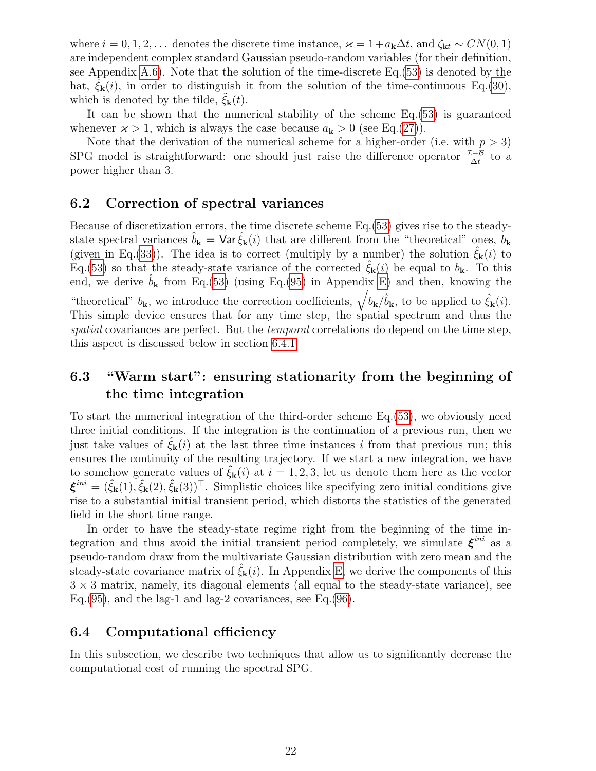where $i = 0, 1, 2, \ldots$ denotes the discrete time instance, $\varkappa = 1 + a_{\mathbf{k}} \Delta t$, and $\zeta_{\mathbf{k}t} \sim CN(0,1)$ are independent complex standard Gaussian pseudo-random variables (for their definition, see Appendix A.6). Note that the solution of the time-discrete Eq.(53) is denoted by the hat, $\hat{\xi}_{\mathbf{k}}(i)$, in order to distinguish it from the solution of the time-continuous Eq.(30), which is denoted by the tilde, $\tilde{\xi}_{\mathbf{k}}(t)$.

It can be shown that the numerical stability of the scheme Eq.(53) is guaranteed whenever $\varkappa > 1$, which is always the case because $a_{\mathbf{k}} > 0$ (see Eq.(27)).

Note that the derivation of the numerical scheme for a higher-order (i.e. with $p > 3$) SPG model is straightforward: one should just raise the difference operator $\frac{\mathcal{I}-\mathcal{B}}{\Delta t}$ to a power higher than 3.

## 6.2 Correction of spectral variances

Because of discretization errors, the time discrete scheme Eq.(53) gives rise to the steady-state spectral variances $\hat{b}_{\mathbf{k}} = \mathsf{Var}\, \hat{\xi}_{\mathbf{k}}(i)$ that are different from the "theoretical" ones, $b_{\mathbf{k}}$ (given in Eq.(33)). The idea is to correct (multiply by a number) the solution $\hat{\xi}_{\mathbf{k}}(i)$ to Eq.(53) so that the steady-state variance of the corrected $\hat{\xi}_{\mathbf{k}}(i)$ be equal to $b_{\mathbf{k}}$. To this end, we derive $\hat{b}_{\mathbf{k}}$ from Eq.(53) (using Eq.(95) in Appendix E) and then, knowing the "theoretical" $b_{\mathbf{k}}$, we introduce the correction coefficients, $\sqrt{b_{\mathbf{k}}/\hat{b}_{\mathbf{k}}}$, to be applied to $\hat{\xi}_{\mathbf{k}}(i)$. This simple device ensures that for any time step, the spatial spectrum and thus the *spatial* covariances are perfect. But the *temporal* correlations do depend on the time step, this aspect is discussed below in section 6.4.1.

## 6.3 "Warm start": ensuring stationarity from the beginning of the time integration

To start the numerical integration of the third-order scheme Eq.(53), we obviously need three initial conditions. If the integration is the continuation of a previous run, then we just take values of $\hat{\xi}_{\mathbf{k}}(i)$ at the last three time instances $i$ from that previous run; this ensures the continuity of the resulting trajectory. If we start a new integration, we have to somehow generate values of $\hat{\xi}_{\mathbf{k}}(i)$ at $i = 1, 2, 3$, let us denote them here as the vector $\boldsymbol{\xi}^{ini} = (\hat{\xi}_{\mathbf{k}}(1), \hat{\xi}_{\mathbf{k}}(2), \hat{\xi}_{\mathbf{k}}(3))^{\top}$. Simplistic choices like specifying zero initial conditions give rise to a substantial initial transient period, which distorts the statistics of the generated field in the short time range.

In order to have the steady-state regime right from the beginning of the time integration and thus avoid the initial transient period completely, we simulate $\boldsymbol{\xi}^{ini}$ as a pseudo-random draw from the multivariate Gaussian distribution with zero mean and the steady-state covariance matrix of $\hat{\xi}_{\mathbf{k}}(i)$. In Appendix E, we derive the components of this $3 \times 3$ matrix, namely, its diagonal elements (all equal to the steady-state variance), see Eq.(95), and the lag-1 and lag-2 covariances, see Eq.(96).

## 6.4 Computational efficiency

In this subsection, we describe two techniques that allow us to significantly decrease the computational cost of running the spectral SPG.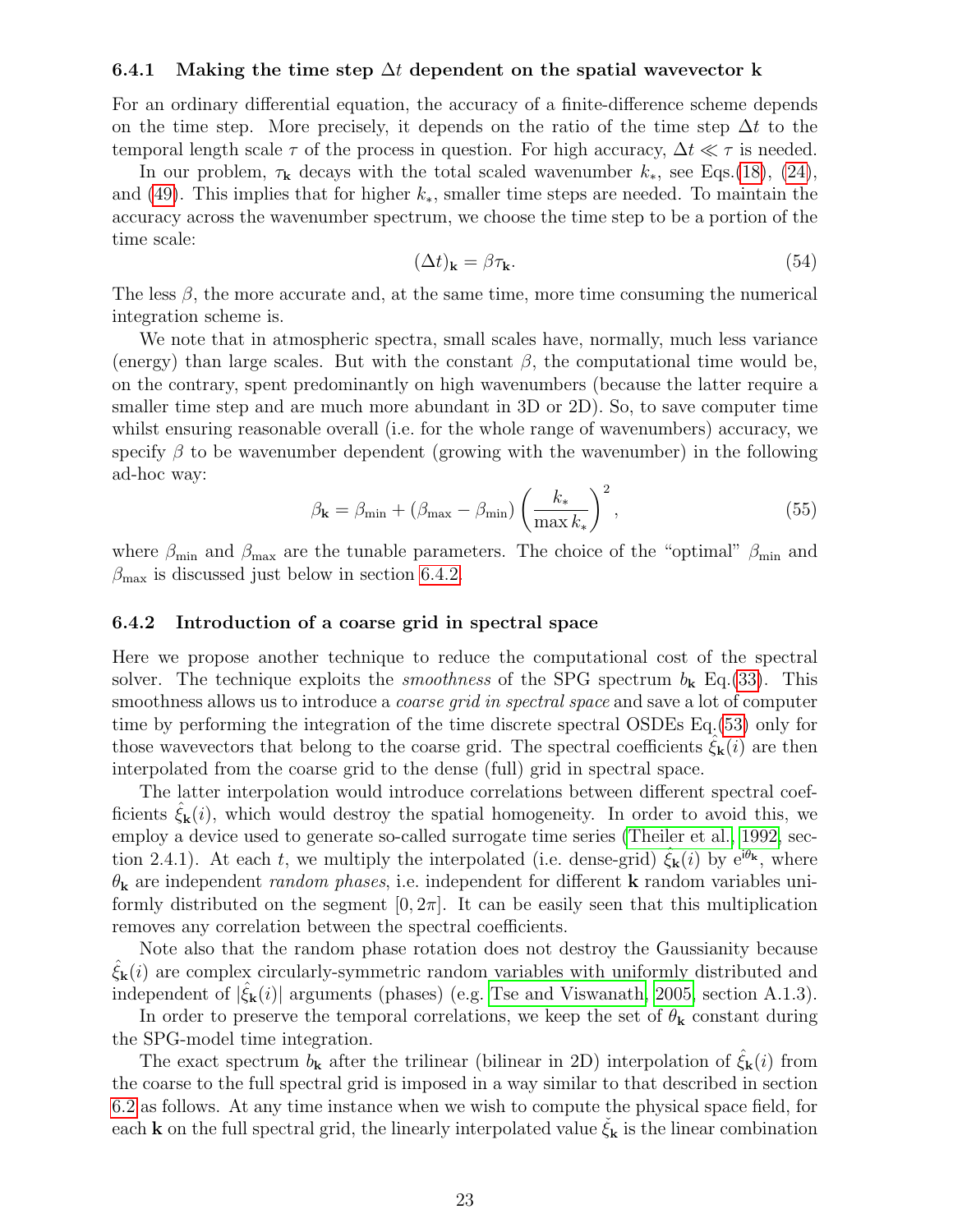### 6.4.1 Making the time step $\Delta t$ dependent on the spatial wavevector $\mathbf{k}$

For an ordinary differential equation, the accuracy of a finite-difference scheme depends on the time step. More precisely, it depends on the ratio of the time step $\Delta t$ to the temporal length scale $\tau$ of the process in question. For high accuracy, $\Delta t \ll \tau$ is needed.

In our problem, $\tau_{\mathbf{k}}$ decays with the total scaled wavenumber $k_*$, see Eqs.(18), (24), and (49). This implies that for higher $k_*$, smaller time steps are needed. To maintain the accuracy across the wavenumber spectrum, we choose the time step to be a portion of the time scale:

$$(\Delta t)_{\mathbf{k}} = \beta \tau_{\mathbf{k}}. \tag{54}$$

The less $\beta$, the more accurate and, at the same time, more time consuming the numerical integration scheme is.

We note that in atmospheric spectra, small scales have, normally, much less variance (energy) than large scales. But with the constant $\beta$, the computational time would be, on the contrary, spent predominantly on high wavenumbers (because the latter require a smaller time step and are much more abundant in 3D or 2D). So, to save computer time whilst ensuring reasonable overall (i.e. for the whole range of wavenumbers) accuracy, we specify $\beta$ to be wavenumber dependent (growing with the wavenumber) in the following ad-hoc way:

$$\beta_{\mathbf{k}} = \beta_{\min} + (\beta_{\max} - \beta_{\min}) \left( \frac{k_*}{\max k_*} \right)^2, \tag{55}$$

where $\beta_{\min}$ and $\beta_{\max}$ are the tunable parameters. The choice of the "optimal" $\beta_{\min}$ and $\beta_{\max}$ is discussed just below in section 6.4.2.

### 6.4.2 Introduction of a coarse grid in spectral space

Here we propose another technique to reduce the computational cost of the spectral solver. The technique exploits the *smoothness* of the SPG spectrum $b_{\mathbf{k}}$ Eq.(33). This smoothness allows us to introduce a *coarse grid in spectral space* and save a lot of computer time by performing the integration of the time discrete spectral OSDEs Eq.(53) only for those wavevectors that belong to the coarse grid. The spectral coefficients $\hat{\xi}_{\mathbf{k}}(i)$ are then interpolated from the coarse grid to the dense (full) grid in spectral space.

The latter interpolation would introduce correlations between different spectral coefficients $\hat{\xi}_{\mathbf{k}}(i)$, which would destroy the spatial homogeneity. In order to avoid this, we employ a device used to generate so-called surrogate time series (Theiler et al., 1992, section 2.4.1). At each $t$, we multiply the interpolated (i.e. dense-grid) $\hat{\xi}_{\mathbf{k}}(i)$ by $e^{i\theta_{\mathbf{k}}}$, where $\theta_{\mathbf{k}}$ are independent *random phases*, i.e. independent for different $\mathbf{k}$ random variables uniformly distributed on the segment $[0, 2\pi]$. It can be easily seen that this multiplication removes any correlation between the spectral coefficients.

Note also that the random phase rotation does not destroy the Gaussianity because $\hat{\xi}_{\mathbf{k}}(i)$ are complex circularly-symmetric random variables with uniformly distributed and independent of $|\hat{\xi}_{\mathbf{k}}(i)|$ arguments (phases) (e.g. Tse and Viswanath, 2005, section A.1.3).

In order to preserve the temporal correlations, we keep the set of $\theta_{\mathbf{k}}$ constant during the SPG-model time integration.

The exact spectrum $b_{\mathbf{k}}$ after the trilinear (bilinear in 2D) interpolation of $\hat{\xi}_{\mathbf{k}}(i)$ from the coarse to the full spectral grid is imposed in a way similar to that described in section 6.2 as follows. At any time instance when we wish to compute the physical space field, for each $\mathbf{k}$ on the full spectral grid, the linearly interpolated value $\check{\xi}_{\mathbf{k}}$ is the linear combination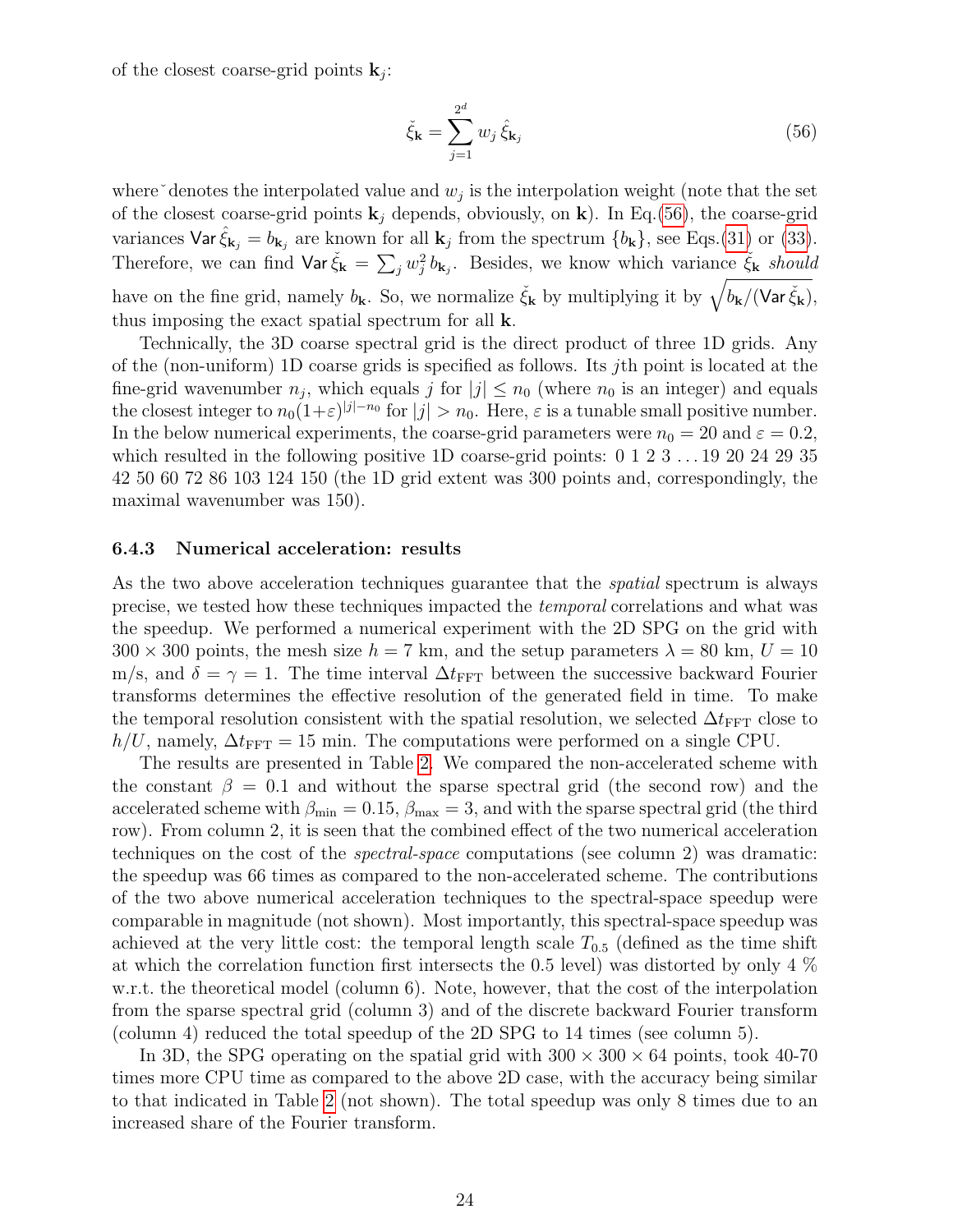of the closest coarse-grid points $\mathbf{k}_j$:

$$\check{\xi}_{\mathbf{k}} = \sum_{j=1}^{2^d} w_j \, \hat{\xi}_{\mathbf{k}_j} \tag{56}$$

where ˇ denotes the interpolated value and $w_j$ is the interpolation weight (note that the set of the closest coarse-grid points $\mathbf{k}_j$ depends, obviously, on $\mathbf{k}$). In Eq.(56), the coarse-grid variances $\mathsf{Var}\, \hat{\xi}_{\mathbf{k}_j} = b_{\mathbf{k}_j}$ are known for all $\mathbf{k}_j$ from the spectrum $\{b_{\mathbf{k}}\}$, see Eqs.(31) or (33). Therefore, we can find $\mathsf{Var}\, \check{\xi}_{\mathbf{k}} = \sum_j w_j^2 \, b_{\mathbf{k}_j}$. Besides, we know which variance $\check{\xi}_{\mathbf{k}}$ *should* have on the fine grid, namely $b_{\mathbf{k}}$. So, we normalize $\check{\xi}_{\mathbf{k}}$ by multiplying it by $\sqrt{b_{\mathbf{k}}/(\mathsf{Var}\, \check{\xi}_{\mathbf{k}})}$, thus imposing the exact spatial spectrum for all $\mathbf{k}$.

Technically, the 3D coarse spectral grid is the direct product of three 1D grids. Any of the (non-uniform) 1D coarse grids is specified as follows. Its $j$th point is located at the fine-grid wavenumber $n_j$, which equals $j$ for $|j| \le n_0$ (where $n_0$ is an integer) and equals the closest integer to $n_0(1+\varepsilon)^{|j|-n_0}$ for $|j| > n_0$. Here, $\varepsilon$ is a tunable small positive number. In the below numerical experiments, the coarse-grid parameters were $n_0 = 20$ and $\varepsilon = 0.2$, which resulted in the following positive 1D coarse-grid points: 0 1 2 3 ... 19 20 24 29 35 42 50 60 72 86 103 124 150 (the 1D grid extent was 300 points and, correspondingly, the maximal wavenumber was 150).

### 6.4.3 Numerical acceleration: results

As the two above acceleration techniques guarantee that the *spatial* spectrum is always precise, we tested how these techniques impacted the *temporal* correlations and what was the speedup. We performed a numerical experiment with the 2D SPG on the grid with $300 \times 300$ points, the mesh size $h = 7$ km, and the setup parameters $\lambda = 80$ km, $U = 10$ m/s, and $\delta = \gamma = 1$. The time interval $\Delta t_{\rm FFT}$ between the successive backward Fourier transforms determines the effective resolution of the generated field in time. To make the temporal resolution consistent with the spatial resolution, we selected $\Delta t_{\rm FFT}$ close to $h/U$, namely, $\Delta t_{\rm FFT} = 15$ min. The computations were performed on a single CPU.

The results are presented in Table 2. We compared the non-accelerated scheme with the constant $\beta = 0.1$ and without the sparse spectral grid (the second row) and the accelerated scheme with $\beta_{\rm min} = 0.15$, $\beta_{\rm max} = 3$, and with the sparse spectral grid (the third row). From column 2, it is seen that the combined effect of the two numerical acceleration techniques on the cost of the *spectral-space* computations (see column 2) was dramatic: the speedup was 66 times as compared to the non-accelerated scheme. The contributions of the two above numerical acceleration techniques to the spectral-space speedup were comparable in magnitude (not shown). Most importantly, this spectral-space speedup was achieved at the very little cost: the temporal length scale $T_{0.5}$ (defined as the time shift at which the correlation function first intersects the 0.5 level) was distorted by only 4 % w.r.t. the theoretical model (column 6). Note, however, that the cost of the interpolation from the sparse spectral grid (column 3) and of the discrete backward Fourier transform (column 4) reduced the total speedup of the 2D SPG to 14 times (see column 5).

In 3D, the SPG operating on the spatial grid with $300 \times 300 \times 64$ points, took 40-70 times more CPU time as compared to the above 2D case, with the accuracy being similar to that indicated in Table 2 (not shown). The total speedup was only 8 times due to an increased share of the Fourier transform.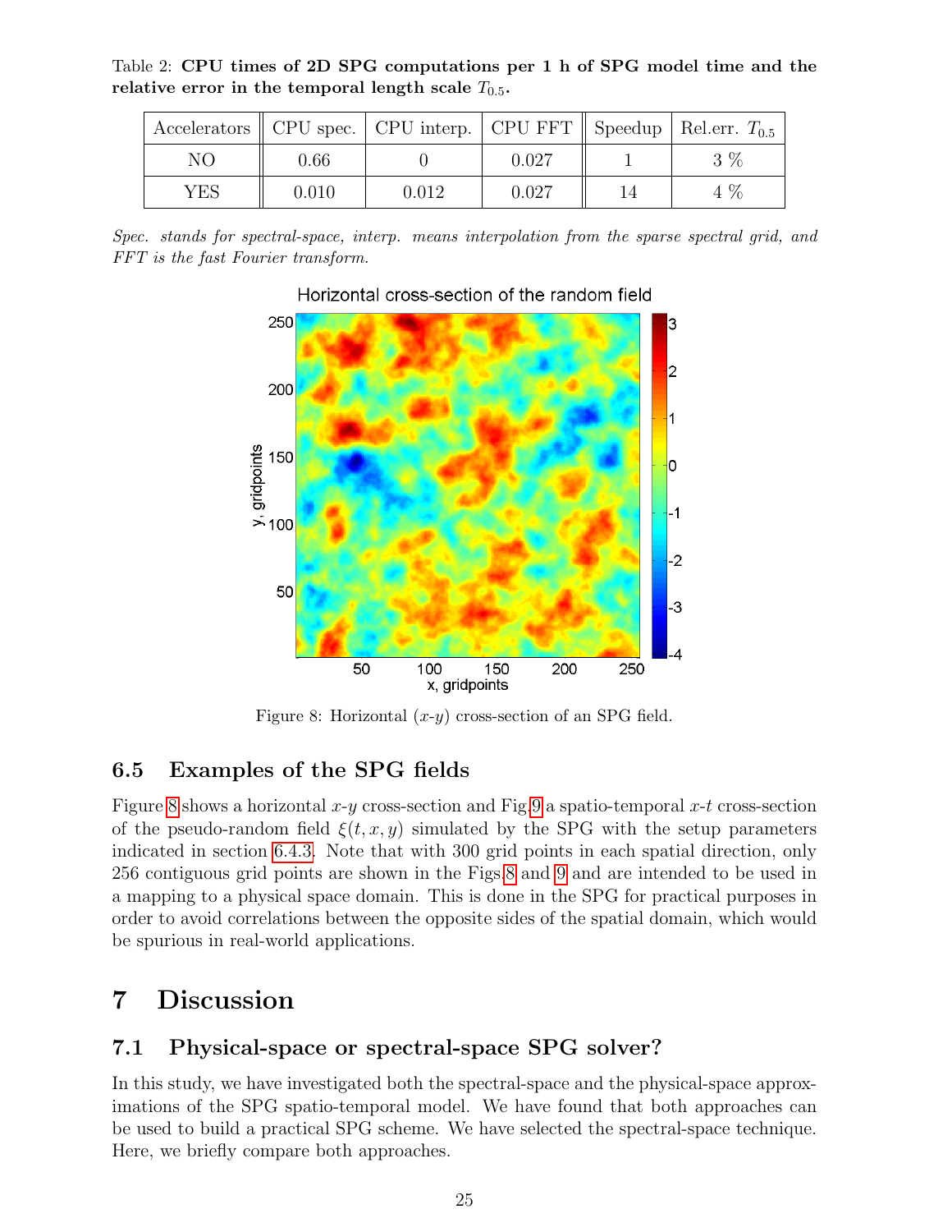Table 2: **CPU times of 2D SPG computations per 1 h of SPG model time and the relative error in the temporal length scale $T_{0.5}$.**

| Accelerators | CPU spec. | CPU interp. | CPU FFT | Speedup | Rel.err. $T_{0.5}$ |
|---|---|---|---|---|---|
| NO | 0.66 | 0 | 0.027 | 1 | 3 % |
| YES | 0.010 | 0.012 | 0.027 | 14 | 4 % |

*Spec. stands for spectral-space, interp. means interpolation from the sparse spectral grid, and FFT is the fast Fourier transform.*

Figure 8: Horizontal ($x$-$y$) cross-section of an SPG field.

## 6.5 Examples of the SPG fields

Figure 8 shows a horizontal $x$-$y$ cross-section and Fig.9 a spatio-temporal $x$-$t$ cross-section of the pseudo-random field $\xi(t, x, y)$ simulated by the SPG with the setup parameters indicated in section 6.4.3. Note that with 300 grid points in each spatial direction, only 256 contiguous grid points are shown in the Figs.8 and 9 and are intended to be used in a mapping to a physical space domain. This is done in the SPG for practical purposes in order to avoid correlations between the opposite sides of the spatial domain, which would be spurious in real-world applications.

# 7 Discussion

## 7.1 Physical-space or spectral-space SPG solver?

In this study, we have investigated both the spectral-space and the physical-space approximations of the SPG spatio-temporal model. We have found that both approaches can be used to build a practical SPG scheme. We have selected the spectral-space technique. Here, we briefly compare both approaches.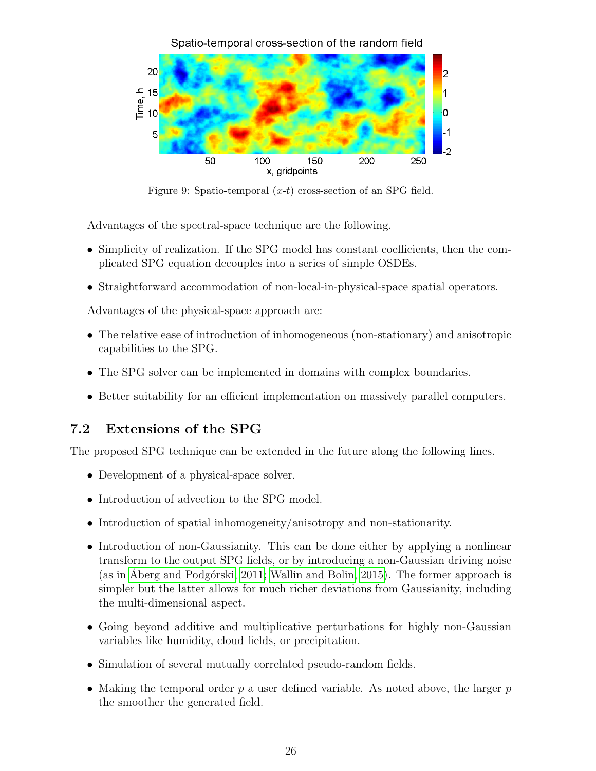Figure 9: Spatio-temporal ($x$-$t$) cross-section of an SPG field.

Advantages of the spectral-space technique are the following.

- Simplicity of realization. If the SPG model has constant coefficients, then the complicated SPG equation decouples into a series of simple OSDEs.
- Straightforward accommodation of non-local-in-physical-space spatial operators.

Advantages of the physical-space approach are:

- The relative ease of introduction of inhomogeneous (non-stationary) and anisotropic capabilities to the SPG.
- The SPG solver can be implemented in domains with complex boundaries.
- Better suitability for an efficient implementation on massively parallel computers.

## 7.2 Extensions of the SPG

The proposed SPG technique can be extended in the future along the following lines.

- Development of a physical-space solver.
- Introduction of advection to the SPG model.
- Introduction of spatial inhomogeneity/anisotropy and non-stationarity.
- Introduction of non-Gaussianity. This can be done either by applying a nonlinear transform to the output SPG fields, or by introducing a non-Gaussian driving noise (as in Åberg and Podgórski, 2011; Wallin and Bolin, 2015). The former approach is simpler but the latter allows for much richer deviations from Gaussianity, including the multi-dimensional aspect.
- Going beyond additive and multiplicative perturbations for highly non-Gaussian variables like humidity, cloud fields, or precipitation.
- Simulation of several mutually correlated pseudo-random fields.
- Making the temporal order $p$ a user defined variable. As noted above, the larger $p$ the smoother the generated field.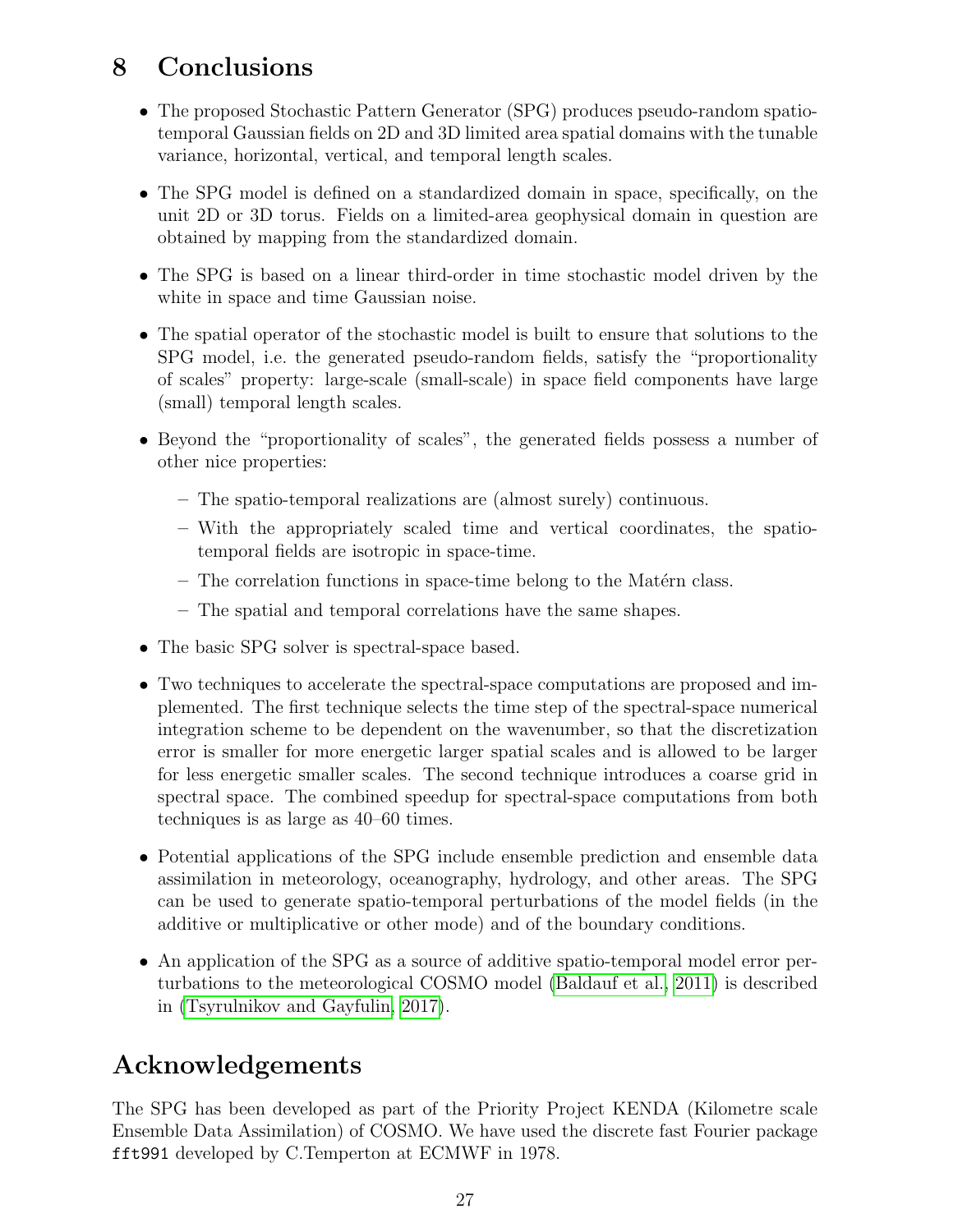## 8 Conclusions

- The proposed Stochastic Pattern Generator (SPG) produces pseudo-random spatio-temporal Gaussian fields on 2D and 3D limited area spatial domains with the tunable variance, horizontal, vertical, and temporal length scales.
- The SPG model is defined on a standardized domain in space, specifically, on the unit 2D or 3D torus. Fields on a limited-area geophysical domain in question are obtained by mapping from the standardized domain.
- The SPG is based on a linear third-order in time stochastic model driven by the white in space and time Gaussian noise.
- The spatial operator of the stochastic model is built to ensure that solutions to the SPG model, i.e. the generated pseudo-random fields, satisfy the "proportionality of scales" property: large-scale (small-scale) in space field components have large (small) temporal length scales.
- Beyond the "proportionality of scales", the generated fields possess a number of other nice properties:
  - The spatio-temporal realizations are (almost surely) continuous.
  - With the appropriately scaled time and vertical coordinates, the spatio-temporal fields are isotropic in space-time.
  - The correlation functions in space-time belong to the Matérn class.
  - The spatial and temporal correlations have the same shapes.
- The basic SPG solver is spectral-space based.
- Two techniques to accelerate the spectral-space computations are proposed and implemented. The first technique selects the time step of the spectral-space numerical integration scheme to be dependent on the wavenumber, so that the discretization error is smaller for more energetic larger spatial scales and is allowed to be larger for less energetic smaller scales. The second technique introduces a coarse grid in spectral space. The combined speedup for spectral-space computations from both techniques is as large as 40–60 times.
- Potential applications of the SPG include ensemble prediction and ensemble data assimilation in meteorology, oceanography, hydrology, and other areas. The SPG can be used to generate spatio-temporal perturbations of the model fields (in the additive or multiplicative or other mode) and of the boundary conditions.
- An application of the SPG as a source of additive spatio-temporal model error perturbations to the meteorological COSMO model (Baldauf et al., 2011) is described in (Tsyrulnikov and Gayfulin, 2017).

## Acknowledgements

The SPG has been developed as part of the Priority Project KENDA (Kilometre scale Ensemble Data Assimilation) of COSMO. We have used the discrete fast Fourier package `fft991` developed by C.Temperton at ECMWF in 1978.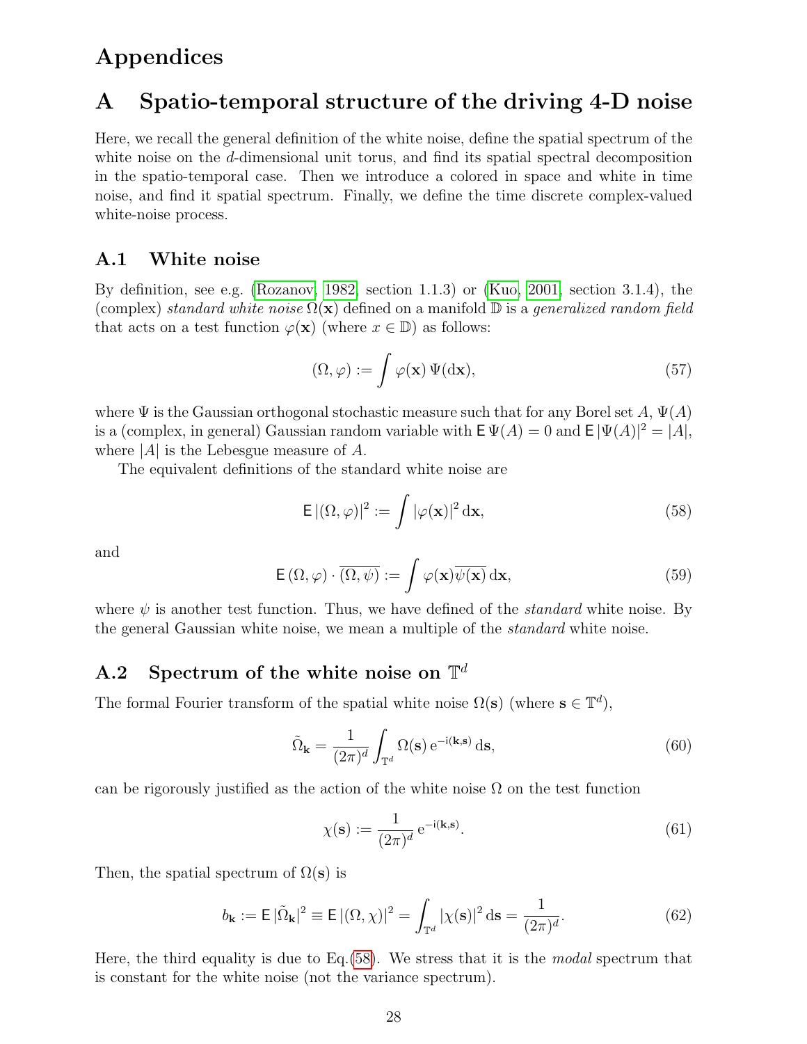# Appendices

## A Spatio-temporal structure of the driving 4-D noise

Here, we recall the general definition of the white noise, define the spatial spectrum of the white noise on the $d$-dimensional unit torus, and find its spatial spectral decomposition in the spatio-temporal case. Then we introduce a colored in space and white in time noise, and find it spatial spectrum. Finally, we define the time discrete complex-valued white-noise process.

### A.1 White noise

By definition, see e.g. (Rozanov, 1982, section 1.1.3) or (Kuo, 2001, section 3.1.4), the (complex) *standard white noise* $\Omega(\mathbf{x})$ defined on a manifold $\mathbb{D}$ is a *generalized random field* that acts on a test function $\varphi(\mathbf{x})$ (where $x \in \mathbb{D}$) as follows:

$$(\Omega, \varphi) := \int \varphi(\mathbf{x}) \, \Psi(\mathrm{d}\mathbf{x}), \tag{57}$$

where $\Psi$ is the Gaussian orthogonal stochastic measure such that for any Borel set $A$, $\Psi(A)$ is a (complex, in general) Gaussian random variable with $\mathsf{E}\,\Psi(A) = 0$ and $\mathsf{E}\,|\Psi(A)|^2 = |A|$, where $|A|$ is the Lebesgue measure of $A$.

The equivalent definitions of the standard white noise are

$$\mathsf{E}\,|(\Omega, \varphi)|^2 := \int |\varphi(\mathbf{x})|^2 \, \mathrm{d}\mathbf{x}, \tag{58}$$

and

$$\mathsf{E}\,(\Omega, \varphi) \cdot \overline{(\Omega, \psi)} := \int \varphi(\mathbf{x}) \overline{\psi(\mathbf{x})} \, \mathrm{d}\mathbf{x}, \tag{59}$$

where $\psi$ is another test function. Thus, we have defined of the *standard* white noise. By the general Gaussian white noise, we mean a multiple of the *standard* white noise.

### A.2 Spectrum of the white noise on $\mathbb{T}^d$

The formal Fourier transform of the spatial white noise $\Omega(\mathbf{s})$ (where $\mathbf{s} \in \mathbb{T}^d$),

$$\tilde{\Omega}_{\mathbf{k}} = \frac{1}{(2\pi)^d} \int_{\mathbb{T}^d} \Omega(\mathbf{s}) \, \mathrm{e}^{-\mathrm{i}(\mathbf{k},\mathbf{s})} \, \mathrm{d}\mathbf{s}, \tag{60}$$

can be rigorously justified as the action of the white noise $\Omega$ on the test function

$$\chi(\mathbf{s}) := \frac{1}{(2\pi)^d} \, \mathrm{e}^{-\mathrm{i}(\mathbf{k},\mathbf{s})}. \tag{61}$$

Then, the spatial spectrum of $\Omega(\mathbf{s})$ is

$$b_{\mathbf{k}} := \mathsf{E}\,|\tilde{\Omega}_{\mathbf{k}}|^2 \equiv \mathsf{E}\,|(\Omega, \chi)|^2 = \int_{\mathbb{T}^d} |\chi(\mathbf{s})|^2 \, \mathrm{d}\mathbf{s} = \frac{1}{(2\pi)^d}. \tag{62}$$

Here, the third equality is due to Eq.(58). We stress that it is the *modal* spectrum that is constant for the white noise (not the variance spectrum).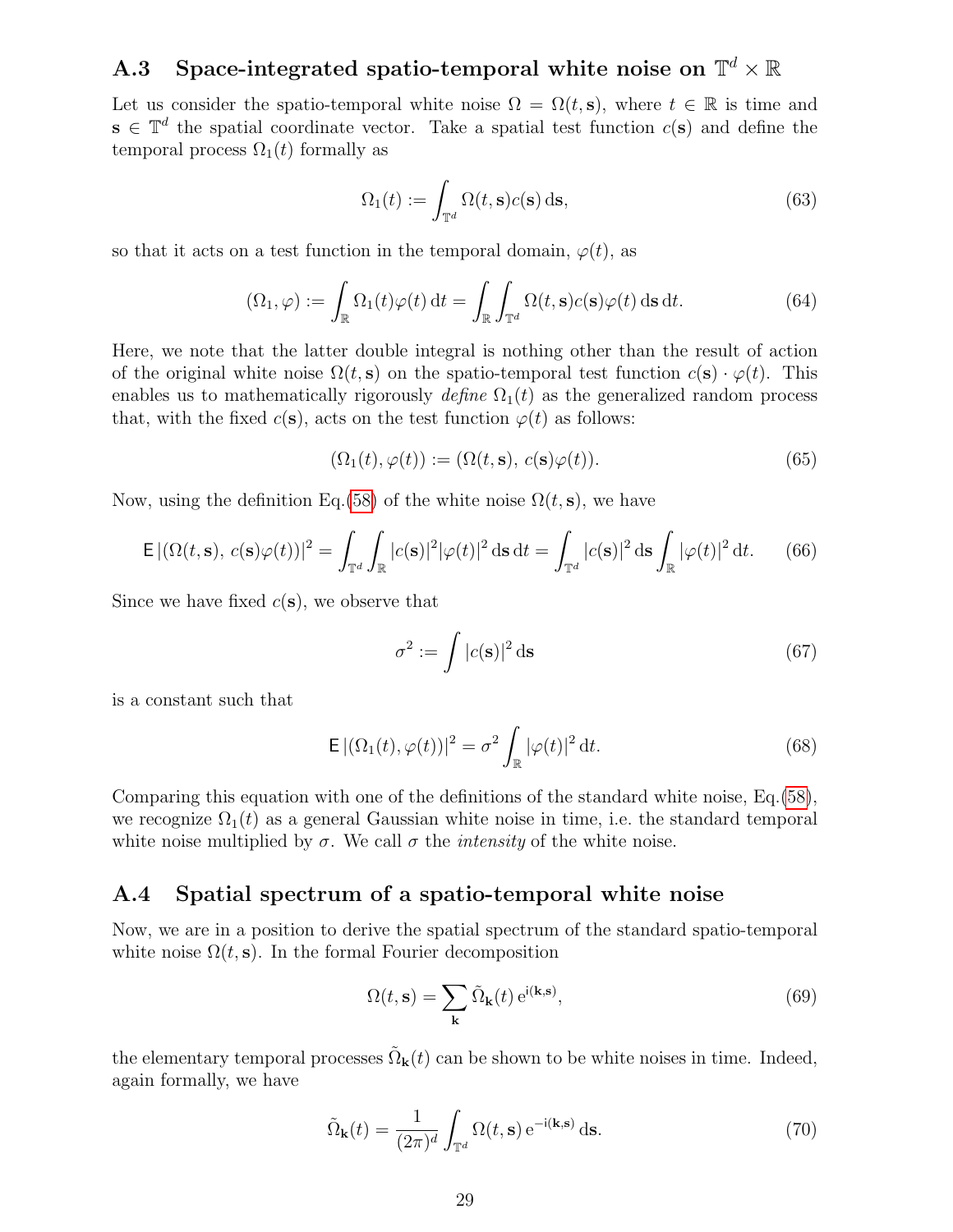### A.3 Space-integrated spatio-temporal white noise on $\mathbb{T}^d \times \mathbb{R}$

Let us consider the spatio-temporal white noise $\Omega = \Omega(t, \mathbf{s})$, where $t \in \mathbb{R}$ is time and $\mathbf{s} \in \mathbb{T}^d$ the spatial coordinate vector. Take a spatial test function $c(\mathbf{s})$ and define the temporal process $\Omega_1(t)$ formally as

$$\Omega_1(t) := \int_{\mathbb{T}^d} \Omega(t, \mathbf{s}) c(\mathbf{s}) \, \mathrm{d}\mathbf{s}, \tag{63}$$

so that it acts on a test function in the temporal domain, $\varphi(t)$, as

$$(\Omega_1, \varphi) := \int_{\mathbb{R}} \Omega_1(t) \varphi(t) \, \mathrm{d}t = \int_{\mathbb{R}} \int_{\mathbb{T}^d} \Omega(t, \mathbf{s}) c(\mathbf{s}) \varphi(t) \, \mathrm{d}\mathbf{s} \, \mathrm{d}t. \tag{64}$$

Here, we note that the latter double integral is nothing other than the result of action of the original white noise $\Omega(t, \mathbf{s})$ on the spatio-temporal test function $c(\mathbf{s}) \cdot \varphi(t)$. This enables us to mathematically rigorously *define* $\Omega_1(t)$ as the generalized random process that, with the fixed $c(\mathbf{s})$, acts on the test function $\varphi(t)$ as follows:

$$(\Omega_1(t), \varphi(t)) := (\Omega(t, \mathbf{s}), \, c(\mathbf{s})\varphi(t)). \tag{65}$$

Now, using the definition Eq.(58) of the white noise $\Omega(t, \mathbf{s})$, we have

$$\mathsf{E} \, |(\Omega(t, \mathbf{s}), \, c(\mathbf{s})\varphi(t))|^2 = \int_{\mathbb{T}^d} \int_{\mathbb{R}} |c(\mathbf{s})|^2 |\varphi(t)|^2 \, \mathrm{d}\mathbf{s} \, \mathrm{d}t = \int_{\mathbb{T}^d} |c(\mathbf{s})|^2 \, \mathrm{d}\mathbf{s} \int_{\mathbb{R}} |\varphi(t)|^2 \, \mathrm{d}t. \tag{66}$$

Since we have fixed $c(\mathbf{s})$, we observe that

$$\sigma^2 := \int |c(\mathbf{s})|^2 \, \mathrm{d}\mathbf{s} \tag{67}$$

is a constant such that

$$\mathsf{E} \, |(\Omega_1(t), \varphi(t))|^2 = \sigma^2 \int_{\mathbb{R}} |\varphi(t)|^2 \, \mathrm{d}t. \tag{68}$$

Comparing this equation with one of the definitions of the standard white noise, Eq.(58), we recognize $\Omega_1(t)$ as a general Gaussian white noise in time, i.e. the standard temporal white noise multiplied by $\sigma$. We call $\sigma$ the *intensity* of the white noise.

### A.4 Spatial spectrum of a spatio-temporal white noise

Now, we are in a position to derive the spatial spectrum of the standard spatio-temporal white noise $\Omega(t, \mathbf{s})$. In the formal Fourier decomposition

$$\Omega(t, \mathbf{s}) = \sum_{\mathbf{k}} \tilde{\Omega}_{\mathbf{k}}(t) \, \mathrm{e}^{\mathrm{i}(\mathbf{k}, \mathbf{s})}, \tag{69}$$

the elementary temporal processes $\tilde{\Omega}_{\mathbf{k}}(t)$ can be shown to be white noises in time. Indeed, again formally, we have

$$\tilde{\Omega}_{\mathbf{k}}(t) = \frac{1}{(2\pi)^d} \int_{\mathbb{T}^d} \Omega(t, \mathbf{s}) \, \mathrm{e}^{-\mathrm{i}(\mathbf{k}, \mathbf{s})} \, \mathrm{d}\mathbf{s}. \tag{70}$$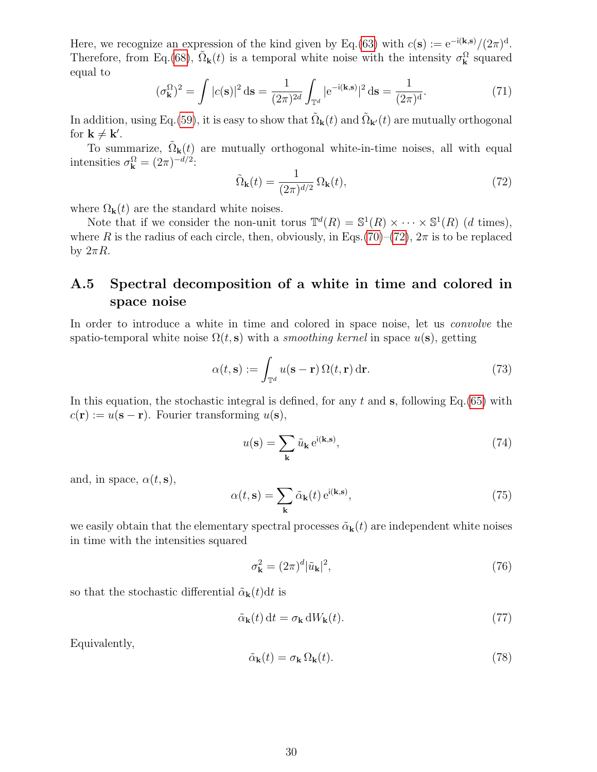Here, we recognize an expression of the kind given by Eq.(63) with $c(\mathbf{s}) := \mathrm{e}^{-\mathrm{i}(\mathbf{k},\mathbf{s})}/(2\pi)^{\mathrm{d}}$. Therefore, from Eq.(68), $\tilde{\Omega}_{\mathbf{k}}(t)$ is a temporal white noise with the intensity $\sigma_{\mathbf{k}}^{\Omega}$ squared equal to

$$(\sigma_{\mathbf{k}}^{\Omega})^2 = \int |c(\mathbf{s})|^2 \, \mathrm{d}\mathbf{s} = \frac{1}{(2\pi)^{2d}} \int_{\mathbb{T}^d} |\mathrm{e}^{-\mathrm{i}(\mathbf{k},\mathbf{s})}|^2 \, \mathrm{d}\mathbf{s} = \frac{1}{(2\pi)^{\mathrm{d}}}. \tag{71}$$

In addition, using Eq.(59), it is easy to show that $\tilde{\Omega}_{\mathbf{k}}(t)$ and $\tilde{\Omega}_{\mathbf{k}'}(t)$ are mutually orthogonal for $\mathbf{k} \neq \mathbf{k}'$.

To summarize, $\tilde{\Omega}_{\mathbf{k}}(t)$ are mutually orthogonal white-in-time noises, all with equal intensities $\sigma_{\mathbf{k}}^{\Omega} = (2\pi)^{-d/2}$:

$$\tilde{\Omega}_{\mathbf{k}}(t) = \frac{1}{(2\pi)^{d/2}} \, \Omega_{\mathbf{k}}(t), \tag{72}$$

where $\Omega_{\mathbf{k}}(t)$ are the standard white noises.

Note that if we consider the non-unit torus $\mathbb{T}^d(R) = \mathbb{S}^1(R) \times \cdots \times \mathbb{S}^1(R)$ ($d$ times), where $R$ is the radius of each circle, then, obviously, in Eqs.(70)–(72), $2\pi$ is to be replaced by $2\pi R$.

## A.5 Spectral decomposition of a white in time and colored in space noise

In order to introduce a white in time and colored in space noise, let us *convolve* the spatio-temporal white noise $\Omega(t, \mathbf{s})$ with a *smoothing kernel* in space $u(\mathbf{s})$, getting

$$\alpha(t, \mathbf{s}) := \int_{\mathbb{T}^d} u(\mathbf{s} - \mathbf{r}) \, \Omega(t, \mathbf{r}) \, \mathrm{d}\mathbf{r}. \tag{73}$$

In this equation, the stochastic integral is defined, for any $t$ and $\mathbf{s}$, following Eq.(65) with $c(\mathbf{r}) := u(\mathbf{s} - \mathbf{r})$. Fourier transforming $u(\mathbf{s})$,

$$u(\mathbf{s}) = \sum_{\mathbf{k}} \tilde{u}_{\mathbf{k}} \, \mathrm{e}^{\mathrm{i}(\mathbf{k},\mathbf{s})}, \tag{74}$$

and, in space, $\alpha(t, \mathbf{s})$,

$$\alpha(t, \mathbf{s}) = \sum_{\mathbf{k}} \tilde{\alpha}_{\mathbf{k}}(t) \, \mathrm{e}^{\mathrm{i}(\mathbf{k},\mathbf{s})}, \tag{75}$$

we easily obtain that the elementary spectral processes $\tilde{\alpha}_{\mathbf{k}}(t)$ are independent white noises in time with the intensities squared

$$\sigma_{\mathbf{k}}^2 = (2\pi)^d |\tilde{u}_{\mathbf{k}}|^2, \tag{76}$$

so that the stochastic differential $\tilde{\alpha}_{\mathbf{k}}(t)\mathrm{d}t$ is

$$\tilde{\alpha}_{\mathbf{k}}(t) \, \mathrm{d}t = \sigma_{\mathbf{k}} \, \mathrm{d}W_{\mathbf{k}}(t). \tag{77}$$

Equivalently,

$$\tilde{\alpha}_{\mathbf{k}}(t) = \sigma_{\mathbf{k}} \, \Omega_{\mathbf{k}}(t). \tag{78}$$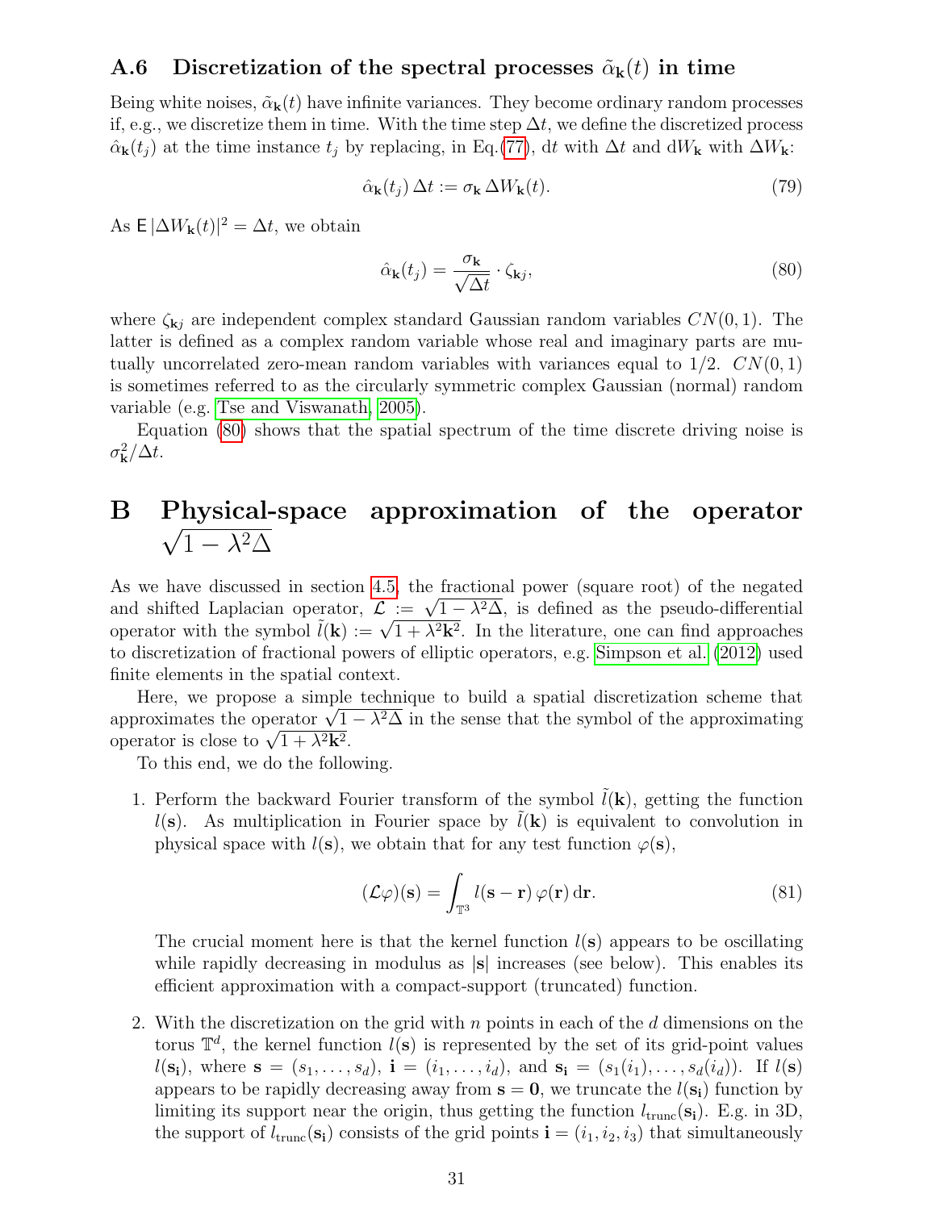### A.6 Discretization of the spectral processes $\tilde{\alpha}_{\mathbf{k}}(t)$ in time

Being white noises, $\tilde{\alpha}_{\mathbf{k}}(t)$ have infinite variances. They become ordinary random processes if, e.g., we discretize them in time. With the time step $\Delta t$, we define the discretized process $\hat{\alpha}_{\mathbf{k}}(t_j)$ at the time instance $t_j$ by replacing, in Eq.(77), $\mathrm{d}t$ with $\Delta t$ and $\mathrm{d}W_{\mathbf{k}}$ with $\Delta W_{\mathbf{k}}$:

$$\hat{\alpha}_{\mathbf{k}}(t_j)\,\Delta t := \sigma_{\mathbf{k}}\,\Delta W_{\mathbf{k}}(t). \tag{79}$$

As $\mathsf{E}\,|\Delta W_{\mathbf{k}}(t)|^2 = \Delta t$, we obtain

$$\hat{\alpha}_{\mathbf{k}}(t_j) = \frac{\sigma_{\mathbf{k}}}{\sqrt{\Delta t}} \cdot \zeta_{\mathbf{k}j}, \tag{80}$$

where $\zeta_{\mathbf{k}j}$ are independent complex standard Gaussian random variables $CN(0,1)$. The latter is defined as a complex random variable whose real and imaginary parts are mutually uncorrelated zero-mean random variables with variances equal to 1/2. $CN(0,1)$ is sometimes referred to as the circularly symmetric complex Gaussian (normal) random variable (e.g. Tse and Viswanath, 2005).

Equation (80) shows that the spatial spectrum of the time discrete driving noise is $\sigma_{\mathbf{k}}^2/\Delta t$.

# B Physical-space approximation of the operator $\sqrt{1-\lambda^2\Delta}$

As we have discussed in section 4.5, the fractional power (square root) of the negated and shifted Laplacian operator, $\mathcal{L} := \sqrt{1-\lambda^2\Delta}$, is defined as the pseudo-differential operator with the symbol $\tilde{l}(\mathbf{k}) := \sqrt{1+\lambda^2\mathbf{k}^2}$. In the literature, one can find approaches to discretization of fractional powers of elliptic operators, e.g. Simpson et al. (2012) used finite elements in the spatial context.

Here, we propose a simple technique to build a spatial discretization scheme that approximates the operator $\sqrt{1-\lambda^2\Delta}$ in the sense that the symbol of the approximating operator is close to $\sqrt{1+\lambda^2\mathbf{k}^2}$.

To this end, we do the following.

1. Perform the backward Fourier transform of the symbol $\tilde{l}(\mathbf{k})$, getting the function $l(\mathbf{s})$. As multiplication in Fourier space by $\tilde{l}(\mathbf{k})$ is equivalent to convolution in physical space with $l(\mathbf{s})$, we obtain that for any test function $\varphi(\mathbf{s})$,

$$(\mathcal{L}\varphi)(\mathbf{s}) = \int_{\mathbb{T}^3} l(\mathbf{s}-\mathbf{r})\,\varphi(\mathbf{r})\,\mathrm{d}\mathbf{r}. \tag{81}$$

   The crucial moment here is that the kernel function $l(\mathbf{s})$ appears to be oscillating while rapidly decreasing in modulus as $|\mathbf{s}|$ increases (see below). This enables its efficient approximation with a compact-support (truncated) function.

2. With the discretization on the grid with $n$ points in each of the $d$ dimensions on the torus $\mathbb{T}^d$, the kernel function $l(\mathbf{s})$ is represented by the set of its grid-point values $l(\mathbf{s}_{\mathbf{i}})$, where $\mathbf{s} = (s_1,\ldots,s_d)$, $\mathbf{i} = (i_1,\ldots,i_d)$, and $\mathbf{s}_{\mathbf{i}} = (s_1(i_1),\ldots,s_d(i_d))$. If $l(\mathbf{s})$ appears to be rapidly decreasing away from $\mathbf{s} = \mathbf{0}$, we truncate the $l(\mathbf{s}_{\mathbf{i}})$ function by limiting its support near the origin, thus getting the function $l_{\mathrm{trunc}}(\mathbf{s}_{\mathbf{i}})$. E.g. in 3D, the support of $l_{\mathrm{trunc}}(\mathbf{s}_{\mathbf{i}})$ consists of the grid points $\mathbf{i} = (i_1,i_2,i_3)$ that simultaneously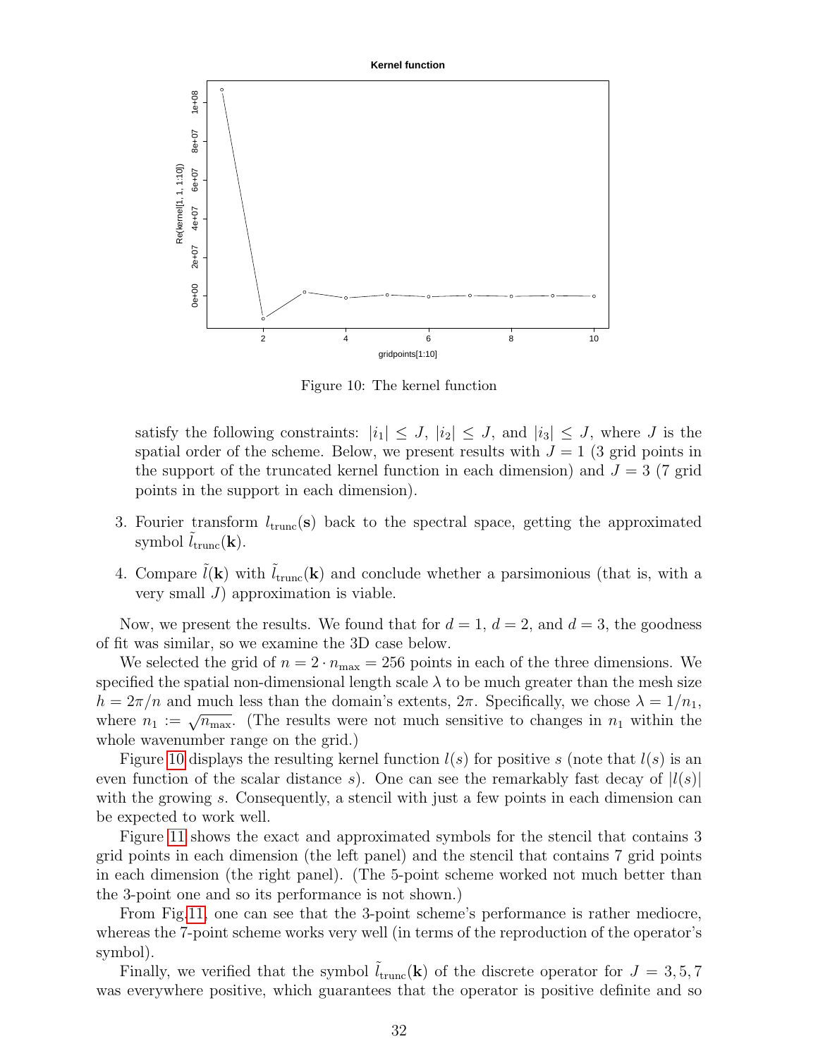Figure 10: The kernel function

satisfy the following constraints: $|i_1| \le J$, $|i_2| \le J$, and $|i_3| \le J$, where $J$ is the spatial order of the scheme. Below, we present results with $J = 1$ (3 grid points in the support of the truncated kernel function in each dimension) and $J = 3$ (7 grid points in the support in each dimension).

3. Fourier transform $l_{\rm trunc}(\mathbf{s})$ back to the spectral space, getting the approximated symbol $\tilde{l}_{\rm trunc}(\mathbf{k})$.

4. Compare $\tilde{l}(\mathbf{k})$ with $\tilde{l}_{\rm trunc}(\mathbf{k})$ and conclude whether a parsimonious (that is, with a very small $J$) approximation is viable.

Now, we present the results. We found that for $d = 1$, $d = 2$, and $d = 3$, the goodness of fit was similar, so we examine the 3D case below.

We selected the grid of $n = 2 \cdot n_{\max} = 256$ points in each of the three dimensions. We specified the spatial non-dimensional length scale $\lambda$ to be much greater than the mesh size $h = 2\pi/n$ and much less than the domain's extents, $2\pi$. Specifically, we chose $\lambda = 1/n_1$, where $n_1 := \sqrt{n_{\max}}$. (The results were not much sensitive to changes in $n_1$ within the whole wavenumber range on the grid.)

Figure 10 displays the resulting kernel function $l(s)$ for positive $s$ (note that $l(s)$ is an even function of the scalar distance $s$). One can see the remarkably fast decay of $|l(s)|$ with the growing $s$. Consequently, a stencil with just a few points in each dimension can be expected to work well.

Figure 11 shows the exact and approximated symbols for the stencil that contains 3 grid points in each dimension (the left panel) and the stencil that contains 7 grid points in each dimension (the right panel). (The 5-point scheme worked not much better than the 3-point one and so its performance is not shown.)

From Fig.11, one can see that the 3-point scheme's performance is rather mediocre, whereas the 7-point scheme works very well (in terms of the reproduction of the operator's symbol).

Finally, we verified that the symbol $\tilde{l}_{\rm trunc}(\mathbf{k})$ of the discrete operator for $J = 3, 5, 7$ was everywhere positive, which guarantees that the operator is positive definite and so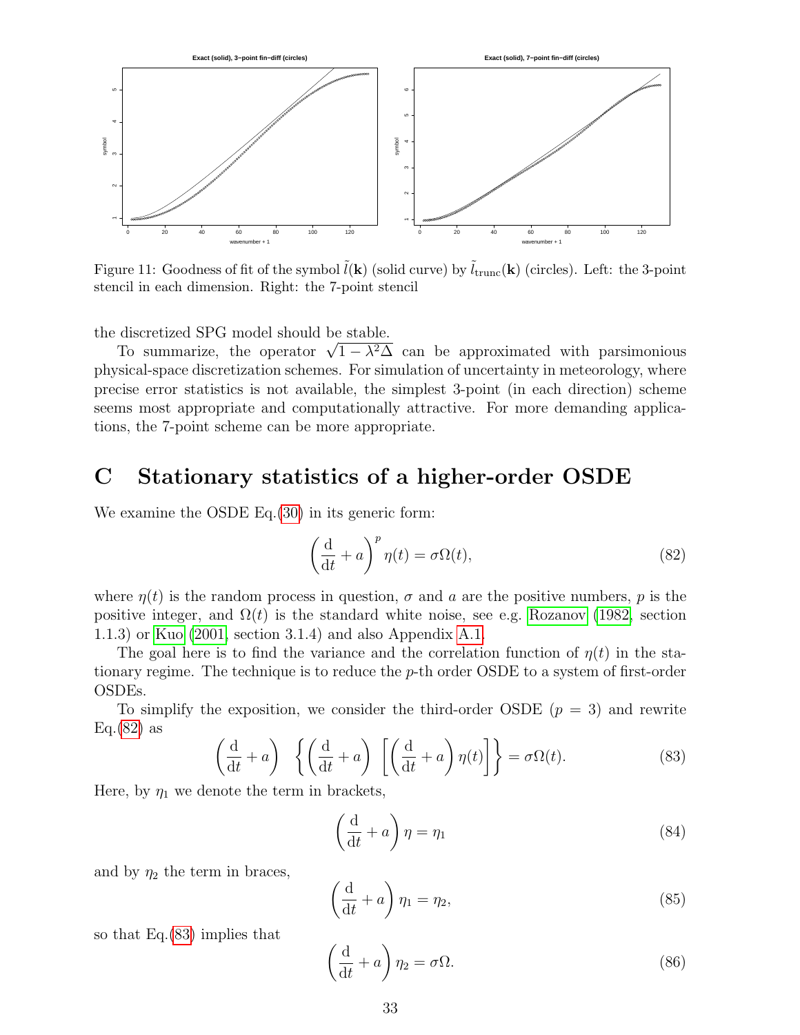Figure 11: Goodness of fit of the symbol $\tilde{l}(\mathbf{k})$ (solid curve) by $\tilde{l}_{\mathrm{trunc}}(\mathbf{k})$ (circles). Left: the 3-point stencil in each dimension. Right: the 7-point stencil

the discretized SPG model should be stable.

To summarize, the operator $\sqrt{1-\lambda^2\Delta}$ can be approximated with parsimonious physical-space discretization schemes. For simulation of uncertainty in meteorology, where precise error statistics is not available, the simplest 3-point (in each direction) scheme seems most appropriate and computationally attractive. For more demanding applications, the 7-point scheme can be more appropriate.

# C Stationary statistics of a higher-order OSDE

We examine the OSDE Eq.(30) in its generic form:

$$\left(\frac{\mathrm{d}}{\mathrm{d}t} + a\right)^p \eta(t) = \sigma\Omega(t), \tag{82}$$

where $\eta(t)$ is the random process in question, $\sigma$ and $a$ are the positive numbers, $p$ is the positive integer, and $\Omega(t)$ is the standard white noise, see e.g. Rozanov (1982, section 1.1.3) or Kuo (2001, section 3.1.4) and also Appendix A.1.

The goal here is to find the variance and the correlation function of $\eta(t)$ in the stationary regime. The technique is to reduce the $p$-th order OSDE to a system of first-order OSDEs.

To simplify the exposition, we consider the third-order OSDE ($p = 3$) and rewrite Eq.(82) as

$$\left(\frac{\mathrm{d}}{\mathrm{d}t} + a\right) \left\{\left(\frac{\mathrm{d}}{\mathrm{d}t} + a\right) \left[\left(\frac{\mathrm{d}}{\mathrm{d}t} + a\right)\eta(t)\right]\right\} = \sigma\Omega(t). \tag{83}$$

Here, by $\eta_1$ we denote the term in brackets,

$$\left(\frac{\mathrm{d}}{\mathrm{d}t} + a\right)\eta = \eta_1 \tag{84}$$

and by $\eta_2$ the term in braces,

$$\left(\frac{\mathrm{d}}{\mathrm{d}t} + a\right)\eta_1 = \eta_2, \tag{85}$$

so that Eq.(83) implies that

$$\left(\frac{\mathrm{d}}{\mathrm{d}t} + a\right)\eta_2 = \sigma\Omega. \tag{86}$$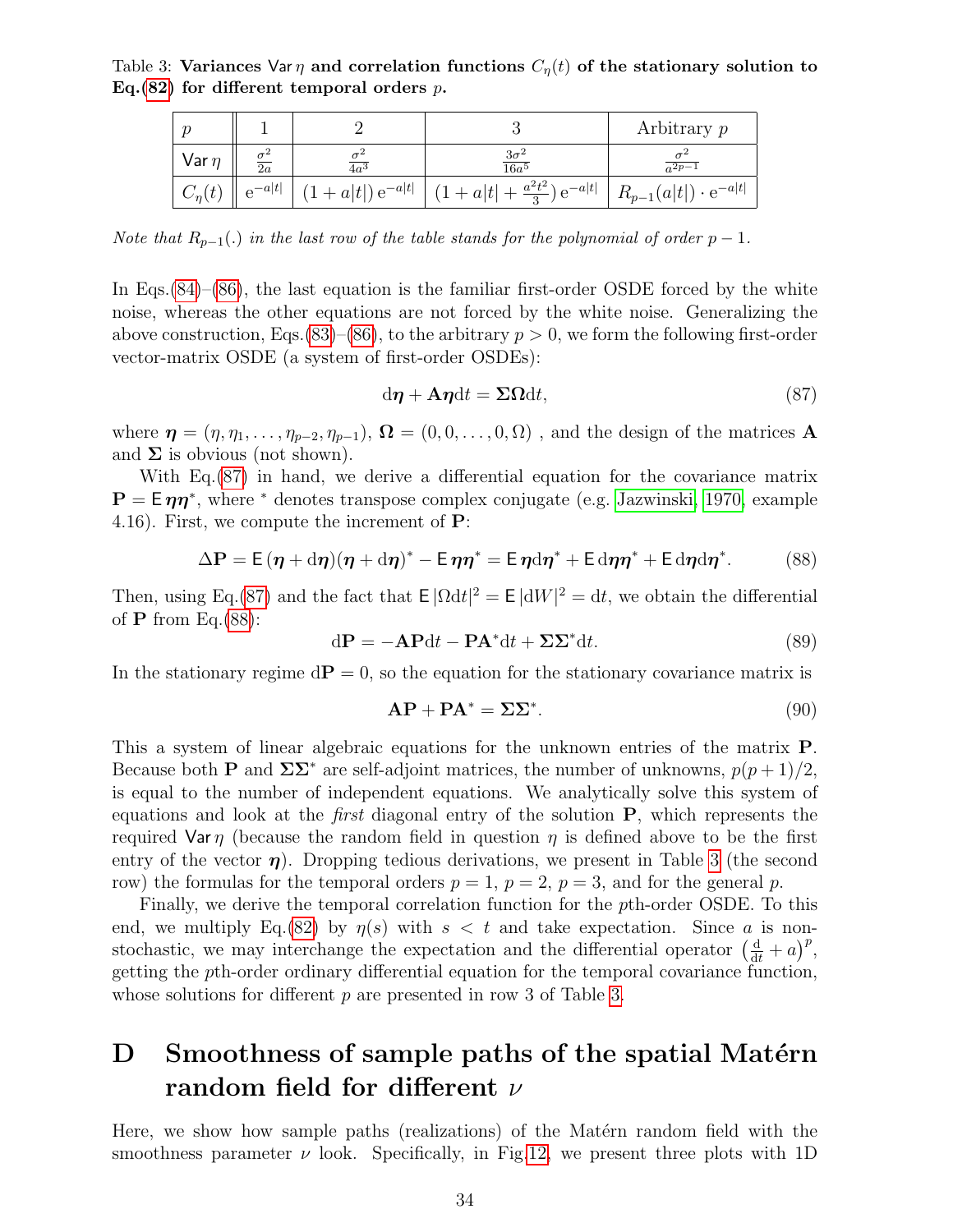Table 3: **Variances $\mathsf{Var}\,\eta$ and correlation functions $C_\eta(t)$ of the stationary solution to Eq.(82) for different temporal orders $p$.**

| $p$ | 1 | 2 | 3 | Arbitrary $p$ |
|---|---|---|---|---|
| $\mathsf{Var}\,\eta$ | $\frac{\sigma^2}{2a}$ | $\frac{\sigma^2}{4a^3}$ | $\frac{3\sigma^2}{16a^5}$ | $\frac{\sigma^2}{a^{2p-1}}$ |
| $C_\eta(t)$ | $\mathrm{e}^{-a\|t\|}$ | $(1+a\|t\|)\,\mathrm{e}^{-a\|t\|}$ | $(1+a\|t\|+\frac{a^2t^2}{3})\,\mathrm{e}^{-a\|t\|}$ | $R_{p-1}(a\|t\|)\cdot\mathrm{e}^{-a\|t\|}$ |

*Note that $R_{p-1}(.)$ in the last row of the table stands for the polynomial of order $p-1$.*

In Eqs.(84)–(86), the last equation is the familiar first-order OSDE forced by the white noise, whereas the other equations are not forced by the white noise. Generalizing the above construction, Eqs.(83)–(86), to the arbitrary $p > 0$, we form the following first-order vector-matrix OSDE (a system of first-order OSDEs):

$$\mathrm{d}\boldsymbol{\eta} + \mathbf{A}\boldsymbol{\eta}\mathrm{d}t = \boldsymbol{\Sigma}\boldsymbol{\Omega}\mathrm{d}t, \tag{87}$$

where $\boldsymbol{\eta} = (\eta, \eta_1, \ldots, \eta_{p-2}, \eta_{p-1})$, $\boldsymbol{\Omega} = (0, 0, \ldots, 0, \Omega)$ , and the design of the matrices $\mathbf{A}$ and $\boldsymbol{\Sigma}$ is obvious (not shown).

With Eq.(87) in hand, we derive a differential equation for the covariance matrix $\mathbf{P} = \mathsf{E}\,\boldsymbol{\eta}\boldsymbol{\eta}^*$, where $^*$ denotes transpose complex conjugate (e.g. Jazwinski, 1970, example 4.16). First, we compute the increment of $\mathbf{P}$:

$$\Delta\mathbf{P} = \mathsf{E}\,(\boldsymbol{\eta}+\mathrm{d}\boldsymbol{\eta})(\boldsymbol{\eta}+\mathrm{d}\boldsymbol{\eta})^* - \mathsf{E}\,\boldsymbol{\eta}\boldsymbol{\eta}^* = \mathsf{E}\,\boldsymbol{\eta}\mathrm{d}\boldsymbol{\eta}^* + \mathsf{E}\,\mathrm{d}\boldsymbol{\eta}\boldsymbol{\eta}^* + \mathsf{E}\,\mathrm{d}\boldsymbol{\eta}\mathrm{d}\boldsymbol{\eta}^*. \tag{88}$$

Then, using Eq.(87) and the fact that $\mathsf{E}\,|\Omega\mathrm{d}t|^2 = \mathsf{E}\,|\mathrm{d}W|^2 = \mathrm{d}t$, we obtain the differential of $\mathbf{P}$ from Eq.(88):

$$\mathrm{d}\mathbf{P} = -\mathbf{A}\mathbf{P}\mathrm{d}t - \mathbf{P}\mathbf{A}^*\mathrm{d}t + \boldsymbol{\Sigma}\boldsymbol{\Sigma}^*\mathrm{d}t. \tag{89}$$

In the stationary regime $\mathrm{d}\mathbf{P} = 0$, so the equation for the stationary covariance matrix is

$$\mathbf{A}\mathbf{P} + \mathbf{P}\mathbf{A}^* = \boldsymbol{\Sigma}\boldsymbol{\Sigma}^*. \tag{90}$$

This a system of linear algebraic equations for the unknown entries of the matrix $\mathbf{P}$. Because both $\mathbf{P}$ and $\boldsymbol{\Sigma}\boldsymbol{\Sigma}^*$ are self-adjoint matrices, the number of unknowns, $p(p+1)/2$, is equal to the number of independent equations. We analytically solve this system of equations and look at the *first* diagonal entry of the solution $\mathbf{P}$, which represents the required $\mathsf{Var}\,\eta$ (because the random field in question $\eta$ is defined above to be the first entry of the vector $\boldsymbol{\eta}$). Dropping tedious derivations, we present in Table 3 (the second row) the formulas for the temporal orders $p = 1$, $p = 2$, $p = 3$, and for the general $p$.

Finally, we derive the temporal correlation function for the $p$th-order OSDE. To this end, we multiply Eq.(82) by $\eta(s)$ with $s < t$ and take expectation. Since $a$ is non-stochastic, we may interchange the expectation and the differential operator $\left(\frac{\mathrm{d}}{\mathrm{d}t} + a\right)^p$, getting the $p$th-order ordinary differential equation for the temporal covariance function, whose solutions for different $p$ are presented in row 3 of Table 3.

# D Smoothness of sample paths of the spatial Matérn random field for different $\nu$

Here, we show how sample paths (realizations) of the Matérn random field with the smoothness parameter $\nu$ look. Specifically, in Fig.12, we present three plots with 1D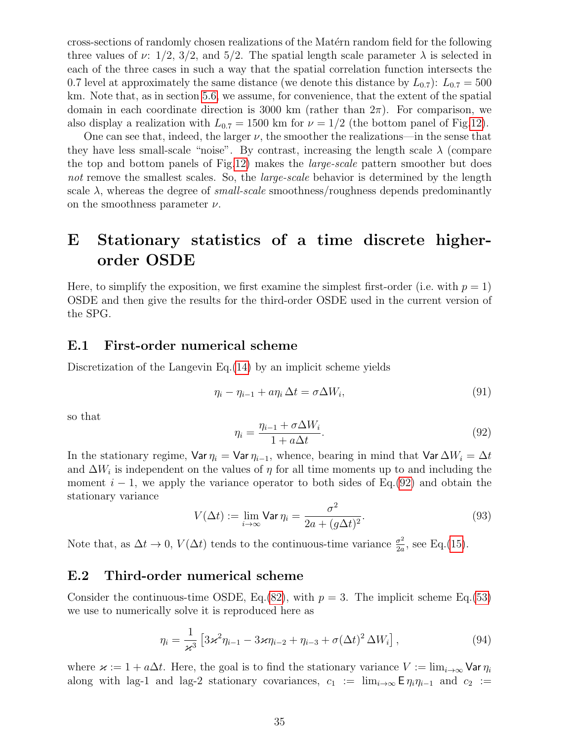cross-sections of randomly chosen realizations of the Matérn random field for the following three values of $\nu$: 1/2, 3/2, and 5/2. The spatial length scale parameter $\lambda$ is selected in each of the three cases in such a way that the spatial correlation function intersects the 0.7 level at approximately the same distance (we denote this distance by $L_{0.7}$): $L_{0.7} = 500$ km. Note that, as in section 5.6, we assume, for convenience, that the extent of the spatial domain in each coordinate direction is 3000 km (rather than $2\pi$). For comparison, we also display a realization with $L_{0.7} = 1500$ km for $\nu = 1/2$ (the bottom panel of Fig.12).

One can see that, indeed, the larger $\nu$, the smoother the realizations—in the sense that they have less small-scale "noise". By contrast, increasing the length scale $\lambda$ (compare the top and bottom panels of Fig.12) makes the *large-scale* pattern smoother but does *not* remove the smallest scales. So, the *large-scale* behavior is determined by the length scale $\lambda$, whereas the degree of *small-scale* smoothness/roughness depends predominantly on the smoothness parameter $\nu$.

# E Stationary statistics of a time discrete higher-order OSDE

Here, to simplify the exposition, we first examine the simplest first-order (i.e. with $p = 1$) OSDE and then give the results for the third-order OSDE used in the current version of the SPG.

## E.1 First-order numerical scheme

Discretization of the Langevin Eq.(14) by an implicit scheme yields

$$\eta_i - \eta_{i-1} + a\eta_i \, \Delta t = \sigma \Delta W_i, \tag{91}$$

so that

$$\eta_i = \frac{\eta_{i-1} + \sigma \Delta W_i}{1 + a\Delta t}. \tag{92}$$

In the stationary regime, $\mathsf{Var}\, \eta_i = \mathsf{Var}\, \eta_{i-1}$, whence, bearing in mind that $\mathsf{Var}\, \Delta W_i = \Delta t$ and $\Delta W_i$ is independent on the values of $\eta$ for all time moments up to and including the moment $i - 1$, we apply the variance operator to both sides of Eq.(92) and obtain the stationary variance

$$V(\Delta t) := \lim_{i \to \infty} \mathsf{Var}\, \eta_i = \frac{\sigma^2}{2a + (g\Delta t)^2}. \tag{93}$$

Note that, as $\Delta t \to 0$, $V(\Delta t)$ tends to the continuous-time variance $\frac{\sigma^2}{2a}$, see Eq.(15).

## E.2 Third-order numerical scheme

Consider the continuous-time OSDE, Eq.(82), with $p = 3$. The implicit scheme Eq.(53) we use to numerically solve it is reproduced here as

$$\eta_i = \frac{1}{\varkappa^3} \left[ 3\varkappa^2 \eta_{i-1} - 3\varkappa \eta_{i-2} + \eta_{i-3} + \sigma (\Delta t)^2 \, \Delta W_i \right], \tag{94}$$

where $\varkappa := 1 + a\Delta t$. Here, the goal is to find the stationary variance $V := \lim_{i \to \infty} \mathsf{Var}\, \eta_i$ along with lag-1 and lag-2 stationary covariances, $c_1 := \lim_{i \to \infty} \mathsf{E}\, \eta_i \eta_{i-1}$ and $c_2 :=$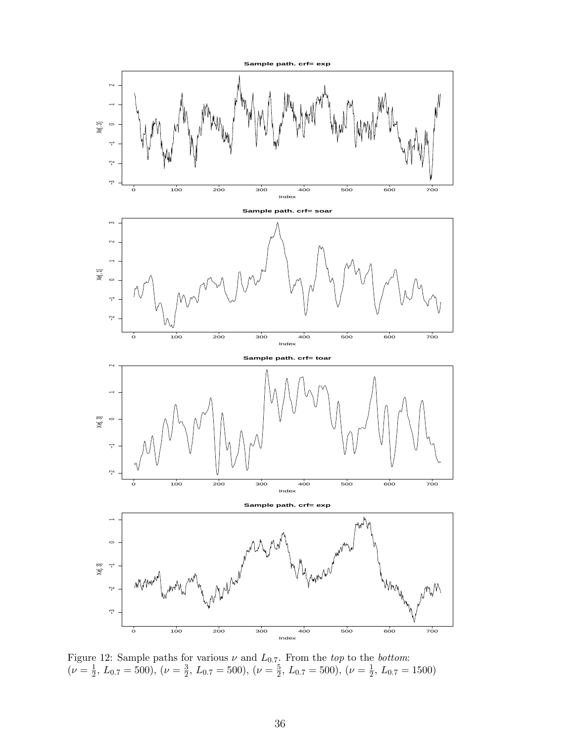Figure 12: Sample paths for various $\nu$ and $L_{0.7}$. From the *top* to the *bottom*: ($\nu = \frac{1}{2}$, $L_{0.7} = 500$), ($\nu = \frac{3}{2}$, $L_{0.7} = 500$), ($\nu = \frac{5}{2}$, $L_{0.7} = 500$), ($\nu = \frac{1}{2}$, $L_{0.7} = 1500$)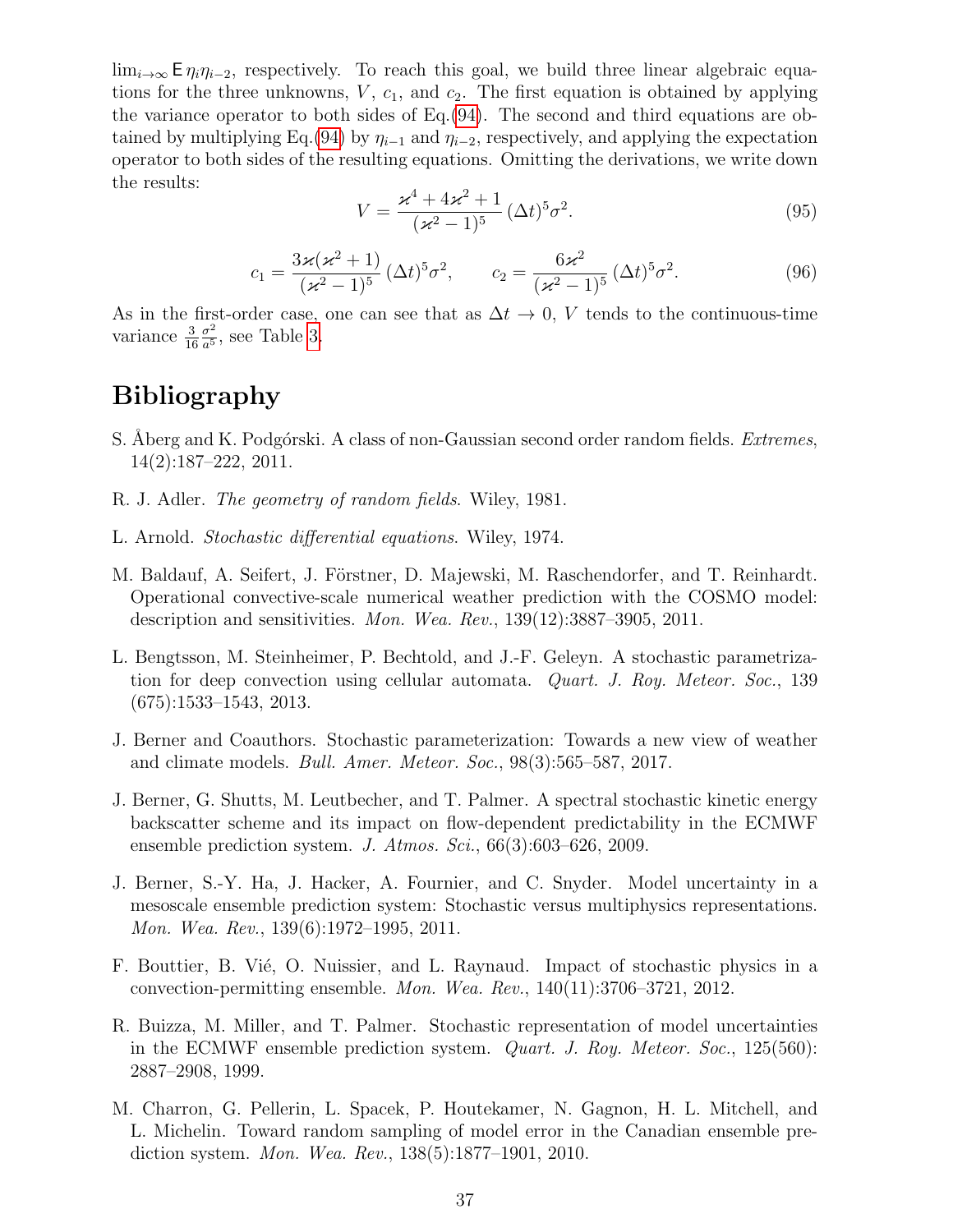$\lim_{i\to\infty} \mathsf{E}\, \eta_i \eta_{i-2}$, respectively. To reach this goal, we build three linear algebraic equations for the three unknowns, $V$, $c_1$, and $c_2$. The first equation is obtained by applying the variance operator to both sides of Eq.(94). The second and third equations are obtained by multiplying Eq.(94) by $\eta_{i-1}$ and $\eta_{i-2}$, respectively, and applying the expectation operator to both sides of the resulting equations. Omitting the derivations, we write down the results:

$$V = \frac{\varkappa^4 + 4\varkappa^2 + 1}{(\varkappa^2 - 1)^5}\,(\Delta t)^5 \sigma^2. \tag{95}$$

$$c_1 = \frac{3\varkappa(\varkappa^2 + 1)}{(\varkappa^2 - 1)^5}\,(\Delta t)^5 \sigma^2, \qquad c_2 = \frac{6\varkappa^2}{(\varkappa^2 - 1)^5}\,(\Delta t)^5 \sigma^2. \tag{96}$$

As in the first-order case, one can see that as $\Delta t \to 0$, $V$ tends to the continuous-time variance $\frac{3}{16}\frac{\sigma^2}{a^5}$, see Table 3.

# Bibliography

S. Åberg and K. Podgórski. A class of non-Gaussian second order random fields. *Extremes*, 14(2):187–222, 2011.

R. J. Adler. *The geometry of random fields*. Wiley, 1981.

L. Arnold. *Stochastic differential equations*. Wiley, 1974.

M. Baldauf, A. Seifert, J. Förstner, D. Majewski, M. Raschendorfer, and T. Reinhardt. Operational convective-scale numerical weather prediction with the COSMO model: description and sensitivities. *Mon. Wea. Rev.*, 139(12):3887–3905, 2011.

L. Bengtsson, M. Steinheimer, P. Bechtold, and J.-F. Geleyn. A stochastic parametrization for deep convection using cellular automata. *Quart. J. Roy. Meteor. Soc.*, 139 (675):1533–1543, 2013.

J. Berner and Coauthors. Stochastic parameterization: Towards a new view of weather and climate models. *Bull. Amer. Meteor. Soc.*, 98(3):565–587, 2017.

J. Berner, G. Shutts, M. Leutbecher, and T. Palmer. A spectral stochastic kinetic energy backscatter scheme and its impact on flow-dependent predictability in the ECMWF ensemble prediction system. *J. Atmos. Sci.*, 66(3):603–626, 2009.

J. Berner, S.-Y. Ha, J. Hacker, A. Fournier, and C. Snyder. Model uncertainty in a mesoscale ensemble prediction system: Stochastic versus multiphysics representations. *Mon. Wea. Rev.*, 139(6):1972–1995, 2011.

F. Bouttier, B. Vié, O. Nuissier, and L. Raynaud. Impact of stochastic physics in a convection-permitting ensemble. *Mon. Wea. Rev.*, 140(11):3706–3721, 2012.

R. Buizza, M. Miller, and T. Palmer. Stochastic representation of model uncertainties in the ECMWF ensemble prediction system. *Quart. J. Roy. Meteor. Soc.*, 125(560): 2887–2908, 1999.

M. Charron, G. Pellerin, L. Spacek, P. Houtekamer, N. Gagnon, H. L. Mitchell, and L. Michelin. Toward random sampling of model error in the Canadian ensemble prediction system. *Mon. Wea. Rev.*, 138(5):1877–1901, 2010.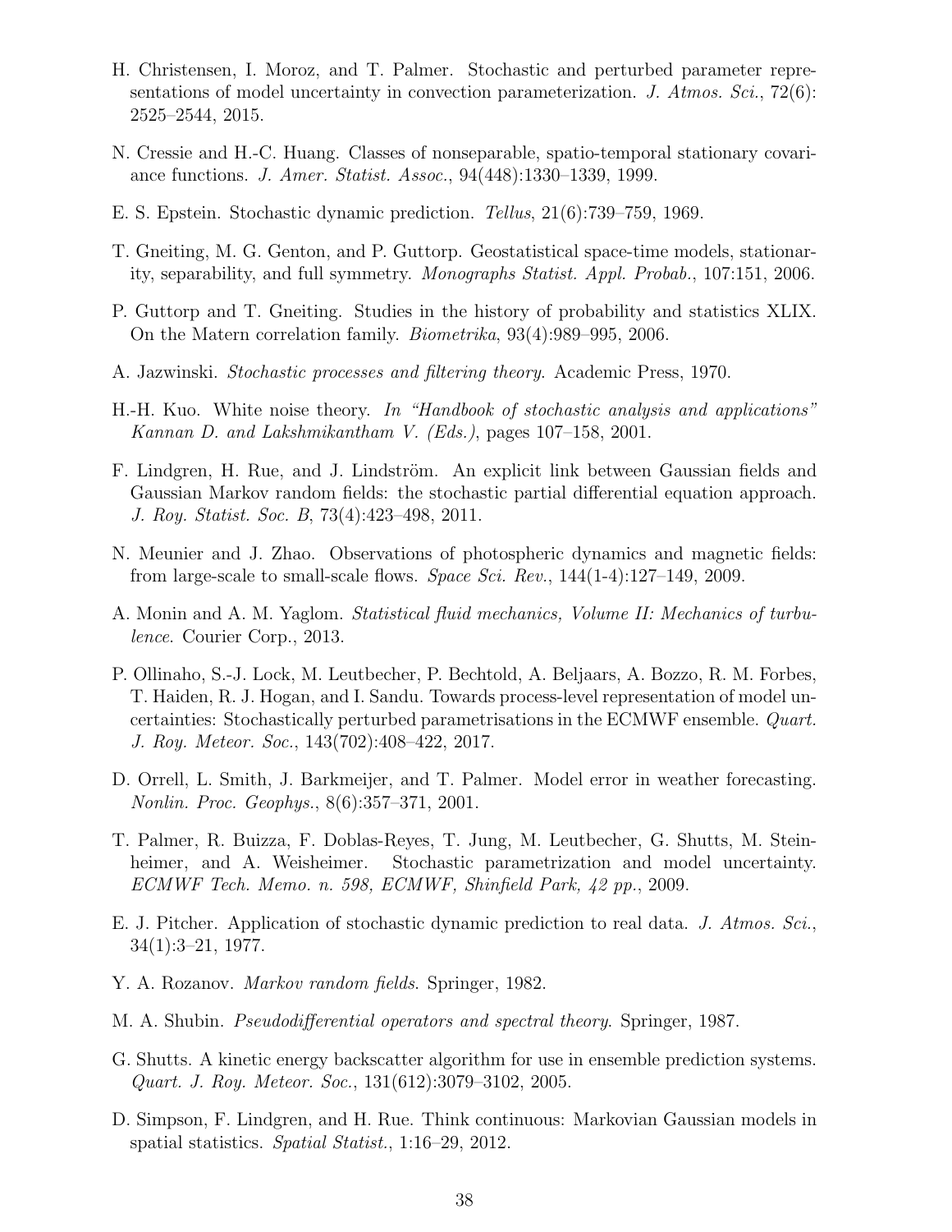H. Christensen, I. Moroz, and T. Palmer. Stochastic and perturbed parameter representations of model uncertainty in convection parameterization. *J. Atmos. Sci.*, 72(6): 2525–2544, 2015.

N. Cressie and H.-C. Huang. Classes of nonseparable, spatio-temporal stationary covariance functions. *J. Amer. Statist. Assoc.*, 94(448):1330–1339, 1999.

E. S. Epstein. Stochastic dynamic prediction. *Tellus*, 21(6):739–759, 1969.

T. Gneiting, M. G. Genton, and P. Guttorp. Geostatistical space-time models, stationarity, separability, and full symmetry. *Monographs Statist. Appl. Probab.*, 107:151, 2006.

P. Guttorp and T. Gneiting. Studies in the history of probability and statistics XLIX. On the Matern correlation family. *Biometrika*, 93(4):989–995, 2006.

A. Jazwinski. *Stochastic processes and filtering theory*. Academic Press, 1970.

H.-H. Kuo. White noise theory. *In "Handbook of stochastic analysis and applications" Kannan D. and Lakshmikantham V. (Eds.)*, pages 107–158, 2001.

F. Lindgren, H. Rue, and J. Lindström. An explicit link between Gaussian fields and Gaussian Markov random fields: the stochastic partial differential equation approach. *J. Roy. Statist. Soc. B*, 73(4):423–498, 2011.

N. Meunier and J. Zhao. Observations of photospheric dynamics and magnetic fields: from large-scale to small-scale flows. *Space Sci. Rev.*, 144(1-4):127–149, 2009.

A. Monin and A. M. Yaglom. *Statistical fluid mechanics, Volume II: Mechanics of turbulence*. Courier Corp., 2013.

P. Ollinaho, S.-J. Lock, M. Leutbecher, P. Bechtold, A. Beljaars, A. Bozzo, R. M. Forbes, T. Haiden, R. J. Hogan, and I. Sandu. Towards process-level representation of model uncertainties: Stochastically perturbed parametrisations in the ECMWF ensemble. *Quart. J. Roy. Meteor. Soc.*, 143(702):408–422, 2017.

D. Orrell, L. Smith, J. Barkmeijer, and T. Palmer. Model error in weather forecasting. *Nonlin. Proc. Geophys.*, 8(6):357–371, 2001.

T. Palmer, R. Buizza, F. Doblas-Reyes, T. Jung, M. Leutbecher, G. Shutts, M. Steinheimer, and A. Weisheimer. Stochastic parametrization and model uncertainty. *ECMWF Tech. Memo. n. 598, ECMWF, Shinfield Park, 42 pp.*, 2009.

E. J. Pitcher. Application of stochastic dynamic prediction to real data. *J. Atmos. Sci.*, 34(1):3–21, 1977.

Y. A. Rozanov. *Markov random fields*. Springer, 1982.

M. A. Shubin. *Pseudodifferential operators and spectral theory*. Springer, 1987.

G. Shutts. A kinetic energy backscatter algorithm for use in ensemble prediction systems. *Quart. J. Roy. Meteor. Soc.*, 131(612):3079–3102, 2005.

D. Simpson, F. Lindgren, and H. Rue. Think continuous: Markovian Gaussian models in spatial statistics. *Spatial Statist.*, 1:16–29, 2012.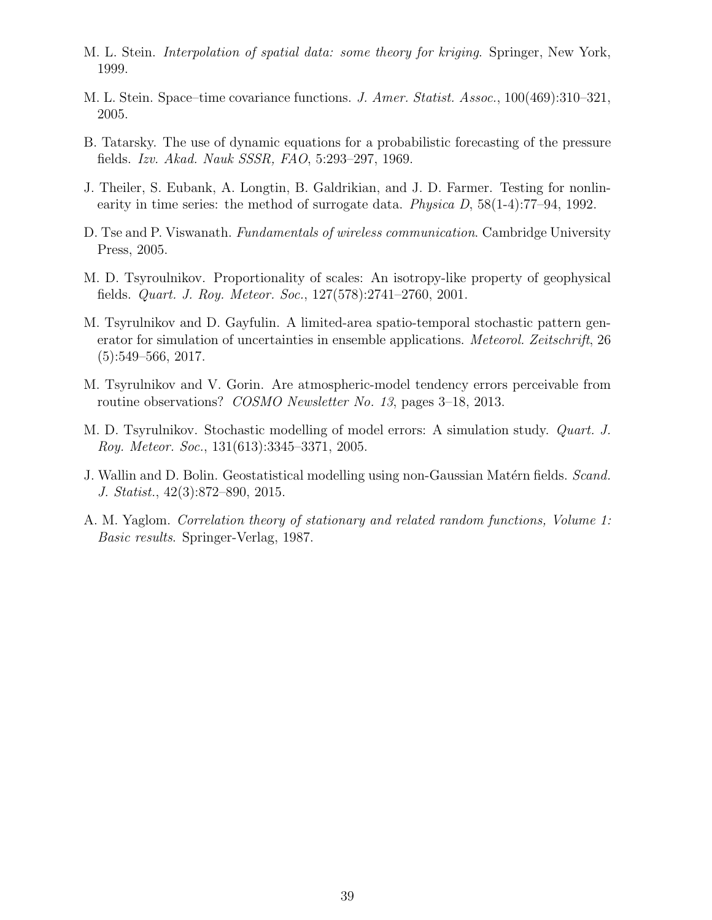M. L. Stein. *Interpolation of spatial data: some theory for kriging*. Springer, New York, 1999.

M. L. Stein. Space–time covariance functions. *J. Amer. Statist. Assoc.*, 100(469):310–321, 2005.

B. Tatarsky. The use of dynamic equations for a probabilistic forecasting of the pressure fields. *Izv. Akad. Nauk SSSR, FAO*, 5:293–297, 1969.

J. Theiler, S. Eubank, A. Longtin, B. Galdrikian, and J. D. Farmer. Testing for nonlinearity in time series: the method of surrogate data. *Physica D*, 58(1-4):77–94, 1992.

D. Tse and P. Viswanath. *Fundamentals of wireless communication*. Cambridge University Press, 2005.

M. D. Tsyroulnikov. Proportionality of scales: An isotropy-like property of geophysical fields. *Quart. J. Roy. Meteor. Soc.*, 127(578):2741–2760, 2001.

M. Tsyrulnikov and D. Gayfulin. A limited-area spatio-temporal stochastic pattern generator for simulation of uncertainties in ensemble applications. *Meteorol. Zeitschrift*, 26 (5):549–566, 2017.

M. Tsyrulnikov and V. Gorin. Are atmospheric-model tendency errors perceivable from routine observations? *COSMO Newsletter No. 13*, pages 3–18, 2013.

M. D. Tsyrulnikov. Stochastic modelling of model errors: A simulation study. *Quart. J. Roy. Meteor. Soc.*, 131(613):3345–3371, 2005.

J. Wallin and D. Bolin. Geostatistical modelling using non-Gaussian Matérn fields. *Scand. J. Statist.*, 42(3):872–890, 2015.

A. M. Yaglom. *Correlation theory of stationary and related random functions, Volume 1: Basic results*. Springer-Verlag, 1987.